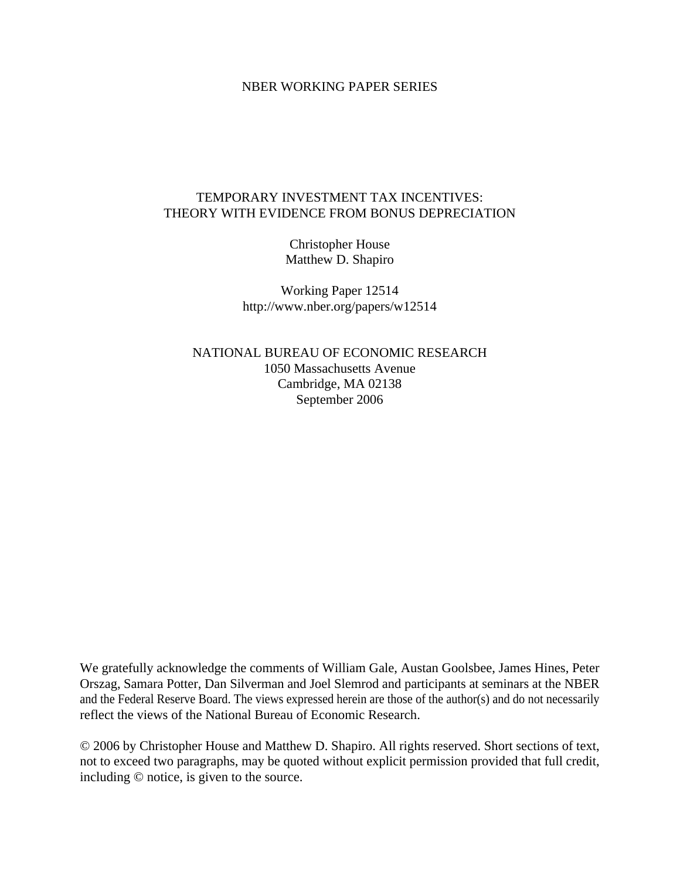NBER WORKING PAPER SERIES

# TEMPORARY INVESTMENT TAX INCENTIVES: THEORY WITH EVIDENCE FROM BONUS DEPRECIATION

Christopher House
Matthew D. Shapiro

Working Paper 12514
http://www.nber.org/papers/w12514

NATIONAL BUREAU OF ECONOMIC RESEARCH
1050 Massachusetts Avenue
Cambridge, MA 02138
September 2006

We gratefully acknowledge the comments of William Gale, Austan Goolsbee, James Hines, Peter Orszag, Samara Potter, Dan Silverman and Joel Slemrod and participants at seminars at the NBER and the Federal Reserve Board. The views expressed herein are those of the author(s) and do not necessarily reflect the views of the National Bureau of Economic Research.

© 2006 by Christopher House and Matthew D. Shapiro. All rights reserved. Short sections of text, not to exceed two paragraphs, may be quoted without explicit permission provided that full credit, including © notice, is given to the source.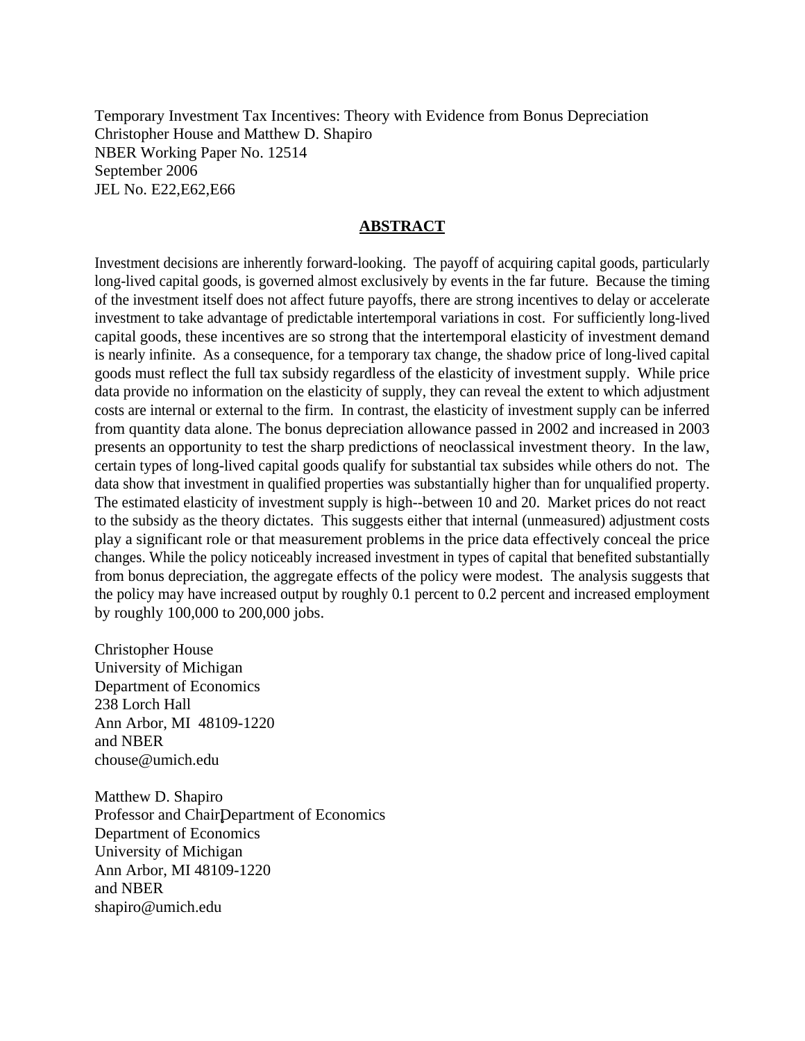Temporary Investment Tax Incentives: Theory with Evidence from Bonus Depreciation
Christopher House and Matthew D. Shapiro
NBER Working Paper No. 12514
September 2006
JEL No. E22,E62,E66

## ABSTRACT

Investment decisions are inherently forward-looking. The payoff of acquiring capital goods, particularly long-lived capital goods, is governed almost exclusively by events in the far future. Because the timing of the investment itself does not affect future payoffs, there are strong incentives to delay or accelerate investment to take advantage of predictable intertemporal variations in cost. For sufficiently long-lived capital goods, these incentives are so strong that the intertemporal elasticity of investment demand is nearly infinite. As a consequence, for a temporary tax change, the shadow price of long-lived capital goods must reflect the full tax subsidy regardless of the elasticity of investment supply. While price data provide no information on the elasticity of supply, they can reveal the extent to which adjustment costs are internal or external to the firm. In contrast, the elasticity of investment supply can be inferred from quantity data alone. The bonus depreciation allowance passed in 2002 and increased in 2003 presents an opportunity to test the sharp predictions of neoclassical investment theory. In the law, certain types of long-lived capital goods qualify for substantial tax subsides while others do not. The data show that investment in qualified properties was substantially higher than for unqualified property. The estimated elasticity of investment supply is high--between 10 and 20. Market prices do not react to the subsidy as the theory dictates. This suggests either that internal (unmeasured) adjustment costs play a significant role or that measurement problems in the price data effectively conceal the price changes. While the policy noticeably increased investment in types of capital that benefited substantially from bonus depreciation, the aggregate effects of the policy were modest. The analysis suggests that the policy may have increased output by roughly 0.1 percent to 0.2 percent and increased employment by roughly 100,000 to 200,000 jobs.

Christopher House
University of Michigan
Department of Economics
238 Lorch Hall
Ann Arbor, MI 48109-1220
and NBER
chouse@umich.edu

Matthew D. Shapiro
Professor and Chair, Department of Economics
Department of Economics
University of Michigan
Ann Arbor, MI 48109-1220
and NBER
shapiro@umich.edu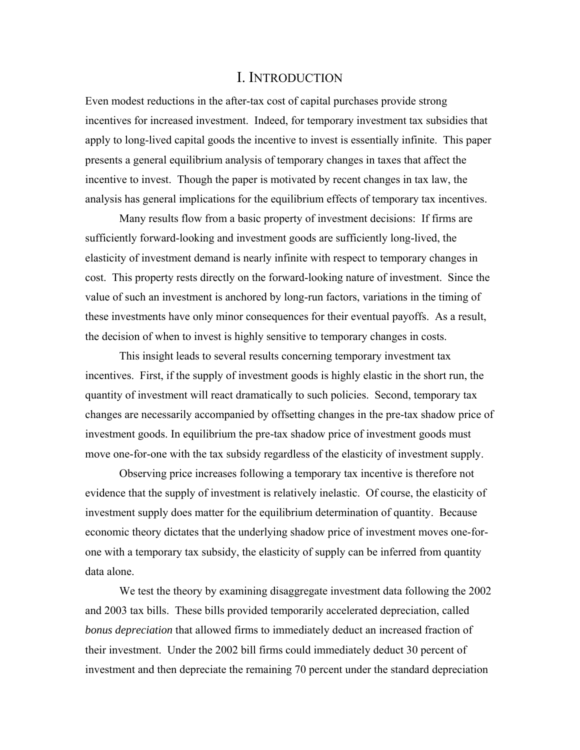# I. Introduction

Even modest reductions in the after-tax cost of capital purchases provide strong incentives for increased investment. Indeed, for temporary investment tax subsidies that apply to long-lived capital goods the incentive to invest is essentially infinite. This paper presents a general equilibrium analysis of temporary changes in taxes that affect the incentive to invest. Though the paper is motivated by recent changes in tax law, the analysis has general implications for the equilibrium effects of temporary tax incentives.

Many results flow from a basic property of investment decisions: If firms are sufficiently forward-looking and investment goods are sufficiently long-lived, the elasticity of investment demand is nearly infinite with respect to temporary changes in cost. This property rests directly on the forward-looking nature of investment. Since the value of such an investment is anchored by long-run factors, variations in the timing of these investments have only minor consequences for their eventual payoffs. As a result, the decision of when to invest is highly sensitive to temporary changes in costs.

This insight leads to several results concerning temporary investment tax incentives. First, if the supply of investment goods is highly elastic in the short run, the quantity of investment will react dramatically to such policies. Second, temporary tax changes are necessarily accompanied by offsetting changes in the pre-tax shadow price of investment goods. In equilibrium the pre-tax shadow price of investment goods must move one-for-one with the tax subsidy regardless of the elasticity of investment supply.

Observing price increases following a temporary tax incentive is therefore not evidence that the supply of investment is relatively inelastic. Of course, the elasticity of investment supply does matter for the equilibrium determination of quantity. Because economic theory dictates that the underlying shadow price of investment moves one-for-one with a temporary tax subsidy, the elasticity of supply can be inferred from quantity data alone.

We test the theory by examining disaggregate investment data following the 2002 and 2003 tax bills. These bills provided temporarily accelerated depreciation, called *bonus depreciation* that allowed firms to immediately deduct an increased fraction of their investment. Under the 2002 bill firms could immediately deduct 30 percent of investment and then depreciate the remaining 70 percent under the standard depreciation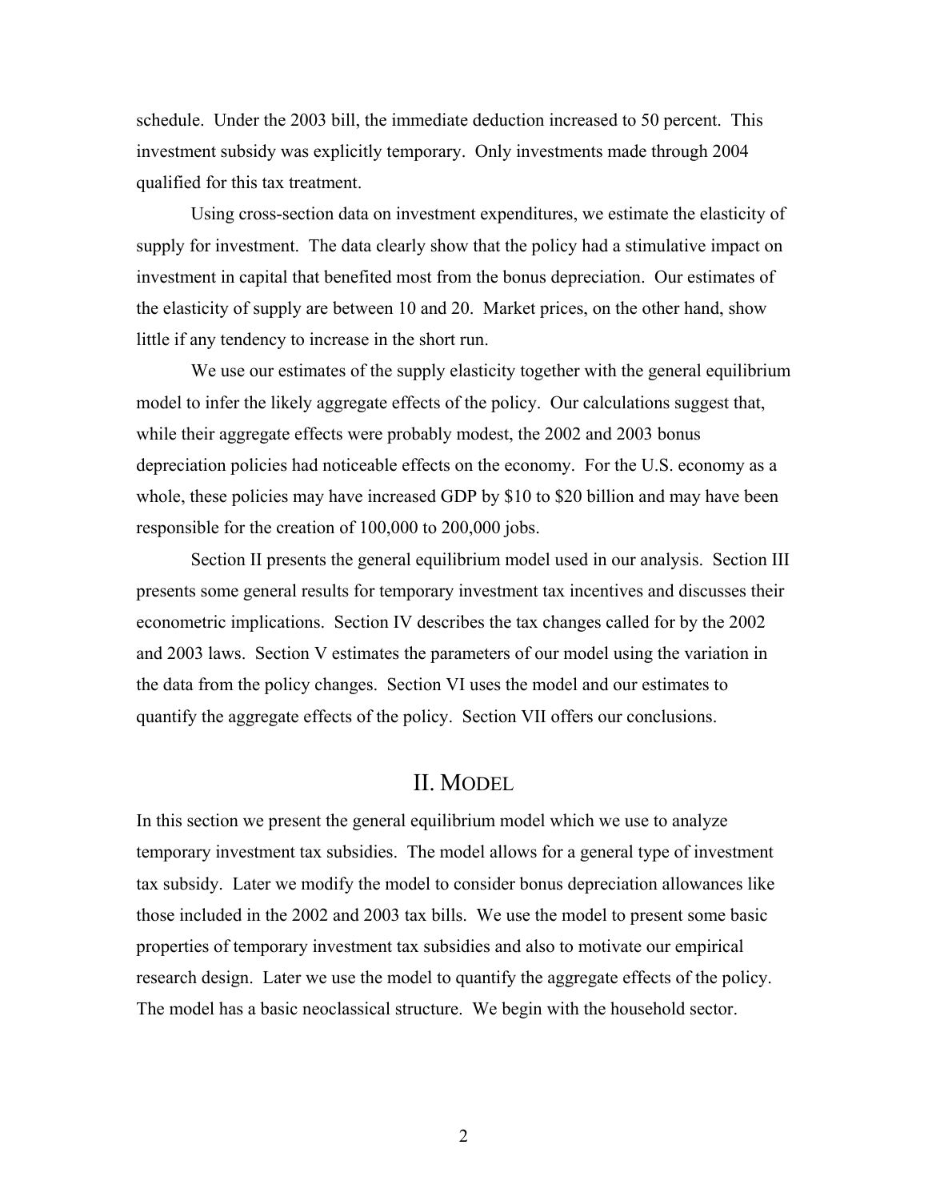schedule. Under the 2003 bill, the immediate deduction increased to 50 percent. This investment subsidy was explicitly temporary. Only investments made through 2004 qualified for this tax treatment.

Using cross-section data on investment expenditures, we estimate the elasticity of supply for investment. The data clearly show that the policy had a stimulative impact on investment in capital that benefited most from the bonus depreciation. Our estimates of the elasticity of supply are between 10 and 20. Market prices, on the other hand, show little if any tendency to increase in the short run.

We use our estimates of the supply elasticity together with the general equilibrium model to infer the likely aggregate effects of the policy. Our calculations suggest that, while their aggregate effects were probably modest, the 2002 and 2003 bonus depreciation policies had noticeable effects on the economy. For the U.S. economy as a whole, these policies may have increased GDP by $10 to $20 billion and may have been responsible for the creation of 100,000 to 200,000 jobs.

Section II presents the general equilibrium model used in our analysis. Section III presents some general results for temporary investment tax incentives and discusses their econometric implications. Section IV describes the tax changes called for by the 2002 and 2003 laws. Section V estimates the parameters of our model using the variation in the data from the policy changes. Section VI uses the model and our estimates to quantify the aggregate effects of the policy. Section VII offers our conclusions.

## II. Model

In this section we present the general equilibrium model which we use to analyze temporary investment tax subsidies. The model allows for a general type of investment tax subsidy. Later we modify the model to consider bonus depreciation allowances like those included in the 2002 and 2003 tax bills. We use the model to present some basic properties of temporary investment tax subsidies and also to motivate our empirical research design. Later we use the model to quantify the aggregate effects of the policy. The model has a basic neoclassical structure. We begin with the household sector.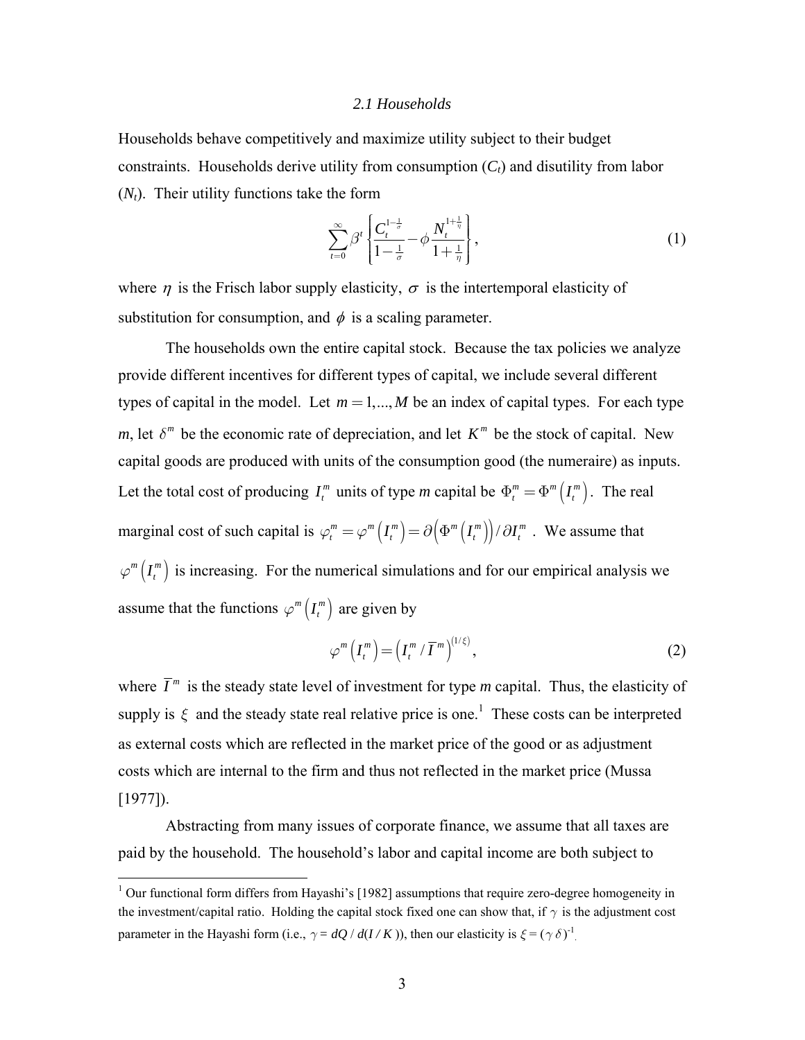### *2.1 Households*

Households behave competitively and maximize utility subject to their budget constraints. Households derive utility from consumption ($C_t$) and disutility from labor ($N_t$). Their utility functions take the form

$$\sum_{t=0}^{\infty} \beta^t \left\{ \frac{C_t^{1-\frac{1}{\sigma}}}{1-\frac{1}{\sigma}} - \phi \frac{N_t^{1+\frac{1}{\eta}}}{1+\frac{1}{\eta}} \right\}, \tag{1}$$

where $\eta$ is the Frisch labor supply elasticity, $\sigma$ is the intertemporal elasticity of substitution for consumption, and $\phi$ is a scaling parameter.

The households own the entire capital stock. Because the tax policies we analyze provide different incentives for different types of capital, we include several different types of capital in the model. Let $m = 1, ..., M$ be an index of capital types. For each type *m*, let $\delta^m$ be the economic rate of depreciation, and let $K^m$ be the stock of capital. New capital goods are produced with units of the consumption good (the numeraire) as inputs. Let the total cost of producing $I_t^m$ units of type *m* capital be $\Phi_t^m = \Phi^m\left(I_t^m\right)$. The real marginal cost of such capital is $\varphi_t^m = \varphi^m\left(I_t^m\right) = \partial\left(\Phi^m\left(I_t^m\right)\right) / \partial I_t^m$. We assume that $\varphi^m\left(I_t^m\right)$ is increasing. For the numerical simulations and for our empirical analysis we assume that the functions $\varphi^m\left(I_t^m\right)$ are given by

$$\varphi^m\left(I_t^m\right) = \left(I_t^m / \overline{I}^m\right)^{(1/\xi)}, \tag{2}$$

where $\overline{I}^m$ is the steady state level of investment for type *m* capital. Thus, the elasticity of supply is $\xi$ and the steady state real relative price is one.[1] These costs can be interpreted as external costs which are reflected in the market price of the good or as adjustment costs which are internal to the firm and thus not reflected in the market price (Mussa [1977]).

Abstracting from many issues of corporate finance, we assume that all taxes are paid by the household. The household's labor and capital income are both subject to

[1] Our functional form differs from Hayashi's [1982] assumptions that require zero-degree homogeneity in the investment/capital ratio. Holding the capital stock fixed one can show that, if $\gamma$ is the adjustment cost parameter in the Hayashi form (i.e., $\gamma = dQ / d(I / K)$), then our elasticity is $\xi = (\gamma\,\delta)^{-1}$.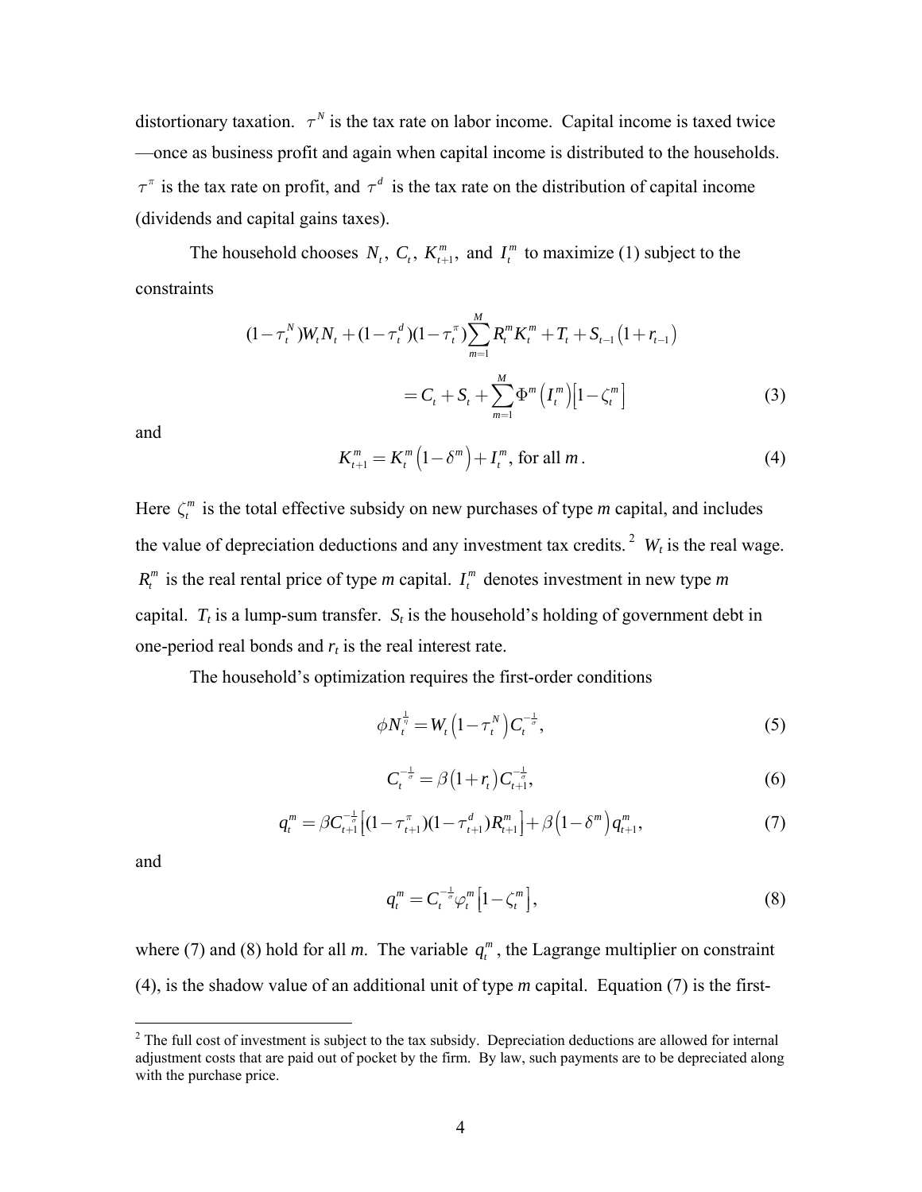distortionary taxation. $\tau^N$ is the tax rate on labor income. Capital income is taxed twice —once as business profit and again when capital income is distributed to the households. $\tau^\pi$ is the tax rate on profit, and $\tau^d$ is the tax rate on the distribution of capital income (dividends and capital gains taxes).

The household chooses $N_t$, $C_t$, $K_{t+1}^m$, and $I_t^m$ to maximize (1) subject to the constraints

$$(1-\tau_t^N)W_t N_t + (1-\tau_t^d)(1-\tau_t^\pi)\sum_{m=1}^{M} R_t^m K_t^m + T_t + S_{t-1}(1+r_{t-1}) = C_t + S_t + \sum_{m=1}^{M} \Phi^m\left(I_t^m\right)\left[1-\zeta_t^m\right] \tag{3}$$

and

$$K_{t+1}^m = K_t^m\left(1-\delta^m\right) + I_t^m, \text{ for all } m. \tag{4}$$

Here $\zeta_t^m$ is the total effective subsidy on new purchases of type *m* capital, and includes the value of depreciation deductions and any investment tax credits.[2] $W_t$ is the real wage. $R_t^m$ is the real rental price of type *m* capital. $I_t^m$ denotes investment in new type *m* capital. $T_t$ is a lump-sum transfer. $S_t$ is the household's holding of government debt in one-period real bonds and $r_t$ is the real interest rate.

The household's optimization requires the first-order conditions

$$\phi N_t^{\frac{1}{\eta}} = W_t\left(1-\tau_t^N\right)C_t^{-\frac{1}{\sigma}}, \tag{5}$$

$$C_t^{-\frac{1}{\sigma}} = \beta\left(1+r_t\right)C_{t+1}^{-\frac{1}{\sigma}}, \tag{6}$$

$$q_t^m = \beta C_{t+1}^{-\frac{1}{\sigma}}\left[(1-\tau_{t+1}^\pi)(1-\tau_{t+1}^d)R_{t+1}^m\right] + \beta\left(1-\delta^m\right)q_{t+1}^m, \tag{7}$$

and

$$q_t^m = C_t^{-\frac{1}{\sigma}}\varphi_t^m\left[1-\zeta_t^m\right], \tag{8}$$

where (7) and (8) hold for all *m*. The variable $q_t^m$, the Lagrange multiplier on constraint (4), is the shadow value of an additional unit of type *m* capital. Equation (7) is the first-

[2] The full cost of investment is subject to the tax subsidy. Depreciation deductions are allowed for internal adjustment costs that are paid out of pocket by the firm. By law, such payments are to be depreciated along with the purchase price.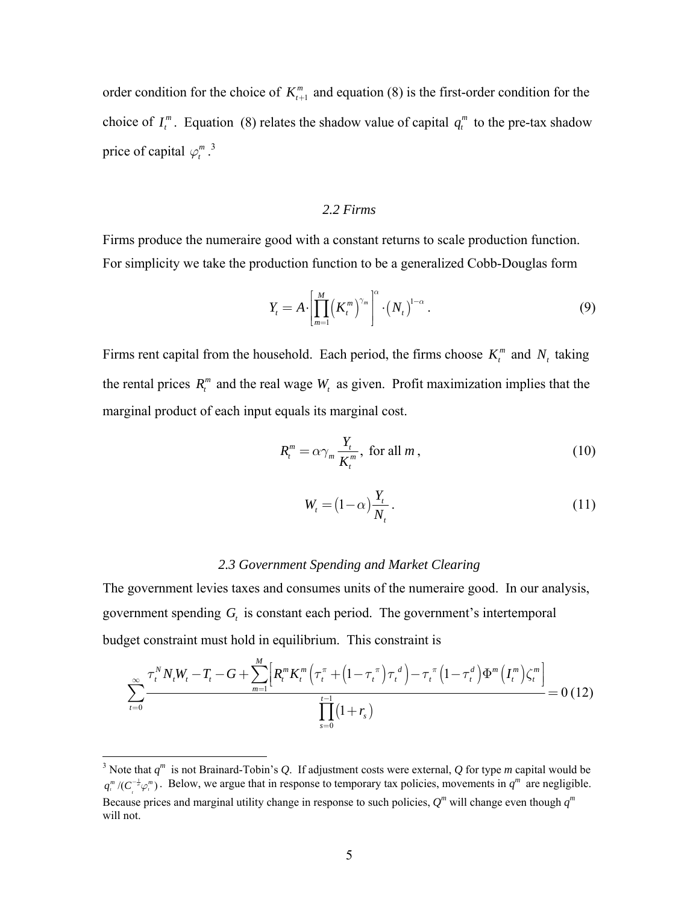order condition for the choice of $K_{t+1}^m$ and equation (8) is the first-order condition for the choice of $I_t^m$. Equation (8) relates the shadow value of capital $q_t^m$ to the pre-tax shadow price of capital $\varphi_t^m$.[3]

### *2.2 Firms*

Firms produce the numeraire good with a constant returns to scale production function. For simplicity we take the production function to be a generalized Cobb-Douglas form

$$Y_t = A \cdot \left[ \prod_{m=1}^{M} \left(K_t^m\right)^{\gamma_m} \right]^{\alpha} \cdot \left(N_t\right)^{1-\alpha}. \tag{9}$$

Firms rent capital from the household. Each period, the firms choose $K_t^m$ and $N_t$ taking the rental prices $R_t^m$ and the real wage $W_t$ as given. Profit maximization implies that the marginal product of each input equals its marginal cost.

$$R_t^m = \alpha \gamma_m \frac{Y_t}{K_t^m}, \text{ for all } m, \tag{10}$$

$$W_t = \left(1-\alpha\right)\frac{Y_t}{N_t}. \tag{11}$$

### *2.3 Government Spending and Market Clearing*

The government levies taxes and consumes units of the numeraire good. In our analysis, government spending $G_t$ is constant each period. The government's intertemporal budget constraint must hold in equilibrium. This constraint is

$$\sum_{t=0}^{\infty} \frac{\tau_t^N N_t W_t - T_t - G + \sum_{m=1}^{M} \left[ R_t^m K_t^m \left( \tau_t^\pi + \left(1-\tau_t^\pi\right)\tau_t^d \right) - \tau_t^\pi \left(1-\tau_t^d\right) \Phi^m\left(I_t^m\right) \zeta_t^m \right]}{\prod_{s=0}^{t-1} \left(1+r_s\right)} = 0 \tag{12}$$

---

[3] Note that $q^m$ is not Brainard-Tobin's *Q*. If adjustment costs were external, *Q* for type *m* capital would be $q_t^m / (C_t^{-\frac{1}{\sigma}} \varphi_t^m)$. Below, we argue that in response to temporary tax policies, movements in $q^m$ are negligible. Because prices and marginal utility change in response to such policies, $Q^m$ will change even though $q^m$ will not.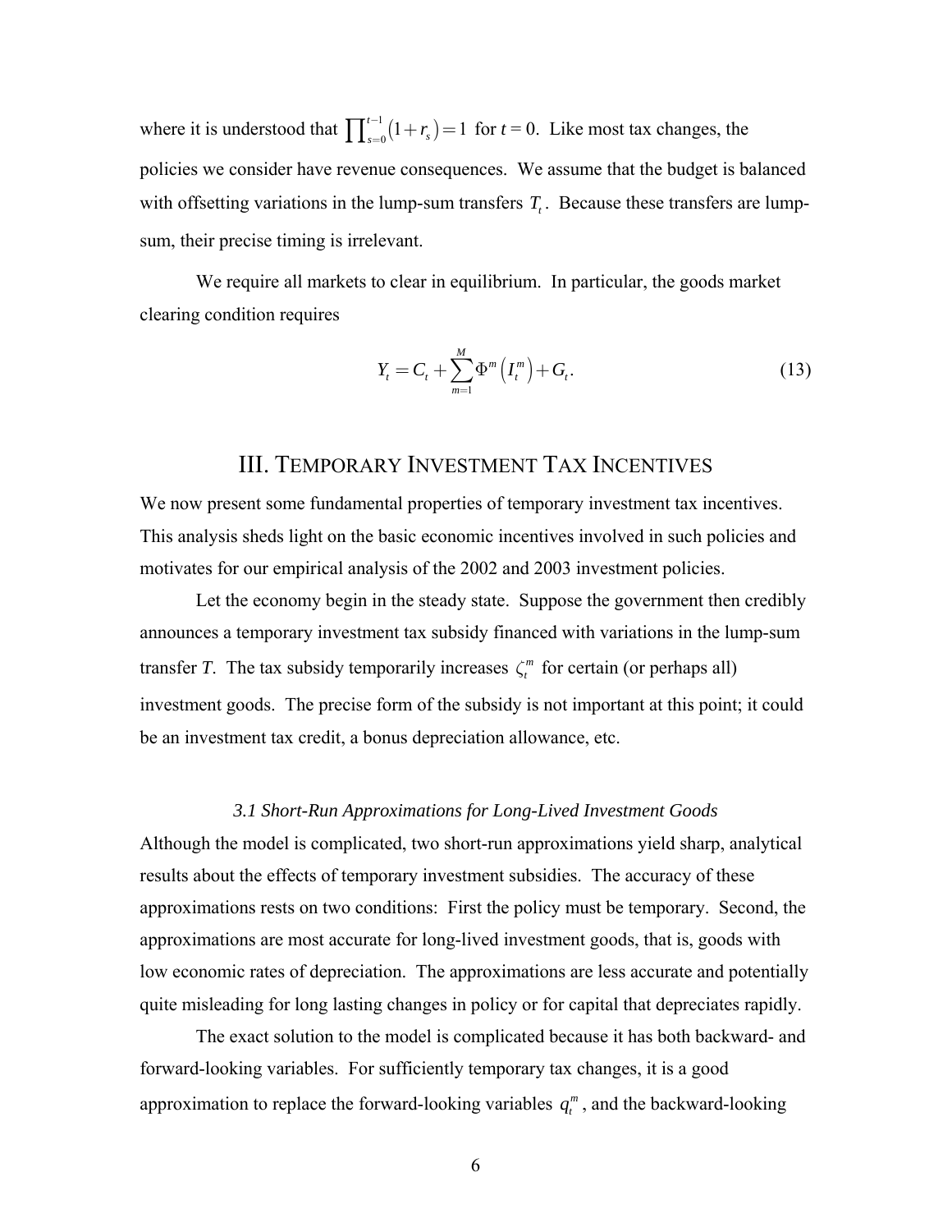where it is understood that $\prod_{s=0}^{t-1}(1+r_s)=1$ for $t = 0$. Like most tax changes, the policies we consider have revenue consequences. We assume that the budget is balanced with offsetting variations in the lump-sum transfers $T_t$. Because these transfers are lump-sum, their precise timing is irrelevant.

We require all markets to clear in equilibrium. In particular, the goods market clearing condition requires

$$Y_t = C_t + \sum_{m=1}^{M} \Phi^m\left(I_t^m\right) + G_t. \tag{13}$$

## III. Temporary Investment Tax Incentives

We now present some fundamental properties of temporary investment tax incentives. This analysis sheds light on the basic economic incentives involved in such policies and motivates for our empirical analysis of the 2002 and 2003 investment policies.

Let the economy begin in the steady state. Suppose the government then credibly announces a temporary investment tax subsidy financed with variations in the lump-sum transfer $T$. The tax subsidy temporarily increases $\zeta_t^m$ for certain (or perhaps all) investment goods. The precise form of the subsidy is not important at this point; it could be an investment tax credit, a bonus depreciation allowance, etc.

### *3.1 Short-Run Approximations for Long-Lived Investment Goods*

Although the model is complicated, two short-run approximations yield sharp, analytical results about the effects of temporary investment subsidies. The accuracy of these approximations rests on two conditions: First the policy must be temporary. Second, the approximations are most accurate for long-lived investment goods, that is, goods with low economic rates of depreciation. The approximations are less accurate and potentially quite misleading for long lasting changes in policy or for capital that depreciates rapidly.

The exact solution to the model is complicated because it has both backward- and forward-looking variables. For sufficiently temporary tax changes, it is a good approximation to replace the forward-looking variables $q_t^m$, and the backward-looking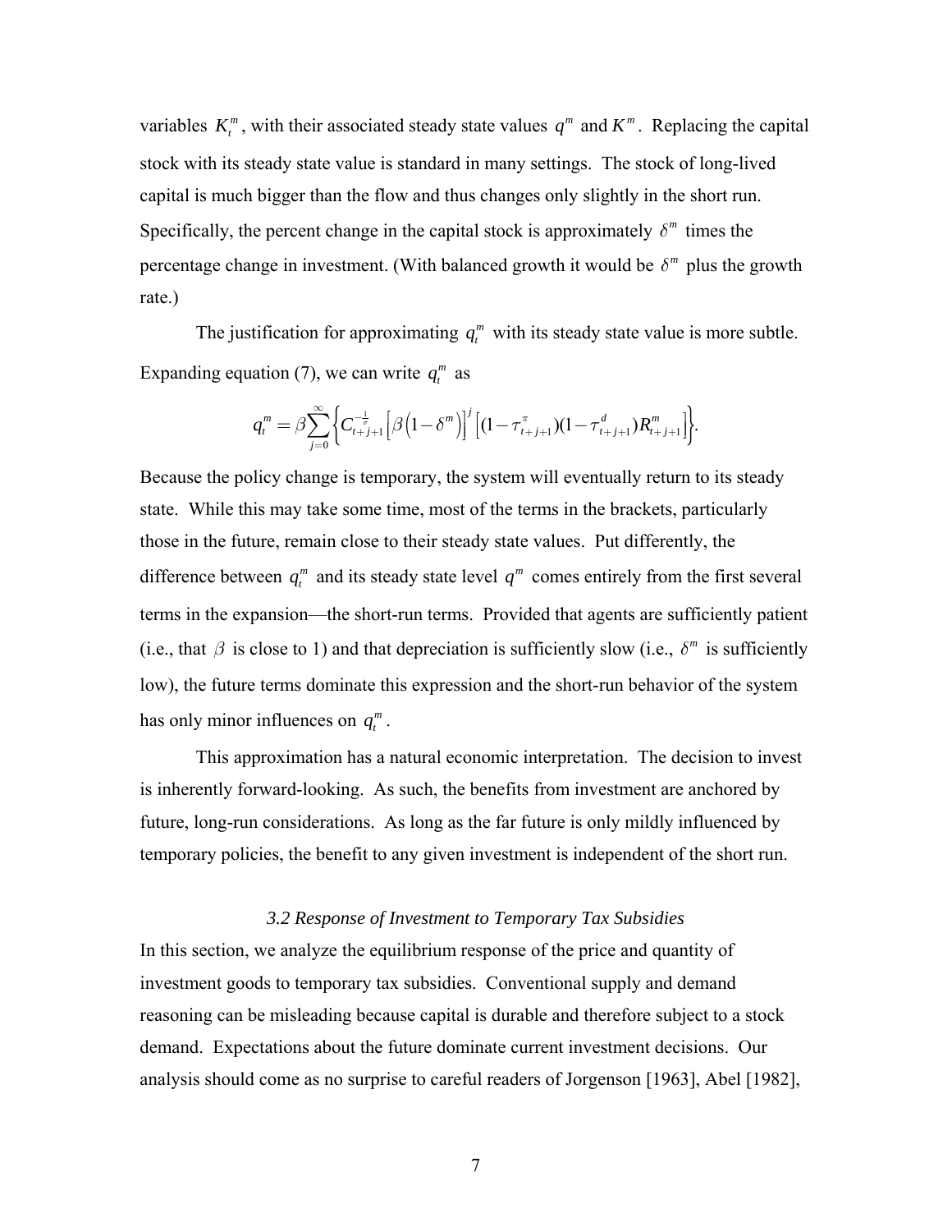variables $K_t^m$, with their associated steady state values $q^m$ and $K^m$. Replacing the capital stock with its steady state value is standard in many settings. The stock of long-lived capital is much bigger than the flow and thus changes only slightly in the short run. Specifically, the percent change in the capital stock is approximately $\delta^m$ times the percentage change in investment. (With balanced growth it would be $\delta^m$ plus the growth rate.)

The justification for approximating $q_t^m$ with its steady state value is more subtle. Expanding equation (7), we can write $q_t^m$ as

$$q_t^m = \beta \sum_{j=0}^{\infty} \left\{ C_{t+j+1}^{-\frac{1}{\sigma}} \left[ \beta \left( 1 - \delta^m \right) \right]^j \left[ (1 - \tau_{t+j+1}^{\pi})(1 - \tau_{t+j+1}^{d}) R_{t+j+1}^m \right] \right\}.$$

Because the policy change is temporary, the system will eventually return to its steady state. While this may take some time, most of the terms in the brackets, particularly those in the future, remain close to their steady state values. Put differently, the difference between $q_t^m$ and its steady state level $q^m$ comes entirely from the first several terms in the expansion—the short-run terms. Provided that agents are sufficiently patient (i.e., that $\beta$ is close to 1) and that depreciation is sufficiently slow (i.e., $\delta^m$ is sufficiently low), the future terms dominate this expression and the short-run behavior of the system has only minor influences on $q_t^m$.

This approximation has a natural economic interpretation. The decision to invest is inherently forward-looking. As such, the benefits from investment are anchored by future, long-run considerations. As long as the far future is only mildly influenced by temporary policies, the benefit to any given investment is independent of the short run.

### *3.2 Response of Investment to Temporary Tax Subsidies*

In this section, we analyze the equilibrium response of the price and quantity of investment goods to temporary tax subsidies. Conventional supply and demand reasoning can be misleading because capital is durable and therefore subject to a stock demand. Expectations about the future dominate current investment decisions. Our analysis should come as no surprise to careful readers of Jorgenson [1963], Abel [1982],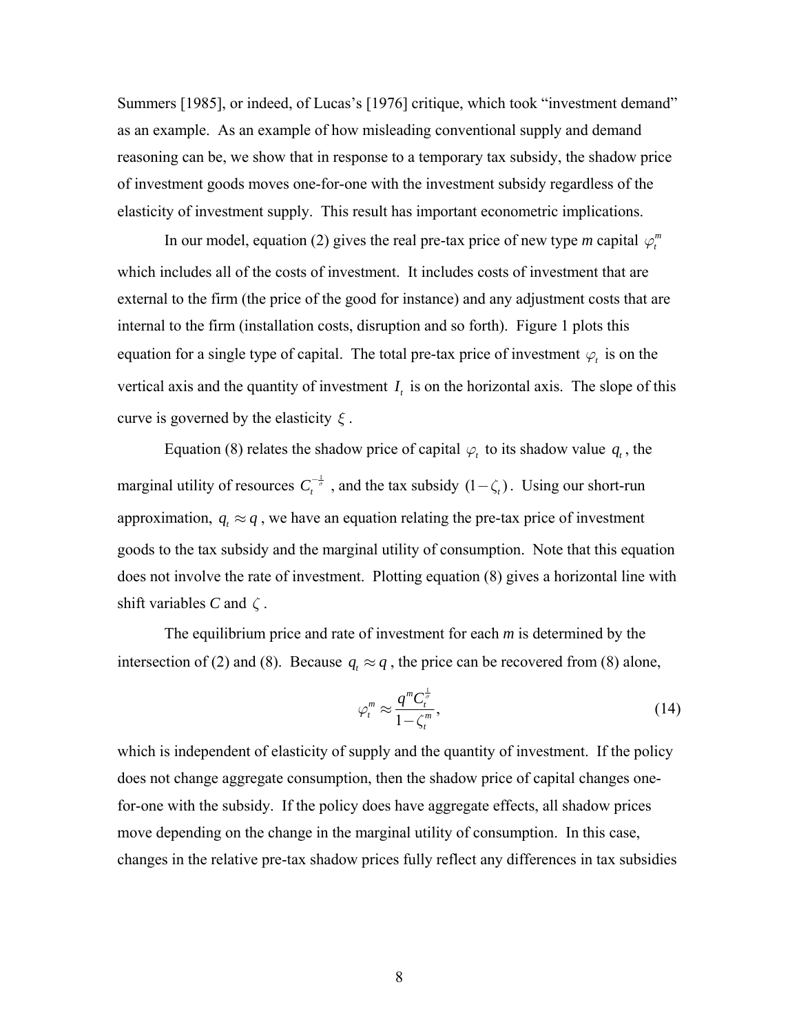Summers [1985], or indeed, of Lucas's [1976] critique, which took "investment demand" as an example. As an example of how misleading conventional supply and demand reasoning can be, we show that in response to a temporary tax subsidy, the shadow price of investment goods moves one-for-one with the investment subsidy regardless of the elasticity of investment supply. This result has important econometric implications.

In our model, equation (2) gives the real pre-tax price of new type *m* capital $\varphi_t^m$ which includes all of the costs of investment. It includes costs of investment that are external to the firm (the price of the good for instance) and any adjustment costs that are internal to the firm (installation costs, disruption and so forth). Figure 1 plots this equation for a single type of capital. The total pre-tax price of investment $\varphi_t$ is on the vertical axis and the quantity of investment $I_t$ is on the horizontal axis. The slope of this curve is governed by the elasticity $\xi$.

Equation (8) relates the shadow price of capital $\varphi_t$ to its shadow value $q_t$, the marginal utility of resources $C_t^{-\frac{1}{\sigma}}$, and the tax subsidy $(1-\zeta_t)$. Using our short-run approximation, $q_t \approx q$, we have an equation relating the pre-tax price of investment goods to the tax subsidy and the marginal utility of consumption. Note that this equation does not involve the rate of investment. Plotting equation (8) gives a horizontal line with shift variables *C* and $\zeta$.

The equilibrium price and rate of investment for each *m* is determined by the intersection of (2) and (8). Because $q_t \approx q$, the price can be recovered from (8) alone,

$$\varphi_t^m \approx \frac{q^m C_t^{\frac{1}{\sigma}}}{1-\zeta_t^m}, \tag{14}$$

which is independent of elasticity of supply and the quantity of investment. If the policy does not change aggregate consumption, then the shadow price of capital changes one-for-one with the subsidy. If the policy does have aggregate effects, all shadow prices move depending on the change in the marginal utility of consumption. In this case, changes in the relative pre-tax shadow prices fully reflect any differences in tax subsidies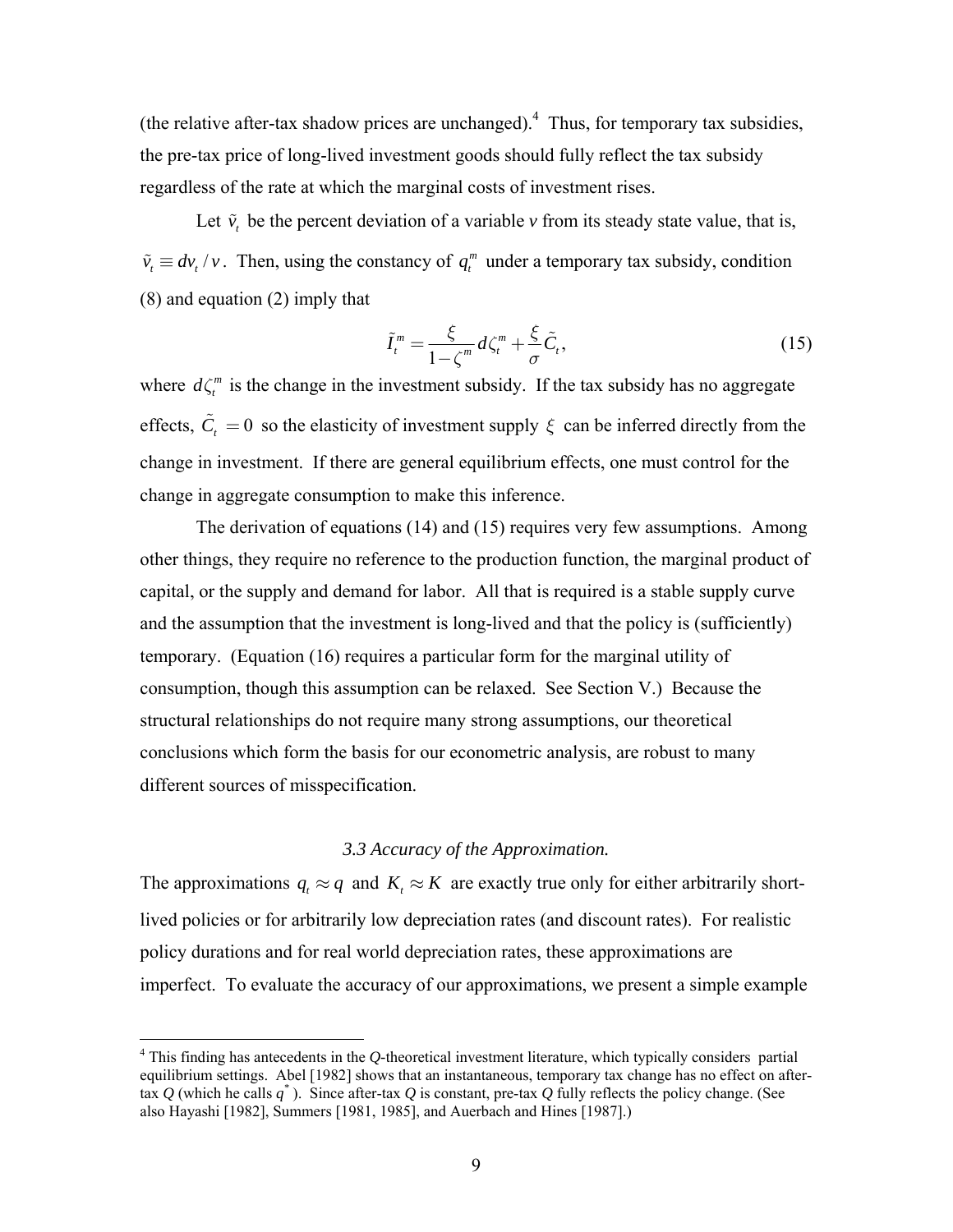(the relative after-tax shadow prices are unchanged).[4] Thus, for temporary tax subsidies, the pre-tax price of long-lived investment goods should fully reflect the tax subsidy regardless of the rate at which the marginal costs of investment rises.

Let $\tilde{v}_t$ be the percent deviation of a variable *v* from its steady state value, that is, $\tilde{v}_t \equiv dv_t / v$. Then, using the constancy of $q_t^m$ under a temporary tax subsidy, condition (8) and equation (2) imply that

$$\tilde{I}_t^m = \frac{\xi}{1-\zeta^m} d\zeta_t^m + \frac{\xi}{\sigma} \tilde{C}_t, \tag{15}$$

where $d\zeta_t^m$ is the change in the investment subsidy. If the tax subsidy has no aggregate effects, $\tilde{C}_t = 0$ so the elasticity of investment supply $\xi$ can be inferred directly from the change in investment. If there are general equilibrium effects, one must control for the change in aggregate consumption to make this inference.

The derivation of equations (14) and (15) requires very few assumptions. Among other things, they require no reference to the production function, the marginal product of capital, or the supply and demand for labor. All that is required is a stable supply curve and the assumption that the investment is long-lived and that the policy is (sufficiently) temporary. (Equation (16) requires a particular form for the marginal utility of consumption, though this assumption can be relaxed. See Section V.) Because the structural relationships do not require many strong assumptions, our theoretical conclusions which form the basis for our econometric analysis, are robust to many different sources of misspecification.

### *3.3 Accuracy of the Approximation.*

The approximations $q_t \approx q$ and $K_t \approx K$ are exactly true only for either arbitrarily short-lived policies or for arbitrarily low depreciation rates (and discount rates). For realistic policy durations and for real world depreciation rates, these approximations are imperfect. To evaluate the accuracy of our approximations, we present a simple example

---

[4] This finding has antecedents in the *Q*-theoretical investment literature, which typically considers partial equilibrium settings. Abel [1982] shows that an instantaneous, temporary tax change has no effect on after-tax *Q* (which he calls $q^*$). Since after-tax *Q* is constant, pre-tax *Q* fully reflects the policy change. (See also Hayashi [1982], Summers [1981, 1985], and Auerbach and Hines [1987].)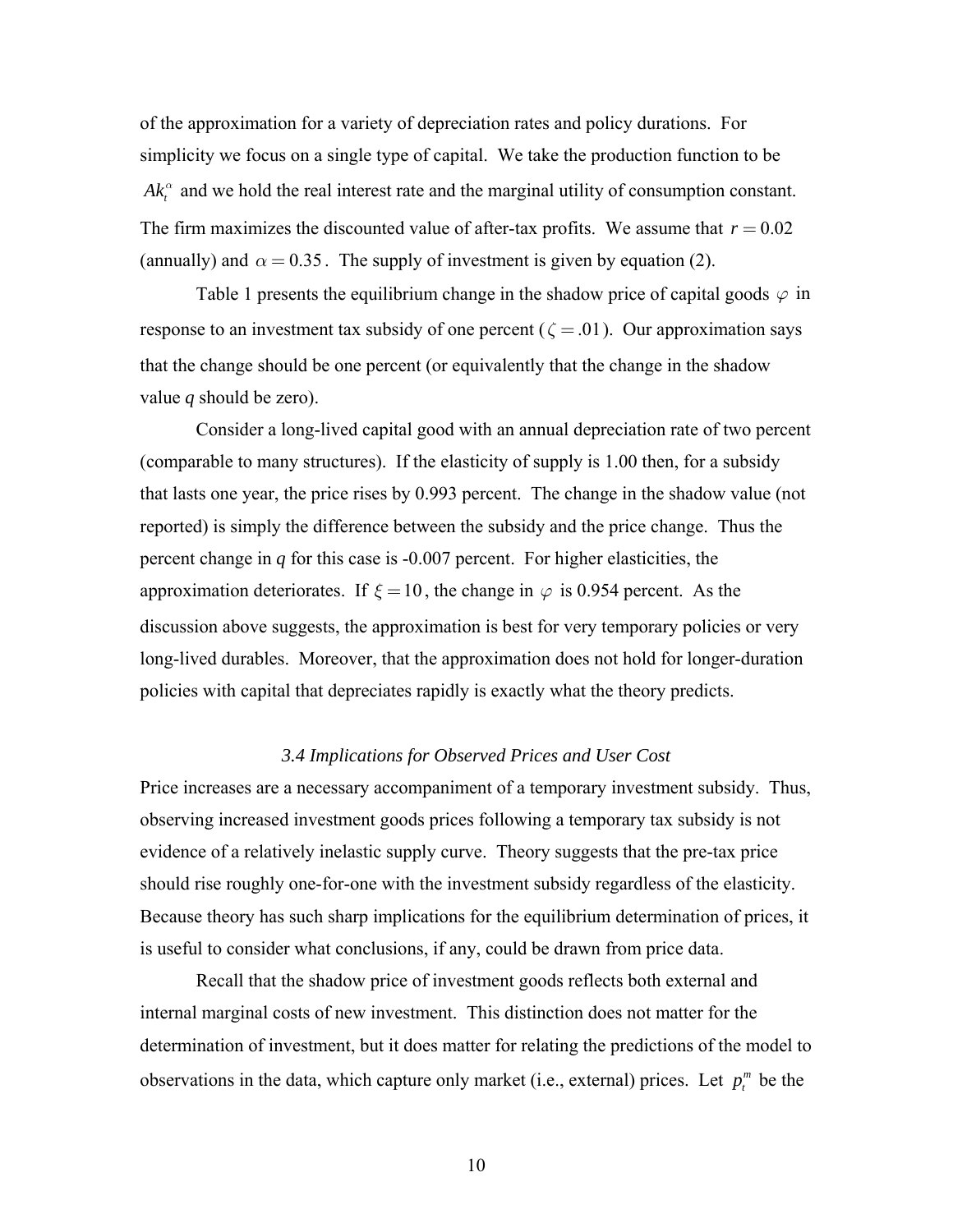of the approximation for a variety of depreciation rates and policy durations. For simplicity we focus on a single type of capital. We take the production function to be $Ak_t^{\alpha}$ and we hold the real interest rate and the marginal utility of consumption constant. The firm maximizes the discounted value of after-tax profits. We assume that $r = 0.02$ (annually) and $\alpha = 0.35$. The supply of investment is given by equation (2).

Table 1 presents the equilibrium change in the shadow price of capital goods $\varphi$ in response to an investment tax subsidy of one percent ($\zeta = .01$). Our approximation says that the change should be one percent (or equivalently that the change in the shadow value *q* should be zero).

Consider a long-lived capital good with an annual depreciation rate of two percent (comparable to many structures). If the elasticity of supply is 1.00 then, for a subsidy that lasts one year, the price rises by 0.993 percent. The change in the shadow value (not reported) is simply the difference between the subsidy and the price change. Thus the percent change in *q* for this case is -0.007 percent. For higher elasticities, the approximation deteriorates. If $\xi = 10$, the change in $\varphi$ is 0.954 percent. As the discussion above suggests, the approximation is best for very temporary policies or very long-lived durables. Moreover, that the approximation does not hold for longer-duration policies with capital that depreciates rapidly is exactly what the theory predicts.

### *3.4 Implications for Observed Prices and User Cost*

Price increases are a necessary accompaniment of a temporary investment subsidy. Thus, observing increased investment goods prices following a temporary tax subsidy is not evidence of a relatively inelastic supply curve. Theory suggests that the pre-tax price should rise roughly one-for-one with the investment subsidy regardless of the elasticity. Because theory has such sharp implications for the equilibrium determination of prices, it is useful to consider what conclusions, if any, could be drawn from price data.

Recall that the shadow price of investment goods reflects both external and internal marginal costs of new investment. This distinction does not matter for the determination of investment, but it does matter for relating the predictions of the model to observations in the data, which capture only market (i.e., external) prices. Let $p_t^m$ be the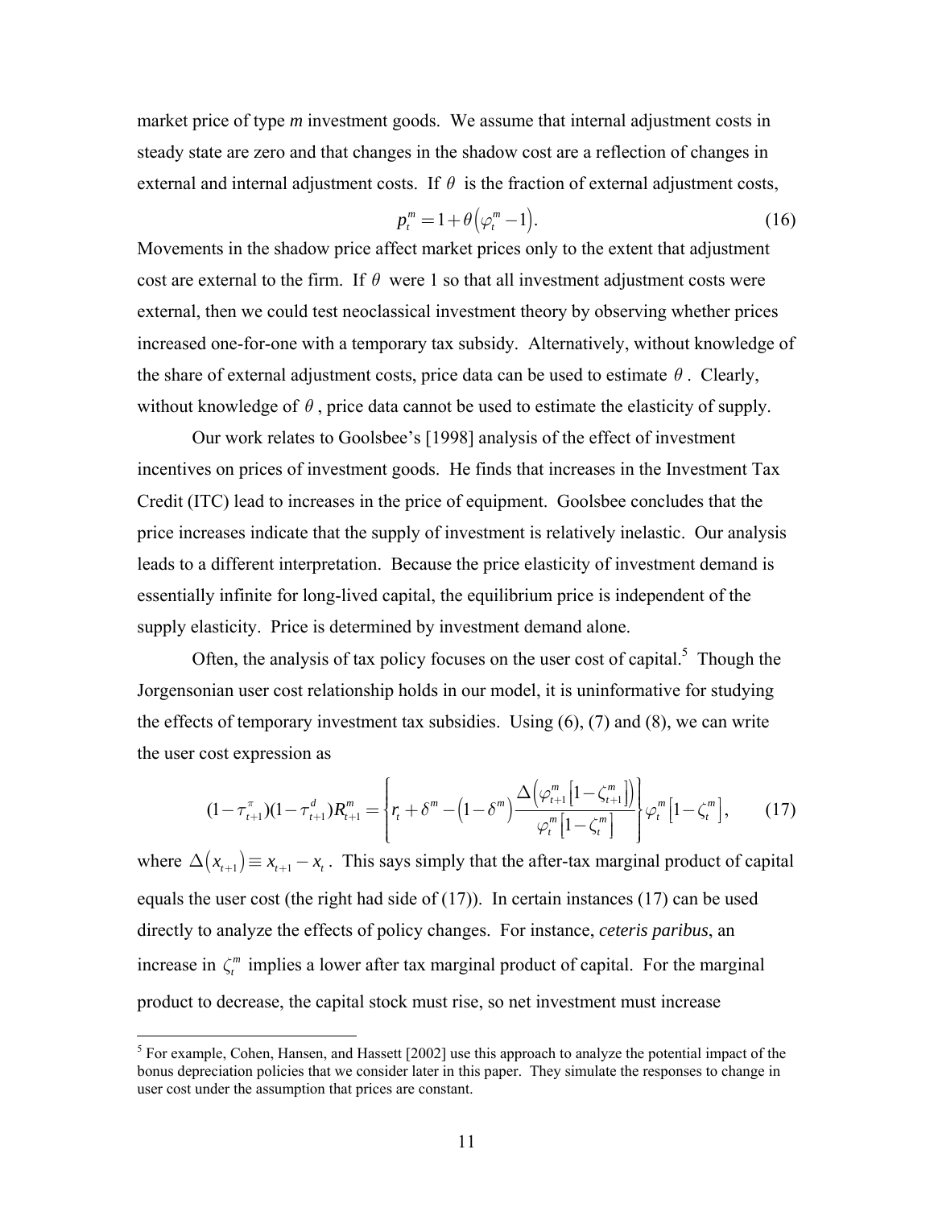market price of type *m* investment goods. We assume that internal adjustment costs in steady state are zero and that changes in the shadow cost are a reflection of changes in external and internal adjustment costs. If $\theta$ is the fraction of external adjustment costs,

$$p_t^m = 1 + \theta\left(\varphi_t^m - 1\right). \tag{16}$$

Movements in the shadow price affect market prices only to the extent that adjustment cost are external to the firm. If $\theta$ were 1 so that all investment adjustment costs were external, then we could test neoclassical investment theory by observing whether prices increased one-for-one with a temporary tax subsidy. Alternatively, without knowledge of the share of external adjustment costs, price data can be used to estimate $\theta$. Clearly, without knowledge of $\theta$, price data cannot be used to estimate the elasticity of supply.

Our work relates to Goolsbee's [1998] analysis of the effect of investment incentives on prices of investment goods. He finds that increases in the Investment Tax Credit (ITC) lead to increases in the price of equipment. Goolsbee concludes that the price increases indicate that the supply of investment is relatively inelastic. Our analysis leads to a different interpretation. Because the price elasticity of investment demand is essentially infinite for long-lived capital, the equilibrium price is independent of the supply elasticity. Price is determined by investment demand alone.

Often, the analysis of tax policy focuses on the user cost of capital.[5] Though the Jorgensonian user cost relationship holds in our model, it is uninformative for studying the effects of temporary investment tax subsidies. Using (6), (7) and (8), we can write the user cost expression as

$$(1-\tau_{t+1}^{\pi})(1-\tau_{t+1}^{d})R_{t+1}^{m} = \left\{ r_t + \delta^m - \left(1-\delta^m\right)\frac{\Delta\left(\varphi_{t+1}^m\left[1-\zeta_{t+1}^m\right]\right)}{\varphi_t^m\left[1-\zeta_t^m\right]} \right\}\varphi_t^m\left[1-\zeta_t^m\right], \tag{17}$$

where $\Delta\left(x_{t+1}\right) \equiv x_{t+1} - x_t$. This says simply that the after-tax marginal product of capital equals the user cost (the right had side of (17)). In certain instances (17) can be used directly to analyze the effects of policy changes. For instance, *ceteris paribus*, an increase in $\zeta_t^m$ implies a lower after tax marginal product of capital. For the marginal product to decrease, the capital stock must rise, so net investment must increase

[5] For example, Cohen, Hansen, and Hassett [2002] use this approach to analyze the potential impact of the bonus depreciation policies that we consider later in this paper. They simulate the responses to change in user cost under the assumption that prices are constant.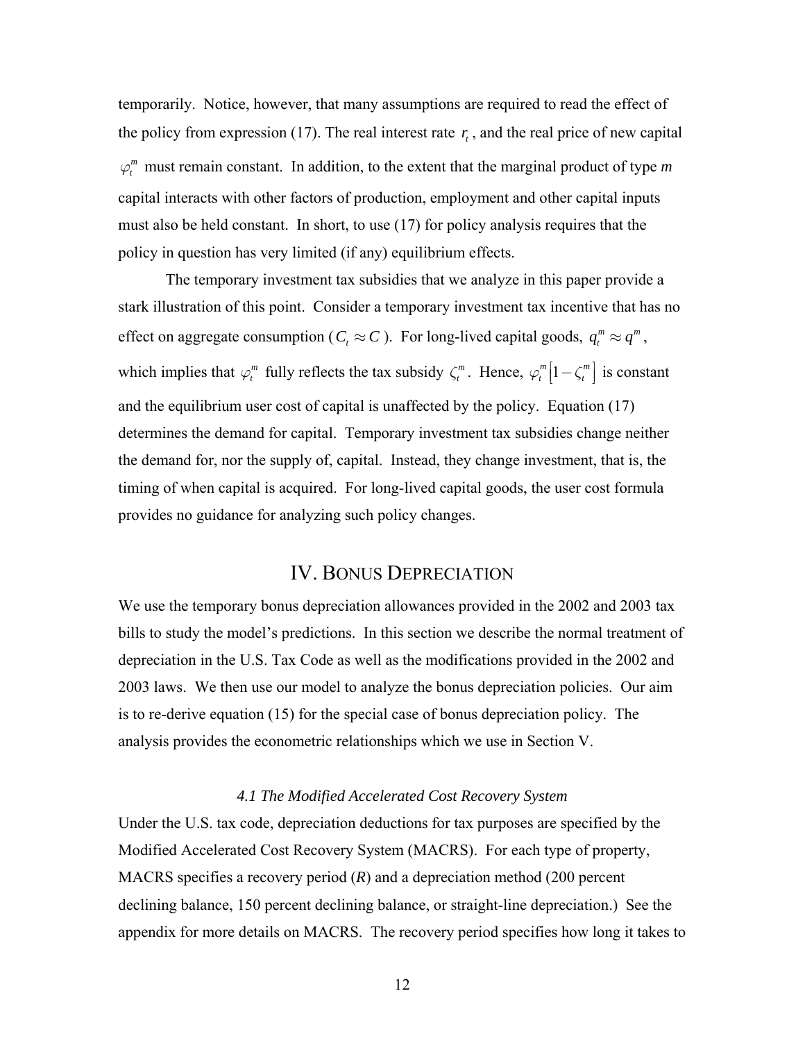temporarily. Notice, however, that many assumptions are required to read the effect of the policy from expression (17). The real interest rate $r_t$, and the real price of new capital $\varphi_t^m$ must remain constant. In addition, to the extent that the marginal product of type *m* capital interacts with other factors of production, employment and other capital inputs must also be held constant. In short, to use (17) for policy analysis requires that the policy in question has very limited (if any) equilibrium effects.

The temporary investment tax subsidies that we analyze in this paper provide a stark illustration of this point. Consider a temporary investment tax incentive that has no effect on aggregate consumption ($C_t \approx C$). For long-lived capital goods, $q_t^m \approx q^m$, which implies that $\varphi_t^m$ fully reflects the tax subsidy $\zeta_t^m$. Hence, $\varphi_t^m\left[1-\zeta_t^m\right]$ is constant and the equilibrium user cost of capital is unaffected by the policy. Equation (17) determines the demand for capital. Temporary investment tax subsidies change neither the demand for, nor the supply of, capital. Instead, they change investment, that is, the timing of when capital is acquired. For long-lived capital goods, the user cost formula provides no guidance for analyzing such policy changes.

# IV. Bonus Depreciation

We use the temporary bonus depreciation allowances provided in the 2002 and 2003 tax bills to study the model's predictions. In this section we describe the normal treatment of depreciation in the U.S. Tax Code as well as the modifications provided in the 2002 and 2003 laws. We then use our model to analyze the bonus depreciation policies. Our aim is to re-derive equation (15) for the special case of bonus depreciation policy. The analysis provides the econometric relationships which we use in Section V.

### *4.1 The Modified Accelerated Cost Recovery System*

Under the U.S. tax code, depreciation deductions for tax purposes are specified by the Modified Accelerated Cost Recovery System (MACRS). For each type of property, MACRS specifies a recovery period (*R*) and a depreciation method (200 percent declining balance, 150 percent declining balance, or straight-line depreciation.) See the appendix for more details on MACRS. The recovery period specifies how long it takes to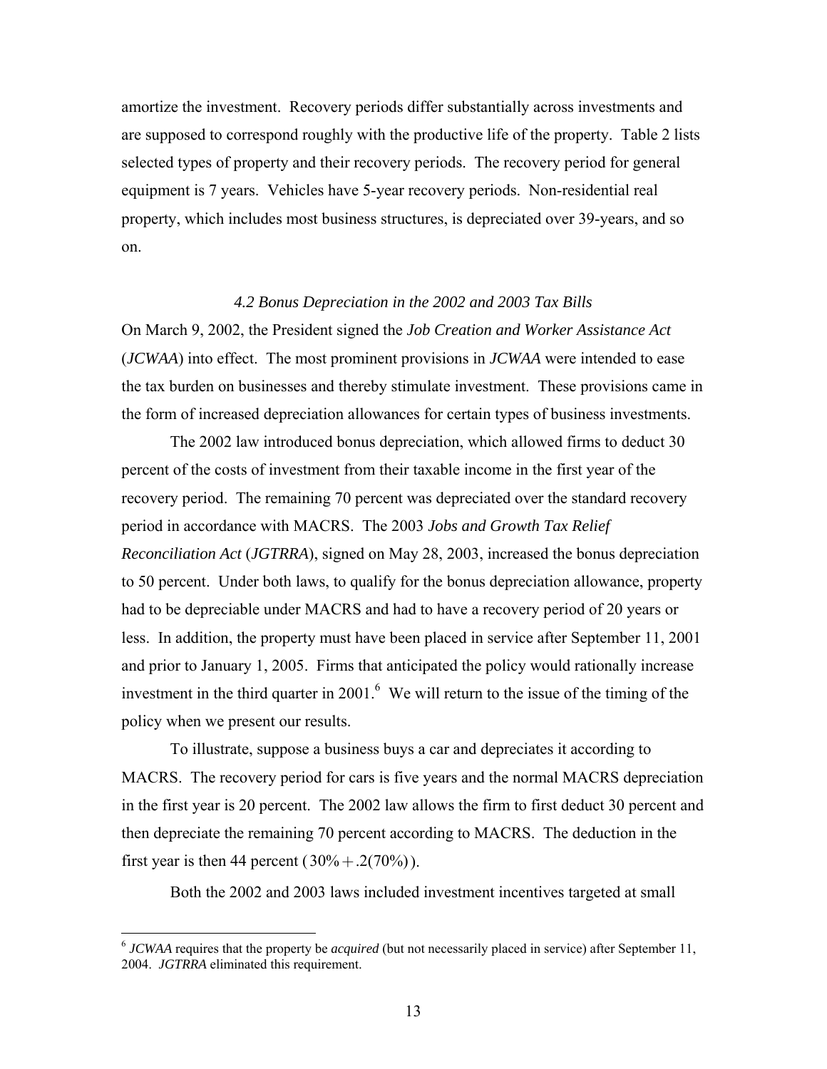amortize the investment. Recovery periods differ substantially across investments and are supposed to correspond roughly with the productive life of the property. Table 2 lists selected types of property and their recovery periods. The recovery period for general equipment is 7 years. Vehicles have 5-year recovery periods. Non-residential real property, which includes most business structures, is depreciated over 39-years, and so on.

### *4.2 Bonus Depreciation in the 2002 and 2003 Tax Bills*

On March 9, 2002, the President signed the *Job Creation and Worker Assistance Act* (*JCWAA*) into effect. The most prominent provisions in *JCWAA* were intended to ease the tax burden on businesses and thereby stimulate investment. These provisions came in the form of increased depreciation allowances for certain types of business investments.

The 2002 law introduced bonus depreciation, which allowed firms to deduct 30 percent of the costs of investment from their taxable income in the first year of the recovery period. The remaining 70 percent was depreciated over the standard recovery period in accordance with MACRS. The 2003 *Jobs and Growth Tax Relief Reconciliation Act* (*JGTRRA*), signed on May 28, 2003, increased the bonus depreciation to 50 percent. Under both laws, to qualify for the bonus depreciation allowance, property had to be depreciable under MACRS and had to have a recovery period of 20 years or less. In addition, the property must have been placed in service after September 11, 2001 and prior to January 1, 2005. Firms that anticipated the policy would rationally increase investment in the third quarter in 2001.[6] We will return to the issue of the timing of the policy when we present our results.

To illustrate, suppose a business buys a car and depreciates it according to MACRS. The recovery period for cars is five years and the normal MACRS depreciation in the first year is 20 percent. The 2002 law allows the firm to first deduct 30 percent and then depreciate the remaining 70 percent according to MACRS. The deduction in the first year is then 44 percent ($30\% + .2(70\%)$).

Both the 2002 and 2003 laws included investment incentives targeted at small

[6] *JCWAA* requires that the property be *acquired* (but not necessarily placed in service) after September 11, 2004. *JGTRRA* eliminated this requirement.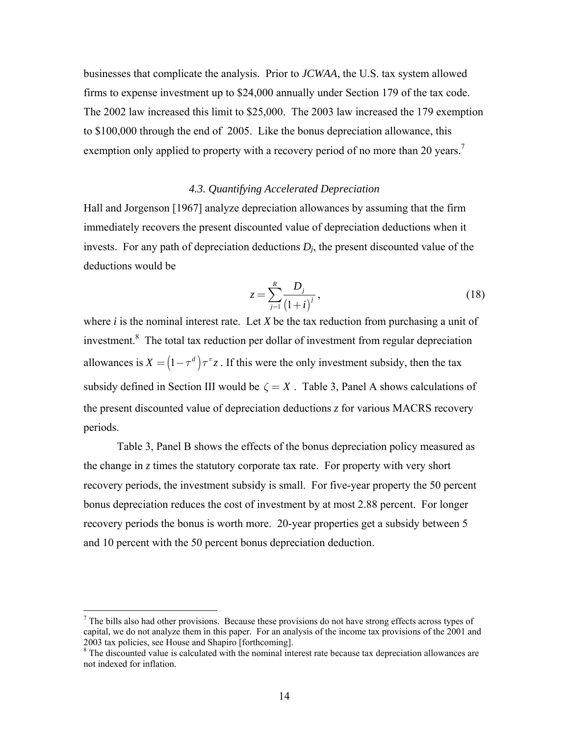businesses that complicate the analysis. Prior to *JCWAA*, the U.S. tax system allowed firms to expense investment up to \$24,000 annually under Section 179 of the tax code. The 2002 law increased this limit to \$25,000. The 2003 law increased the 179 exemption to \$100,000 through the end of 2005. Like the bonus depreciation allowance, this exemption only applied to property with a recovery period of no more than 20 years.[7]

### *4.3. Quantifying Accelerated Depreciation*

Hall and Jorgenson [1967] analyze depreciation allowances by assuming that the firm immediately recovers the present discounted value of depreciation deductions when it invests. For any path of depreciation deductions $D_j$, the present discounted value of the deductions would be

$$z = \sum_{j=1}^{R} \frac{D_j}{\left(1+i\right)^j}, \tag{18}$$

where $i$ is the nominal interest rate. Let $X$ be the tax reduction from purchasing a unit of investment.[8] The total tax reduction per dollar of investment from regular depreciation allowances is $X = \left(1-\tau^d\right)\tau^\pi z$. If this were the only investment subsidy, then the tax subsidy defined in Section III would be $\zeta = X$. Table 3, Panel A shows calculations of the present discounted value of depreciation deductions $z$ for various MACRS recovery periods.

Table 3, Panel B shows the effects of the bonus depreciation policy measured as the change in $z$ times the statutory corporate tax rate. For property with very short recovery periods, the investment subsidy is small. For five-year property the 50 percent bonus depreciation reduces the cost of investment by at most 2.88 percent. For longer recovery periods the bonus is worth more. 20-year properties get a subsidy between 5 and 10 percent with the 50 percent bonus depreciation deduction.

---

[7] The bills also had other provisions. Because these provisions do not have strong effects across types of capital, we do not analyze them in this paper. For an analysis of the income tax provisions of the 2001 and 2003 tax policies, see House and Shapiro [forthcoming].

[8] The discounted value is calculated with the nominal interest rate because tax depreciation allowances are not indexed for inflation.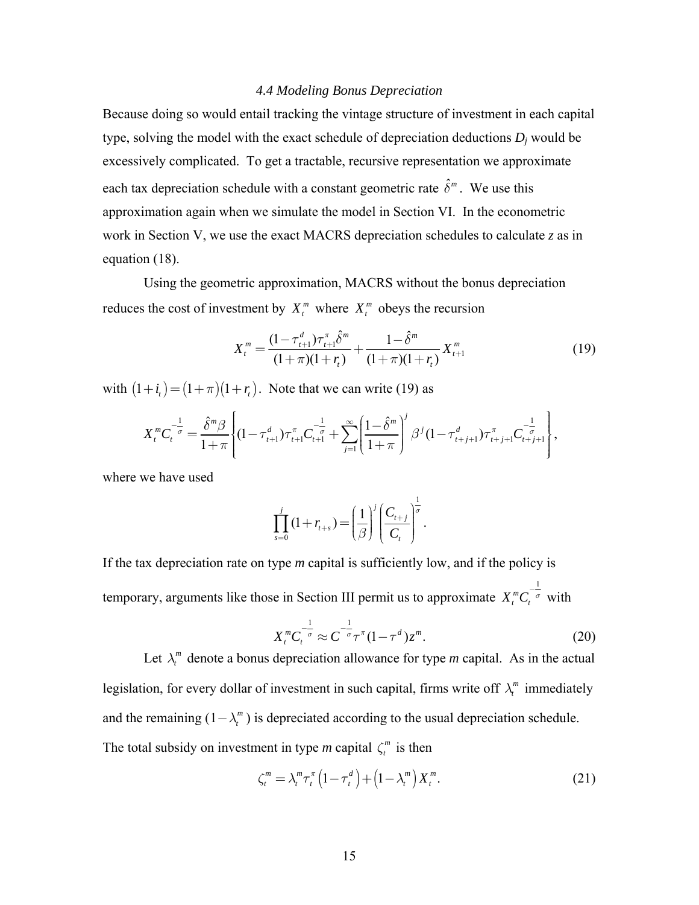### *4.4 Modeling Bonus Depreciation*

Because doing so would entail tracking the vintage structure of investment in each capital type, solving the model with the exact schedule of depreciation deductions $D_j$ would be excessively complicated. To get a tractable, recursive representation we approximate each tax depreciation schedule with a constant geometric rate $\hat{\delta}^m$. We use this approximation again when we simulate the model in Section VI. In the econometric work in Section V, we use the exact MACRS depreciation schedules to calculate $z$ as in equation (18).

Using the geometric approximation, MACRS without the bonus depreciation reduces the cost of investment by $X_t^m$ where $X_t^m$ obeys the recursion

$$X_t^m = \frac{(1-\tau_{t+1}^d)\tau_{t+1}^{\pi}\hat{\delta}^m}{(1+\pi)(1+r_t)} + \frac{1-\hat{\delta}^m}{(1+\pi)(1+r_t)} X_{t+1}^m \tag{19}$$

with $(1+i_t) = (1+\pi)(1+r_t)$. Note that we can write (19) as

$$X_t^m C_t^{-\frac{1}{\sigma}} = \frac{\hat{\delta}^m \beta}{1+\pi} \left\{ (1-\tau_{t+1}^d)\tau_{t+1}^{\pi} C_{t+1}^{-\frac{1}{\sigma}} + \sum_{j=1}^{\infty} \left( \frac{1-\hat{\delta}^m}{1+\pi} \right)^j \beta^j (1-\tau_{t+j+1}^d)\tau_{t+j+1}^{\pi} C_{t+j+1}^{-\frac{1}{\sigma}} \right\},$$

where we have used

$$\prod_{s=0}^{j} (1+r_{t+s}) = \left( \frac{1}{\beta} \right)^j \left( \frac{C_{t+j}}{C_t} \right)^{\frac{1}{\sigma}}.$$

If the tax depreciation rate on type *m* capital is sufficiently low, and if the policy is temporary, arguments like those in Section III permit us to approximate $X_t^m C_t^{-\frac{1}{\sigma}}$ with

$$X_t^m C_t^{-\frac{1}{\sigma}} \approx C^{-\frac{1}{\sigma}} \tau^{\pi} (1-\tau^d) z^m. \tag{20}$$

Let $\lambda_t^m$ denote a bonus depreciation allowance for type *m* capital. As in the actual legislation, for every dollar of investment in such capital, firms write off $\lambda_t^m$ immediately and the remaining $(1-\lambda_t^m)$ is depreciated according to the usual depreciation schedule. The total subsidy on investment in type *m* capital $\zeta_t^m$ is then

$$\zeta_t^m = \lambda_t^m \tau_t^{\pi} \left(1-\tau_t^d\right) + \left(1-\lambda_t^m\right) X_t^m. \tag{21}$$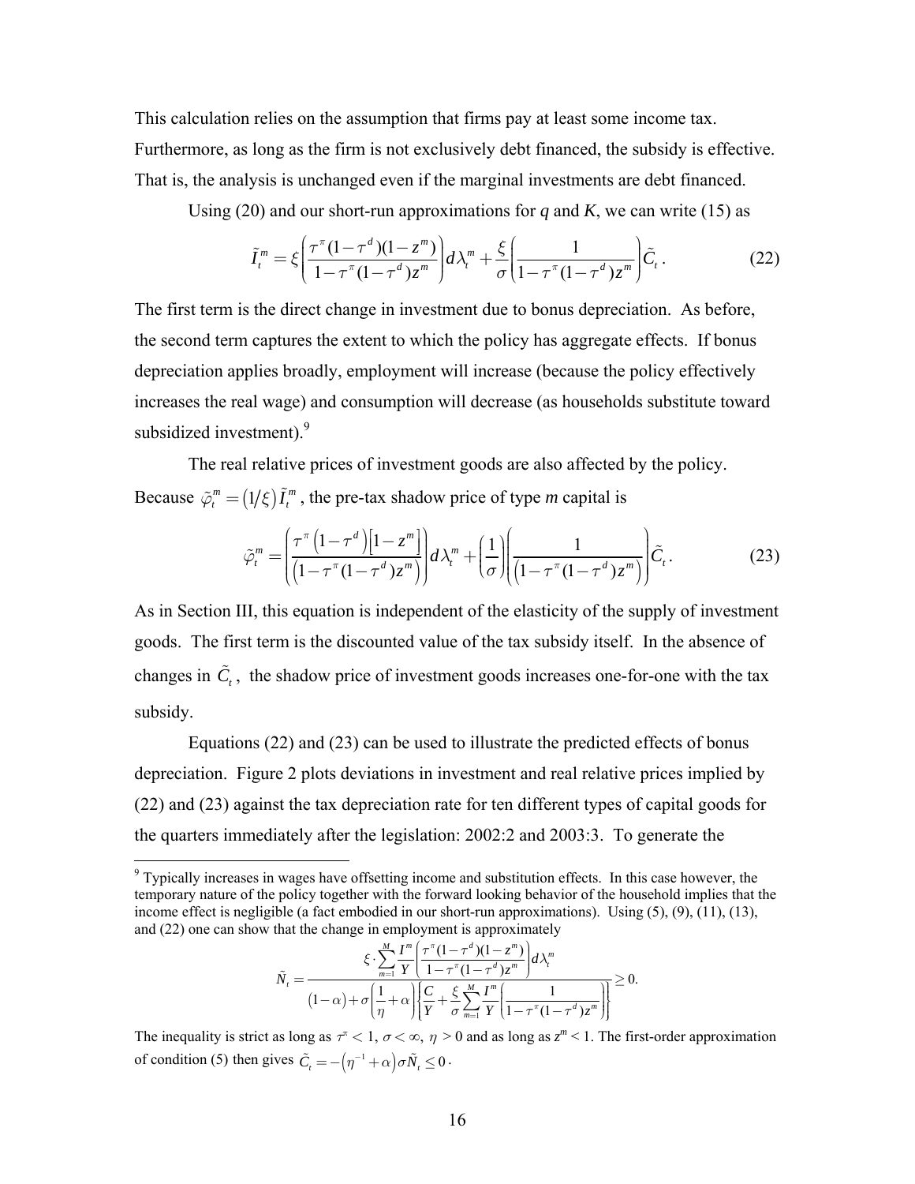This calculation relies on the assumption that firms pay at least some income tax. Furthermore, as long as the firm is not exclusively debt financed, the subsidy is effective. That is, the analysis is unchanged even if the marginal investments are debt financed.

Using (20) and our short-run approximations for *q* and *K*, we can write (15) as

$$\tilde{I}_t^m = \xi\left(\frac{\tau^\pi(1-\tau^d)(1-z^m)}{1-\tau^\pi(1-\tau^d)z^m}\right)d\lambda_t^m + \frac{\xi}{\sigma}\left(\frac{1}{1-\tau^\pi(1-\tau^d)z^m}\right)\tilde{C}_t. \tag{22}$$

The first term is the direct change in investment due to bonus depreciation. As before, the second term captures the extent to which the policy has aggregate effects. If bonus depreciation applies broadly, employment will increase (because the policy effectively increases the real wage) and consumption will decrease (as households substitute toward subsidized investment).[9]

The real relative prices of investment goods are also affected by the policy. Because $\tilde{\varphi}_t^m = (1/\xi)\tilde{I}_t^m$, the pre-tax shadow price of type *m* capital is

$$\tilde{\varphi}_t^m = \left(\frac{\tau^\pi\left(1-\tau^d\right)\left[1-z^m\right]}{\left(1-\tau^\pi(1-\tau^d)z^m\right)}\right)d\lambda_t^m + \left(\frac{1}{\sigma}\right)\left(\frac{1}{\left(1-\tau^\pi(1-\tau^d)z^m\right)}\right)\tilde{C}_t. \tag{23}$$

As in Section III, this equation is independent of the elasticity of the supply of investment goods. The first term is the discounted value of the tax subsidy itself. In the absence of changes in $\tilde{C}_t$, the shadow price of investment goods increases one-for-one with the tax subsidy.

Equations (22) and (23) can be used to illustrate the predicted effects of bonus depreciation. Figure 2 plots deviations in investment and real relative prices implied by (22) and (23) against the tax depreciation rate for ten different types of capital goods for the quarters immediately after the legislation: 2002:2 and 2003:3. To generate the

---

[9] Typically increases in wages have offsetting income and substitution effects. In this case however, the temporary nature of the policy together with the forward looking behavior of the household implies that the income effect is negligible (a fact embodied in our short-run approximations). Using (5), (9), (11), (13), and (22) one can show that the change in employment is approximately

$$\tilde{N}_t = \frac{\xi\cdot\sum_{m=1}^{M}\frac{I^m}{Y}\left(\frac{\tau^\pi(1-\tau^d)(1-z^m)}{1-\tau^\pi(1-\tau^d)z^m}\right)d\lambda_t^m}{(1-\alpha)+\sigma\left(\frac{1}{\eta}+\alpha\right)\left\{\frac{C}{Y}+\frac{\xi}{\sigma}\sum_{m=1}^{M}\frac{I^m}{Y}\left(\frac{1}{1-\tau^\pi(1-\tau^d)z^m}\right)\right\}} \geq 0.$$

The inequality is strict as long as $\tau^\pi < 1$, $\sigma < \infty$, $\eta > 0$ and as long as $z^m < 1$. The first-order approximation of condition (5) then gives $\tilde{C}_t = -\left(\eta^{-1}+\alpha\right)\sigma\tilde{N}_t \leq 0$.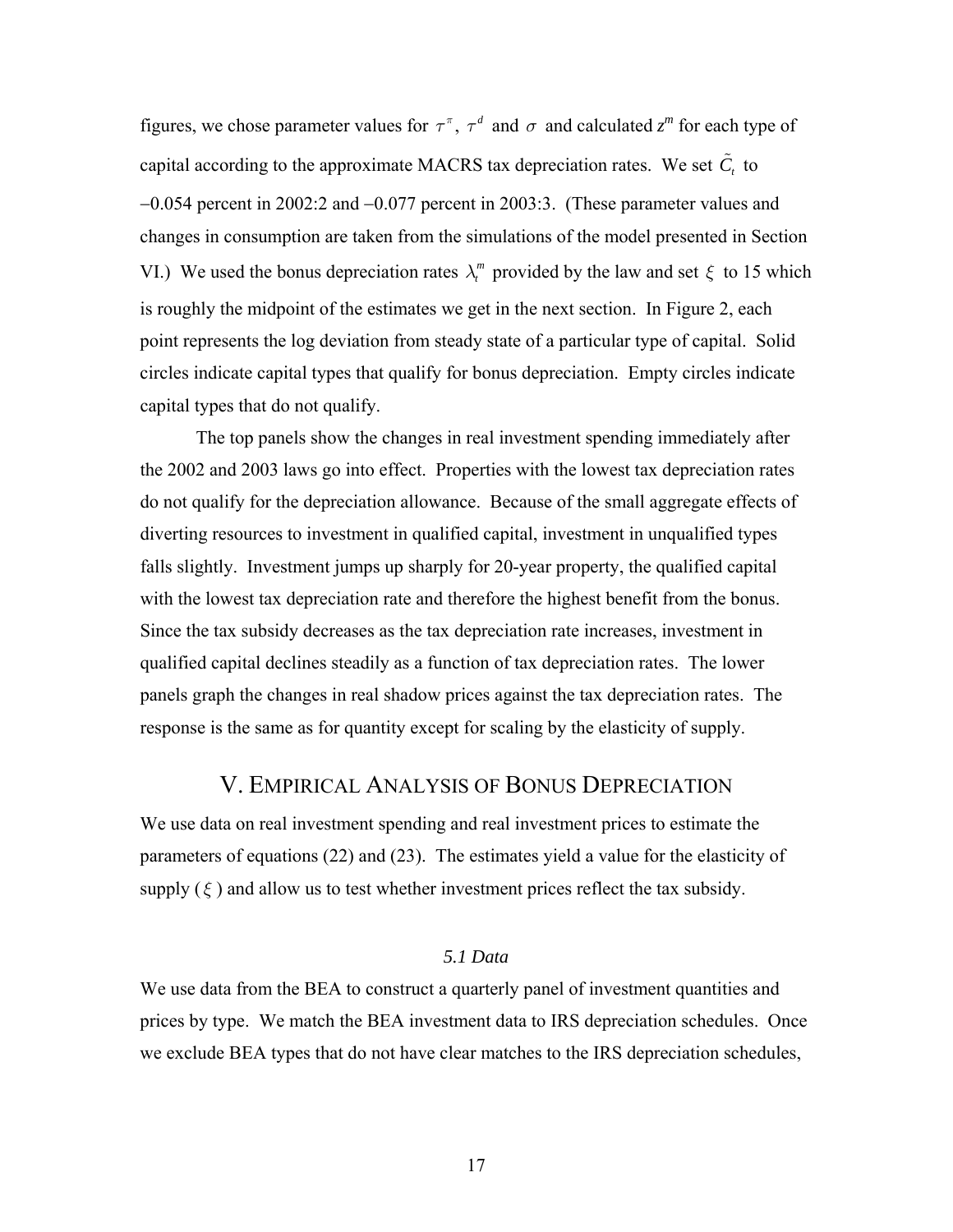figures, we chose parameter values for $\tau^{\pi}$, $\tau^{d}$ and $\sigma$ and calculated $z^{m}$ for each type of capital according to the approximate MACRS tax depreciation rates. We set $\tilde{C}_t$ to −0.054 percent in 2002:2 and −0.077 percent in 2003:3. (These parameter values and changes in consumption are taken from the simulations of the model presented in Section VI.) We used the bonus depreciation rates $\lambda_t^m$ provided by the law and set $\xi$ to 15 which is roughly the midpoint of the estimates we get in the next section. In Figure 2, each point represents the log deviation from steady state of a particular type of capital. Solid circles indicate capital types that qualify for bonus depreciation. Empty circles indicate capital types that do not qualify.

The top panels show the changes in real investment spending immediately after the 2002 and 2003 laws go into effect. Properties with the lowest tax depreciation rates do not qualify for the depreciation allowance. Because of the small aggregate effects of diverting resources to investment in qualified capital, investment in unqualified types falls slightly. Investment jumps up sharply for 20-year property, the qualified capital with the lowest tax depreciation rate and therefore the highest benefit from the bonus. Since the tax subsidy decreases as the tax depreciation rate increases, investment in qualified capital declines steadily as a function of tax depreciation rates. The lower panels graph the changes in real shadow prices against the tax depreciation rates. The response is the same as for quantity except for scaling by the elasticity of supply.

# V. EMPIRICAL ANALYSIS OF BONUS DEPRECIATION

We use data on real investment spending and real investment prices to estimate the parameters of equations (22) and (23). The estimates yield a value for the elasticity of supply ($\xi$) and allow us to test whether investment prices reflect the tax subsidy.

### *5.1 Data*

We use data from the BEA to construct a quarterly panel of investment quantities and prices by type. We match the BEA investment data to IRS depreciation schedules. Once we exclude BEA types that do not have clear matches to the IRS depreciation schedules,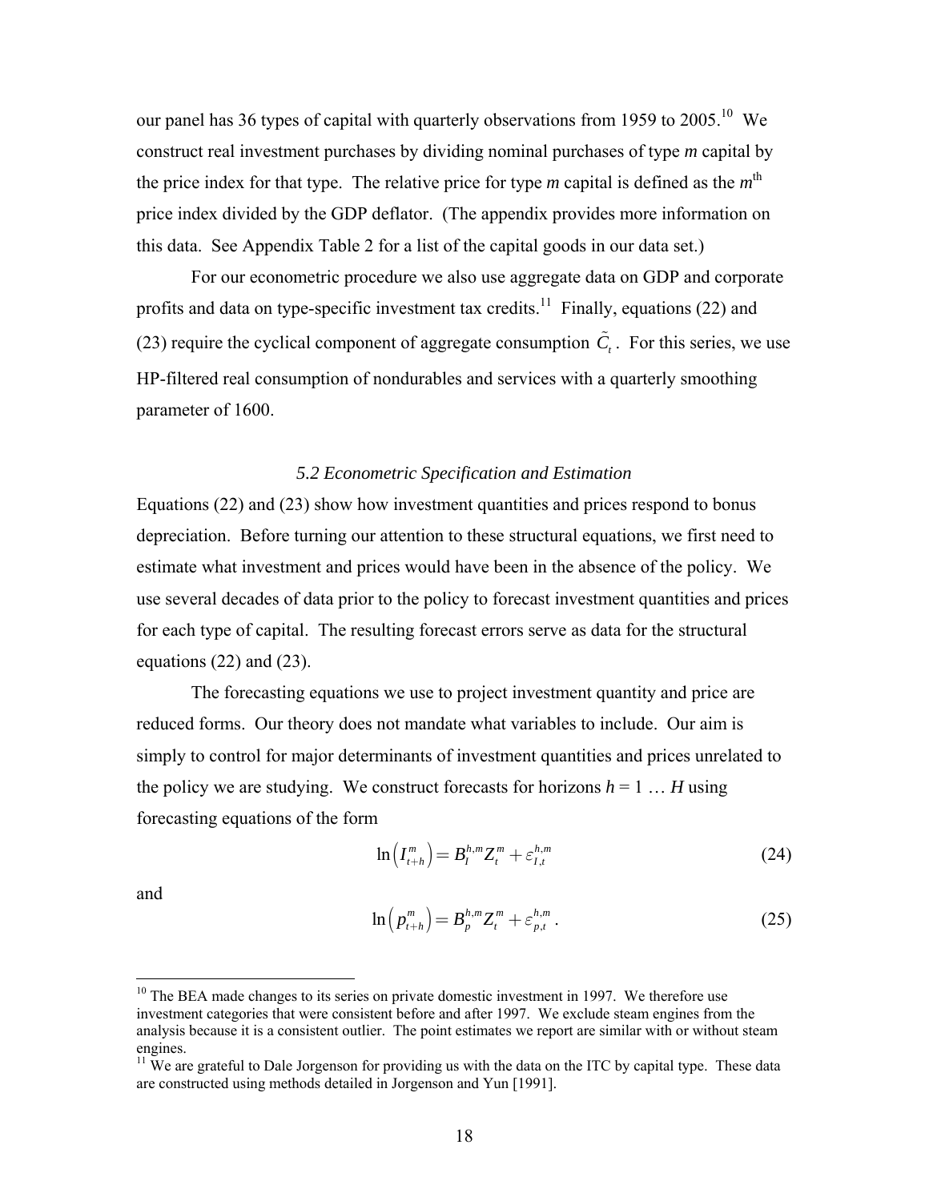our panel has 36 types of capital with quarterly observations from 1959 to 2005.[10] We construct real investment purchases by dividing nominal purchases of type *m* capital by the price index for that type. The relative price for type *m* capital is defined as the $m^{\text{th}}$ price index divided by the GDP deflator. (The appendix provides more information on this data. See Appendix Table 2 for a list of the capital goods in our data set.)

For our econometric procedure we also use aggregate data on GDP and corporate profits and data on type-specific investment tax credits.[11] Finally, equations (22) and (23) require the cyclical component of aggregate consumption $\tilde{C}_t$. For this series, we use HP-filtered real consumption of nondurables and services with a quarterly smoothing parameter of 1600.

### *5.2 Econometric Specification and Estimation*

Equations (22) and (23) show how investment quantities and prices respond to bonus depreciation. Before turning our attention to these structural equations, we first need to estimate what investment and prices would have been in the absence of the policy. We use several decades of data prior to the policy to forecast investment quantities and prices for each type of capital. The resulting forecast errors serve as data for the structural equations (22) and (23).

The forecasting equations we use to project investment quantity and price are reduced forms. Our theory does not mandate what variables to include. Our aim is simply to control for major determinants of investment quantities and prices unrelated to the policy we are studying. We construct forecasts for horizons $h = 1 \ldots H$ using forecasting equations of the form

$$\ln\left(I_{t+h}^{m}\right) = B_{I}^{h,m} Z_{t}^{m} + \varepsilon_{I,t}^{h,m} \tag{24}$$

and

$$\ln\left(p_{t+h}^{m}\right) = B_{p}^{h,m} Z_{t}^{m} + \varepsilon_{p,t}^{h,m}. \tag{25}$$

---

[10] The BEA made changes to its series on private domestic investment in 1997. We therefore use investment categories that were consistent before and after 1997. We exclude steam engines from the analysis because it is a consistent outlier. The point estimates we report are similar with or without steam engines.

[11] We are grateful to Dale Jorgenson for providing us with the data on the ITC by capital type. These data are constructed using methods detailed in Jorgenson and Yun [1991].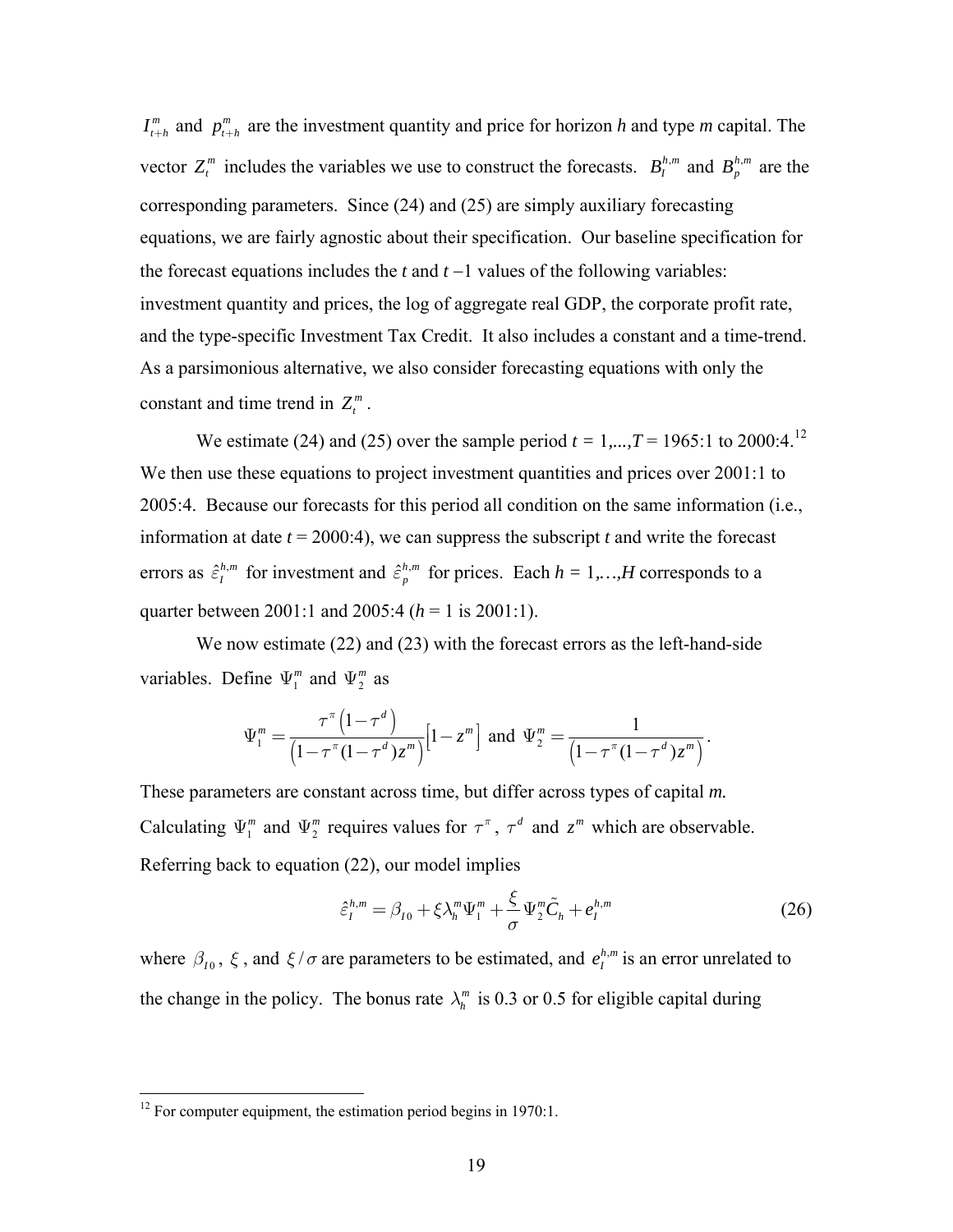$I_{t+h}^m$ and $p_{t+h}^m$ are the investment quantity and price for horizon *h* and type *m* capital. The vector $Z_t^m$ includes the variables we use to construct the forecasts. $B_I^{h,m}$ and $B_p^{h,m}$ are the corresponding parameters. Since (24) and (25) are simply auxiliary forecasting equations, we are fairly agnostic about their specification. Our baseline specification for the forecast equations includes the *t* and $t-1$ values of the following variables: investment quantity and prices, the log of aggregate real GDP, the corporate profit rate, and the type-specific Investment Tax Credit. It also includes a constant and a time-trend. As a parsimonious alternative, we also consider forecasting equations with only the constant and time trend in $Z_t^m$.

We estimate (24) and (25) over the sample period $t = 1,...,T$ = 1965:1 to 2000:4.[12] We then use these equations to project investment quantities and prices over 2001:1 to 2005:4. Because our forecasts for this period all condition on the same information (i.e., information at date *t* = 2000:4), we can suppress the subscript *t* and write the forecast errors as $\hat{\varepsilon}_I^{h,m}$ for investment and $\hat{\varepsilon}_p^{h,m}$ for prices. Each $h = 1,\ldots,H$ corresponds to a quarter between 2001:1 and 2005:4 ($h = 1$ is 2001:1).

We now estimate (22) and (23) with the forecast errors as the left-hand-side variables. Define $\Psi_1^m$ and $\Psi_2^m$ as

$$\Psi_1^m = \frac{\tau^\pi\left(1-\tau^d\right)}{\left(1-\tau^\pi(1-\tau^d)z^m\right)}\left[1-z^m\right] \text{ and } \Psi_2^m = \frac{1}{\left(1-\tau^\pi(1-\tau^d)z^m\right)}.$$

These parameters are constant across time, but differ across types of capital *m.* Calculating $\Psi_1^m$ and $\Psi_2^m$ requires values for $\tau^\pi$, $\tau^d$ and $z^m$ which are observable. Referring back to equation (22), our model implies

$$\hat{\varepsilon}_I^{h,m} = \beta_{I0} + \xi\lambda_h^m\Psi_1^m + \frac{\xi}{\sigma}\Psi_2^m\tilde{C}_h + e_I^{h,m} \tag{26}$$

where $\beta_{I0}$, $\xi$, and $\xi/\sigma$ are parameters to be estimated, and $e_I^{h,m}$ is an error unrelated to the change in the policy. The bonus rate $\lambda_h^m$ is 0.3 or 0.5 for eligible capital during

[12] For computer equipment, the estimation period begins in 1970:1.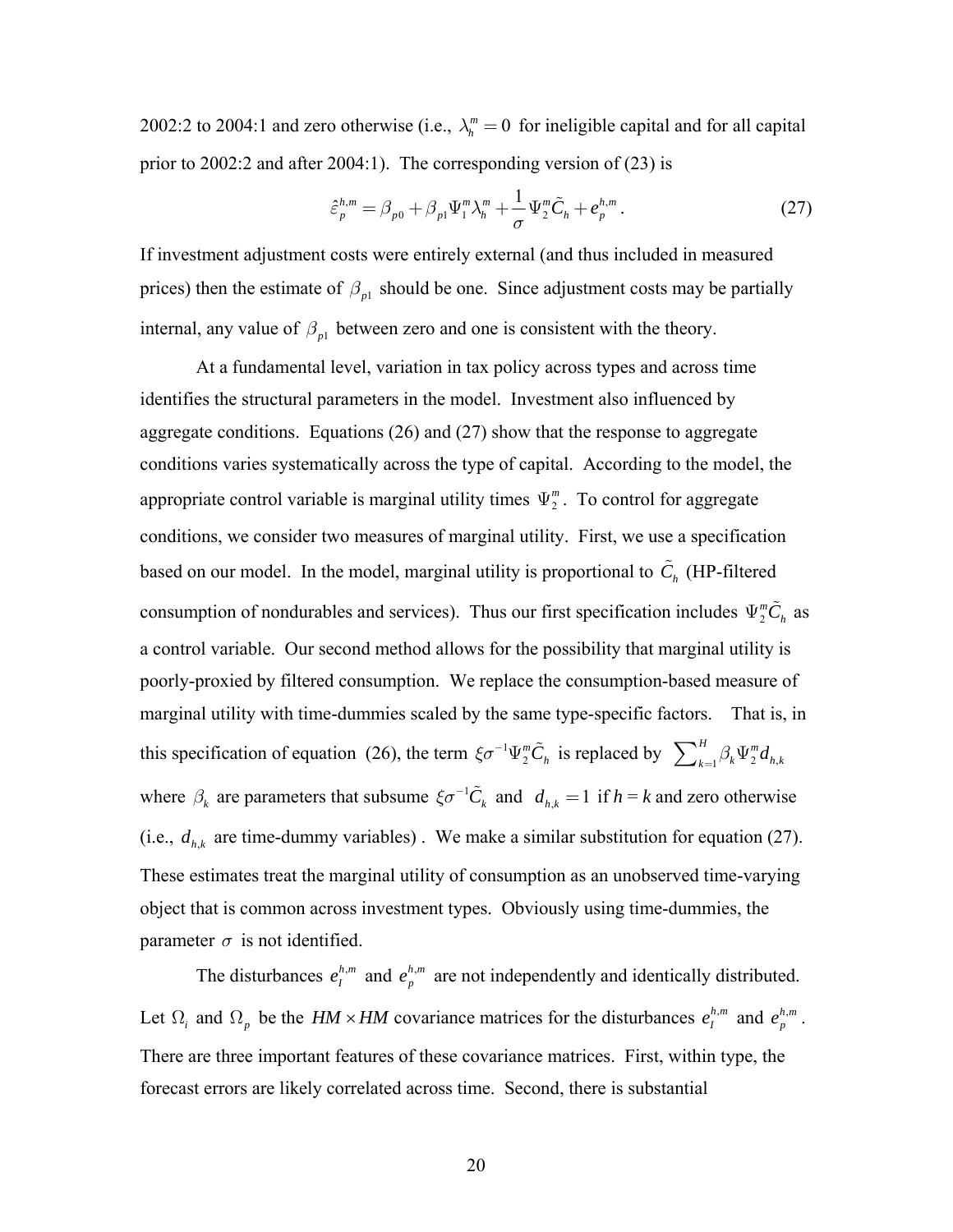2002:2 to 2004:1 and zero otherwise (i.e., $\lambda_h^m = 0$ for ineligible capital and for all capital prior to 2002:2 and after 2004:1). The corresponding version of (23) is

$$\hat{\varepsilon}_p^{h,m} = \beta_{p0} + \beta_{p1}\Psi_1^m \lambda_h^m + \frac{1}{\sigma}\Psi_2^m \tilde{C}_h + e_p^{h,m}. \tag{27}$$

If investment adjustment costs were entirely external (and thus included in measured prices) then the estimate of $\beta_{p1}$ should be one. Since adjustment costs may be partially internal, any value of $\beta_{p1}$ between zero and one is consistent with the theory.

At a fundamental level, variation in tax policy across types and across time identifies the structural parameters in the model. Investment also influenced by aggregate conditions. Equations (26) and (27) show that the response to aggregate conditions varies systematically across the type of capital. According to the model, the appropriate control variable is marginal utility times $\Psi_2^m$. To control for aggregate conditions, we consider two measures of marginal utility. First, we use a specification based on our model. In the model, marginal utility is proportional to $\tilde{C}_h$ (HP-filtered consumption of nondurables and services). Thus our first specification includes $\Psi_2^m \tilde{C}_h$ as a control variable. Our second method allows for the possibility that marginal utility is poorly-proxied by filtered consumption. We replace the consumption-based measure of marginal utility with time-dummies scaled by the same type-specific factors. That is, in this specification of equation (26), the term $\xi\sigma^{-1}\Psi_2^m \tilde{C}_h$ is replaced by $\sum_{k=1}^{H} \beta_k \Psi_2^m d_{h,k}$ where $\beta_k$ are parameters that subsume $\xi\sigma^{-1}\tilde{C}_k$ and $d_{h,k} = 1$ if $h = k$ and zero otherwise (i.e., $d_{h,k}$ are time-dummy variables). We make a similar substitution for equation (27). These estimates treat the marginal utility of consumption as an unobserved time-varying object that is common across investment types. Obviously using time-dummies, the parameter $\sigma$ is not identified.

The disturbances $e_I^{h,m}$ and $e_p^{h,m}$ are not independently and identically distributed. Let $\Omega_i$ and $\Omega_p$ be the $HM \times HM$ covariance matrices for the disturbances $e_I^{h,m}$ and $e_p^{h,m}$. There are three important features of these covariance matrices. First, within type, the forecast errors are likely correlated across time. Second, there is substantial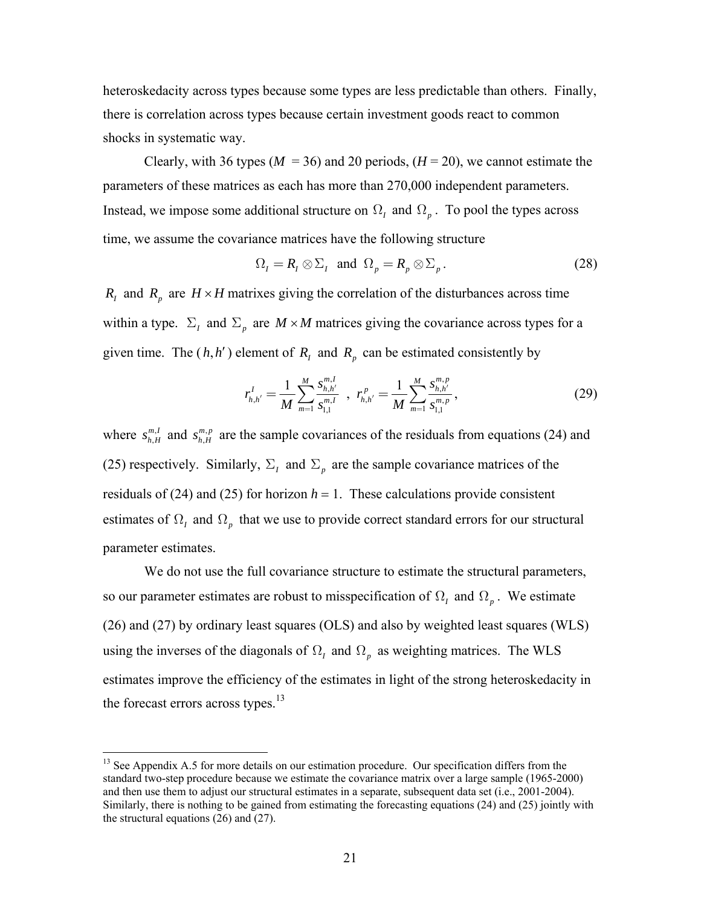heteroskedacity across types because some types are less predictable than others. Finally, there is correlation across types because certain investment goods react to common shocks in systematic way.

Clearly, with 36 types ($M$ = 36) and 20 periods, ($H$ = 20), we cannot estimate the parameters of these matrices as each has more than 270,000 independent parameters. Instead, we impose some additional structure on $\Omega_I$ and $\Omega_p$. To pool the types across time, we assume the covariance matrices have the following structure

$$\Omega_I = R_I \otimes \Sigma_I \text{ and } \Omega_p = R_p \otimes \Sigma_p. \tag{28}$$

$R_I$ and $R_p$ are $H \times H$ matrixes giving the correlation of the disturbances across time within a type. $\Sigma_I$ and $\Sigma_p$ are $M \times M$ matrices giving the covariance across types for a given time. The $(h,h')$ element of $R_I$ and $R_p$ can be estimated consistently by

$$r_{h,h'}^I = \frac{1}{M}\sum_{m=1}^{M}\frac{s_{h,h'}^{m,I}}{s_{1,1}^{m,I}} \;\; , \;\; r_{h,h'}^p = \frac{1}{M}\sum_{m=1}^{M}\frac{s_{h,h'}^{m,p}}{s_{1,1}^{m,p}}, \tag{29}$$

where $s_{h,H}^{m,I}$ and $s_{h,H}^{m,p}$ are the sample covariances of the residuals from equations (24) and (25) respectively. Similarly, $\Sigma_I$ and $\Sigma_p$ are the sample covariance matrices of the residuals of (24) and (25) for horizon $h$ = 1. These calculations provide consistent estimates of $\Omega_I$ and $\Omega_p$ that we use to provide correct standard errors for our structural parameter estimates.

We do not use the full covariance structure to estimate the structural parameters, so our parameter estimates are robust to misspecification of $\Omega_I$ and $\Omega_p$. We estimate (26) and (27) by ordinary least squares (OLS) and also by weighted least squares (WLS) using the inverses of the diagonals of $\Omega_I$ and $\Omega_p$ as weighting matrices. The WLS estimates improve the efficiency of the estimates in light of the strong heteroskedacity in the forecast errors across types.[13]

[13] See Appendix A.5 for more details on our estimation procedure. Our specification differs from the standard two-step procedure because we estimate the covariance matrix over a large sample (1965-2000) and then use them to adjust our structural estimates in a separate, subsequent data set (i.e., 2001-2004). Similarly, there is nothing to be gained from estimating the forecasting equations (24) and (25) jointly with the structural equations (26) and (27).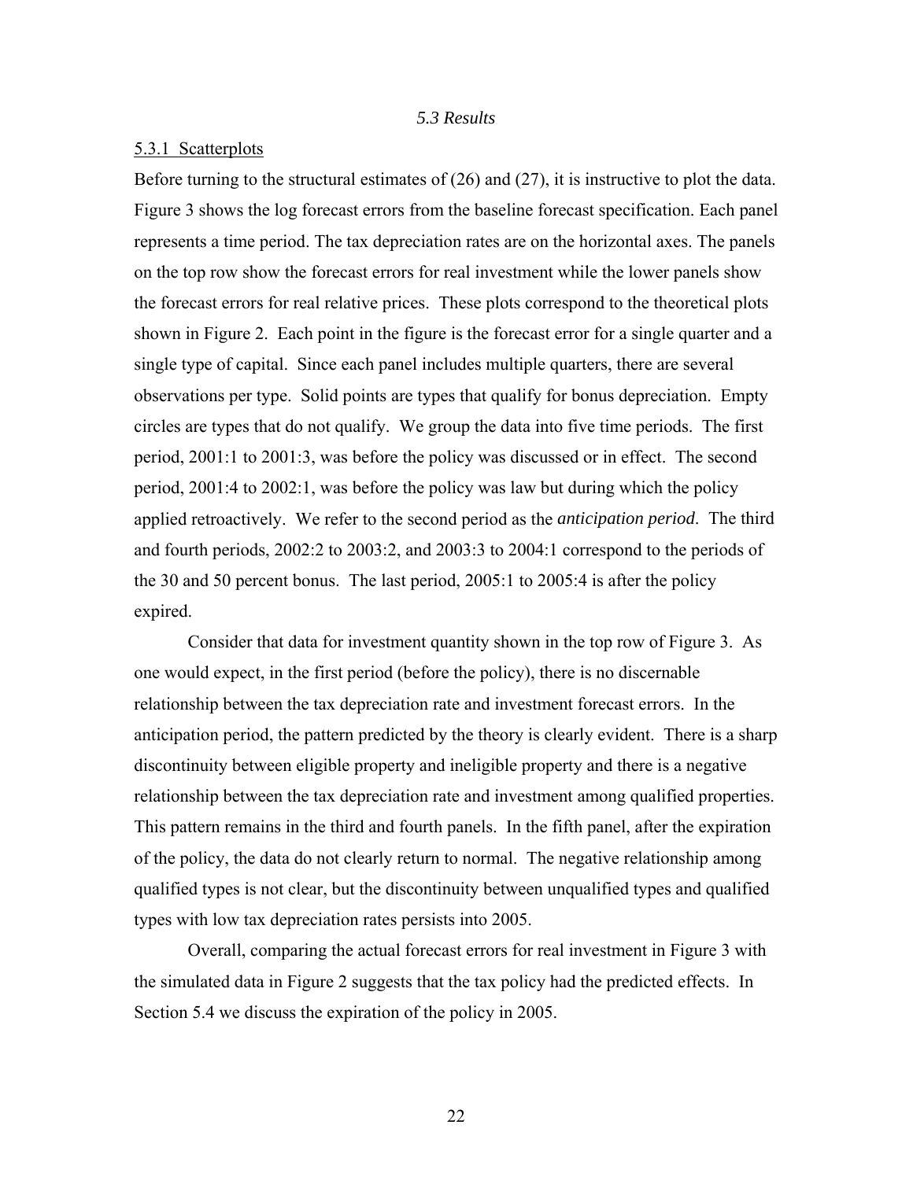### *5.3 Results*

#### 5.3.1 Scatterplots

Before turning to the structural estimates of (26) and (27), it is instructive to plot the data. Figure 3 shows the log forecast errors from the baseline forecast specification. Each panel represents a time period. The tax depreciation rates are on the horizontal axes. The panels on the top row show the forecast errors for real investment while the lower panels show the forecast errors for real relative prices. These plots correspond to the theoretical plots shown in Figure 2. Each point in the figure is the forecast error for a single quarter and a single type of capital. Since each panel includes multiple quarters, there are several observations per type. Solid points are types that qualify for bonus depreciation. Empty circles are types that do not qualify. We group the data into five time periods. The first period, 2001:1 to 2001:3, was before the policy was discussed or in effect. The second period, 2001:4 to 2002:1, was before the policy was law but during which the policy applied retroactively. We refer to the second period as the *anticipation period*. The third and fourth periods, 2002:2 to 2003:2, and 2003:3 to 2004:1 correspond to the periods of the 30 and 50 percent bonus. The last period, 2005:1 to 2005:4 is after the policy expired.

Consider that data for investment quantity shown in the top row of Figure 3. As one would expect, in the first period (before the policy), there is no discernable relationship between the tax depreciation rate and investment forecast errors. In the anticipation period, the pattern predicted by the theory is clearly evident. There is a sharp discontinuity between eligible property and ineligible property and there is a negative relationship between the tax depreciation rate and investment among qualified properties. This pattern remains in the third and fourth panels. In the fifth panel, after the expiration of the policy, the data do not clearly return to normal. The negative relationship among qualified types is not clear, but the discontinuity between unqualified types and qualified types with low tax depreciation rates persists into 2005.

Overall, comparing the actual forecast errors for real investment in Figure 3 with the simulated data in Figure 2 suggests that the tax policy had the predicted effects. In Section 5.4 we discuss the expiration of the policy in 2005.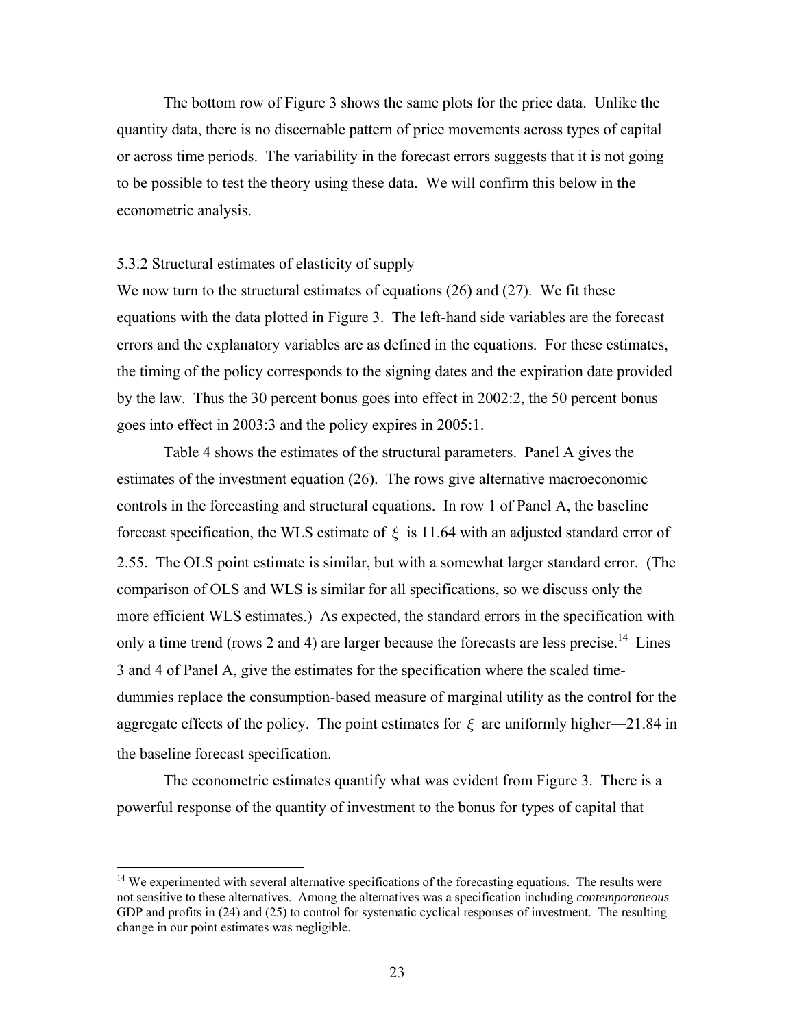The bottom row of Figure 3 shows the same plots for the price data. Unlike the quantity data, there is no discernable pattern of price movements across types of capital or across time periods. The variability in the forecast errors suggests that it is not going to be possible to test the theory using these data. We will confirm this below in the econometric analysis.

5.3.2 Structural estimates of elasticity of supply

We now turn to the structural estimates of equations (26) and (27). We fit these equations with the data plotted in Figure 3. The left-hand side variables are the forecast errors and the explanatory variables are as defined in the equations. For these estimates, the timing of the policy corresponds to the signing dates and the expiration date provided by the law. Thus the 30 percent bonus goes into effect in 2002:2, the 50 percent bonus goes into effect in 2003:3 and the policy expires in 2005:1.

Table 4 shows the estimates of the structural parameters. Panel A gives the estimates of the investment equation (26). The rows give alternative macroeconomic controls in the forecasting and structural equations. In row 1 of Panel A, the baseline forecast specification, the WLS estimate of $\xi$ is 11.64 with an adjusted standard error of 2.55. The OLS point estimate is similar, but with a somewhat larger standard error. (The comparison of OLS and WLS is similar for all specifications, so we discuss only the more efficient WLS estimates.) As expected, the standard errors in the specification with only a time trend (rows 2 and 4) are larger because the forecasts are less precise.[14] Lines 3 and 4 of Panel A, give the estimates for the specification where the scaled time-dummies replace the consumption-based measure of marginal utility as the control for the aggregate effects of the policy. The point estimates for $\xi$ are uniformly higher—21.84 in the baseline forecast specification.

The econometric estimates quantify what was evident from Figure 3. There is a powerful response of the quantity of investment to the bonus for types of capital that

[14] We experimented with several alternative specifications of the forecasting equations. The results were not sensitive to these alternatives. Among the alternatives was a specification including *contemporaneous* GDP and profits in (24) and (25) to control for systematic cyclical responses of investment. The resulting change in our point estimates was negligible.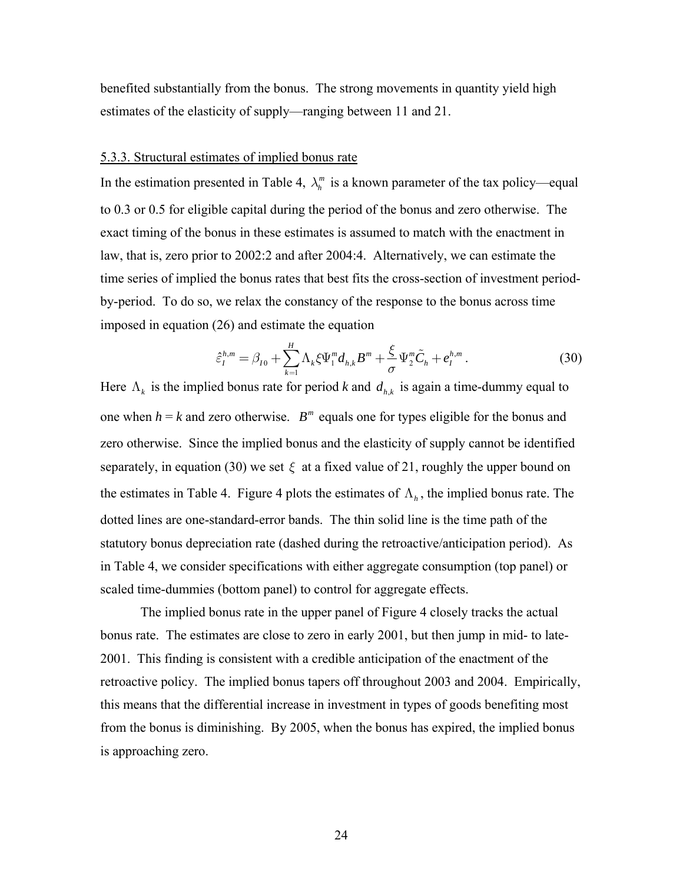benefited substantially from the bonus. The strong movements in quantity yield high estimates of the elasticity of supply—ranging between 11 and 21.

5.3.3. Structural estimates of implied bonus rate

In the estimation presented in Table 4, $\lambda_h^m$ is a known parameter of the tax policy—equal to 0.3 or 0.5 for eligible capital during the period of the bonus and zero otherwise. The exact timing of the bonus in these estimates is assumed to match with the enactment in law, that is, zero prior to 2002:2 and after 2004:4. Alternatively, we can estimate the time series of implied the bonus rates that best fits the cross-section of investment period-by-period. To do so, we relax the constancy of the response to the bonus across time imposed in equation (26) and estimate the equation

$$\hat{\varepsilon}_I^{h,m} = \beta_{I0} + \sum_{k=1}^{H} \Lambda_k \xi \Psi_1^m d_{h,k} B^m + \frac{\xi}{\sigma} \Psi_2^m \tilde{C}_h + e_I^{h,m}. \tag{30}$$

Here $\Lambda_k$ is the implied bonus rate for period $k$ and $d_{h,k}$ is again a time-dummy equal to one when $h = k$ and zero otherwise. $B^m$ equals one for types eligible for the bonus and zero otherwise. Since the implied bonus and the elasticity of supply cannot be identified separately, in equation (30) we set $\xi$ at a fixed value of 21, roughly the upper bound on the estimates in Table 4. Figure 4 plots the estimates of $\Lambda_h$, the implied bonus rate. The dotted lines are one-standard-error bands. The thin solid line is the time path of the statutory bonus depreciation rate (dashed during the retroactive/anticipation period). As in Table 4, we consider specifications with either aggregate consumption (top panel) or scaled time-dummies (bottom panel) to control for aggregate effects.

The implied bonus rate in the upper panel of Figure 4 closely tracks the actual bonus rate. The estimates are close to zero in early 2001, but then jump in mid- to late-2001. This finding is consistent with a credible anticipation of the enactment of the retroactive policy. The implied bonus tapers off throughout 2003 and 2004. Empirically, this means that the differential increase in investment in types of goods benefiting most from the bonus is diminishing. By 2005, when the bonus has expired, the implied bonus is approaching zero.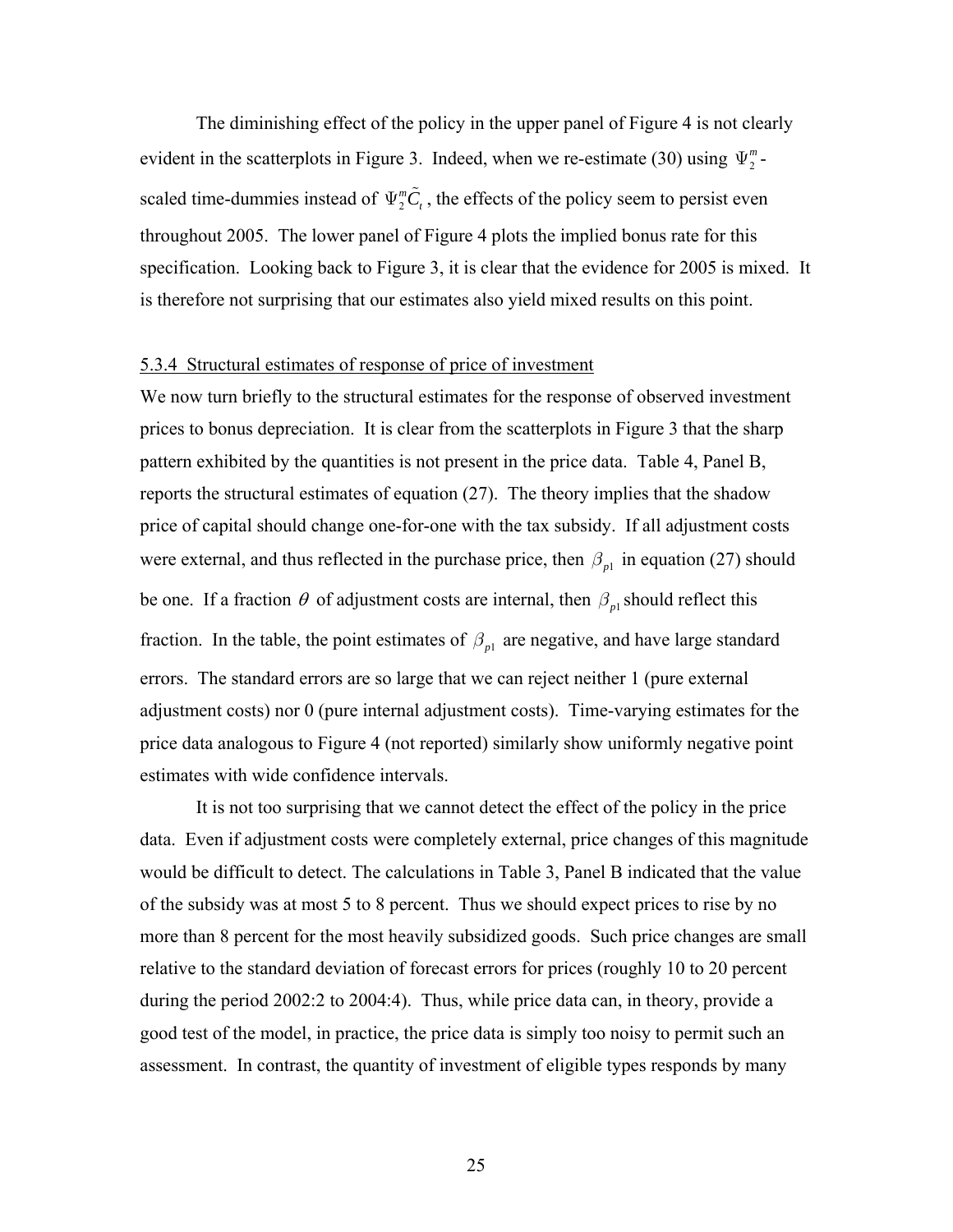The diminishing effect of the policy in the upper panel of Figure 4 is not clearly evident in the scatterplots in Figure 3. Indeed, when we re-estimate (30) using $\Psi_2^m$-scaled time-dummies instead of $\Psi_2^m \tilde{C}_t$, the effects of the policy seem to persist even throughout 2005. The lower panel of Figure 4 plots the implied bonus rate for this specification. Looking back to Figure 3, it is clear that the evidence for 2005 is mixed. It is therefore not surprising that our estimates also yield mixed results on this point.

5.3.4 Structural estimates of response of price of investment

We now turn briefly to the structural estimates for the response of observed investment prices to bonus depreciation. It is clear from the scatterplots in Figure 3 that the sharp pattern exhibited by the quantities is not present in the price data. Table 4, Panel B, reports the structural estimates of equation (27). The theory implies that the shadow price of capital should change one-for-one with the tax subsidy. If all adjustment costs were external, and thus reflected in the purchase price, then $\beta_{p1}$ in equation (27) should be one. If a fraction $\theta$ of adjustment costs are internal, then $\beta_{p1}$ should reflect this fraction. In the table, the point estimates of $\beta_{p1}$ are negative, and have large standard errors. The standard errors are so large that we can reject neither 1 (pure external adjustment costs) nor 0 (pure internal adjustment costs). Time-varying estimates for the price data analogous to Figure 4 (not reported) similarly show uniformly negative point estimates with wide confidence intervals.

It is not too surprising that we cannot detect the effect of the policy in the price data. Even if adjustment costs were completely external, price changes of this magnitude would be difficult to detect. The calculations in Table 3, Panel B indicated that the value of the subsidy was at most 5 to 8 percent. Thus we should expect prices to rise by no more than 8 percent for the most heavily subsidized goods. Such price changes are small relative to the standard deviation of forecast errors for prices (roughly 10 to 20 percent during the period 2002:2 to 2004:4). Thus, while price data can, in theory, provide a good test of the model, in practice, the price data is simply too noisy to permit such an assessment. In contrast, the quantity of investment of eligible types responds by many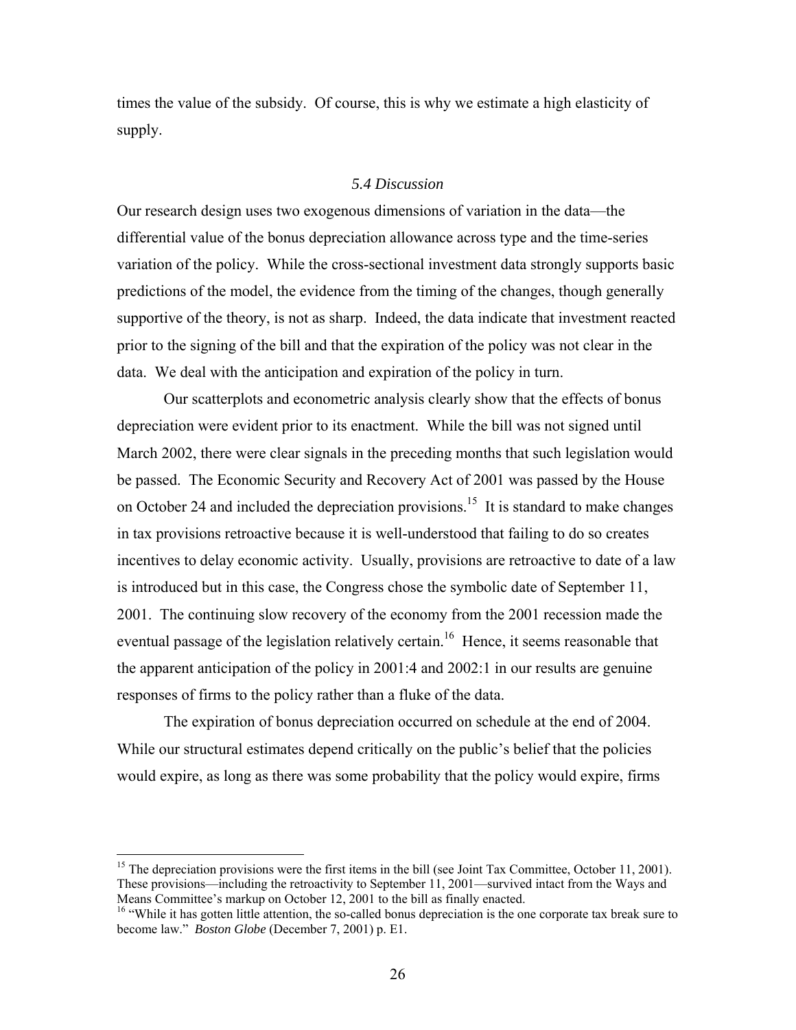times the value of the subsidy. Of course, this is why we estimate a high elasticity of supply.

### *5.4 Discussion*

Our research design uses two exogenous dimensions of variation in the data—the differential value of the bonus depreciation allowance across type and the time-series variation of the policy. While the cross-sectional investment data strongly supports basic predictions of the model, the evidence from the timing of the changes, though generally supportive of the theory, is not as sharp. Indeed, the data indicate that investment reacted prior to the signing of the bill and that the expiration of the policy was not clear in the data. We deal with the anticipation and expiration of the policy in turn.

Our scatterplots and econometric analysis clearly show that the effects of bonus depreciation were evident prior to its enactment. While the bill was not signed until March 2002, there were clear signals in the preceding months that such legislation would be passed. The Economic Security and Recovery Act of 2001 was passed by the House on October 24 and included the depreciation provisions.[15] It is standard to make changes in tax provisions retroactive because it is well-understood that failing to do so creates incentives to delay economic activity. Usually, provisions are retroactive to date of a law is introduced but in this case, the Congress chose the symbolic date of September 11, 2001. The continuing slow recovery of the economy from the 2001 recession made the eventual passage of the legislation relatively certain.[16] Hence, it seems reasonable that the apparent anticipation of the policy in 2001:4 and 2002:1 in our results are genuine responses of firms to the policy rather than a fluke of the data.

The expiration of bonus depreciation occurred on schedule at the end of 2004. While our structural estimates depend critically on the public's belief that the policies would expire, as long as there was some probability that the policy would expire, firms

[15] The depreciation provisions were the first items in the bill (see Joint Tax Committee, October 11, 2001). These provisions—including the retroactivity to September 11, 2001—survived intact from the Ways and Means Committee's markup on October 12, 2001 to the bill as finally enacted.

[16] "While it has gotten little attention, the so-called bonus depreciation is the one corporate tax break sure to become law." *Boston Globe* (December 7, 2001) p. E1.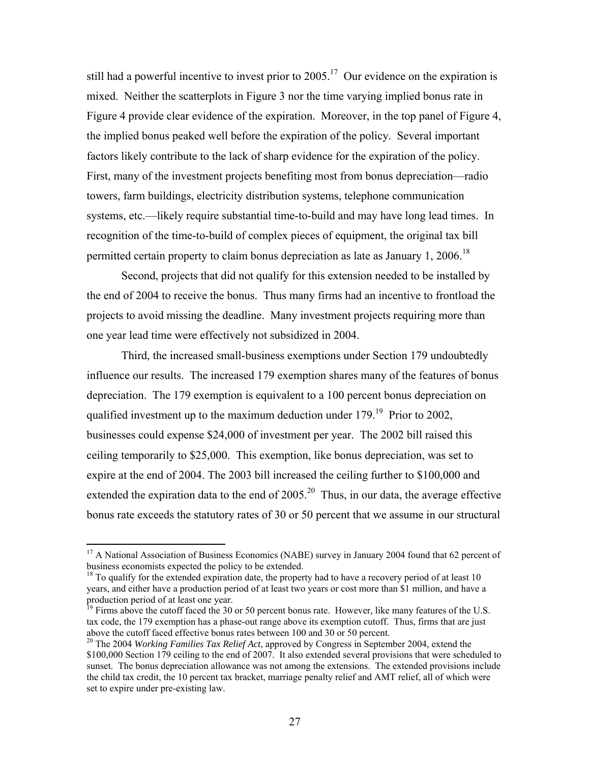still had a powerful incentive to invest prior to 2005.[17] Our evidence on the expiration is mixed. Neither the scatterplots in Figure 3 nor the time varying implied bonus rate in Figure 4 provide clear evidence of the expiration. Moreover, in the top panel of Figure 4, the implied bonus peaked well before the expiration of the policy. Several important factors likely contribute to the lack of sharp evidence for the expiration of the policy. First, many of the investment projects benefiting most from bonus depreciation—radio towers, farm buildings, electricity distribution systems, telephone communication systems, etc.—likely require substantial time-to-build and may have long lead times. In recognition of the time-to-build of complex pieces of equipment, the original tax bill permitted certain property to claim bonus depreciation as late as January 1, 2006.[18]

Second, projects that did not qualify for this extension needed to be installed by the end of 2004 to receive the bonus. Thus many firms had an incentive to frontload the projects to avoid missing the deadline. Many investment projects requiring more than one year lead time were effectively not subsidized in 2004.

Third, the increased small-business exemptions under Section 179 undoubtedly influence our results. The increased 179 exemption shares many of the features of bonus depreciation. The 179 exemption is equivalent to a 100 percent bonus depreciation on qualified investment up to the maximum deduction under 179.[19] Prior to 2002, businesses could expense $24,000 of investment per year. The 2002 bill raised this ceiling temporarily to $25,000. This exemption, like bonus depreciation, was set to expire at the end of 2004. The 2003 bill increased the ceiling further to $100,000 and extended the expiration data to the end of 2005.[20] Thus, in our data, the average effective bonus rate exceeds the statutory rates of 30 or 50 percent that we assume in our structural

---

[17] A National Association of Business Economics (NABE) survey in January 2004 found that 62 percent of business economists expected the policy to be extended.

[18] To qualify for the extended expiration date, the property had to have a recovery period of at least 10 years, and either have a production period of at least two years or cost more than $1 million, and have a production period of at least one year.

[19] Firms above the cutoff faced the 30 or 50 percent bonus rate. However, like many features of the U.S. tax code, the 179 exemption has a phase-out range above its exemption cutoff. Thus, firms that are just above the cutoff faced effective bonus rates between 100 and 30 or 50 percent.

[20] The 2004 *Working Families Tax Relief Act*, approved by Congress in September 2004, extend the $100,000 Section 179 ceiling to the end of 2007. It also extended several provisions that were scheduled to sunset. The bonus depreciation allowance was not among the extensions. The extended provisions include the child tax credit, the 10 percent tax bracket, marriage penalty relief and AMT relief, all of which were set to expire under pre-existing law.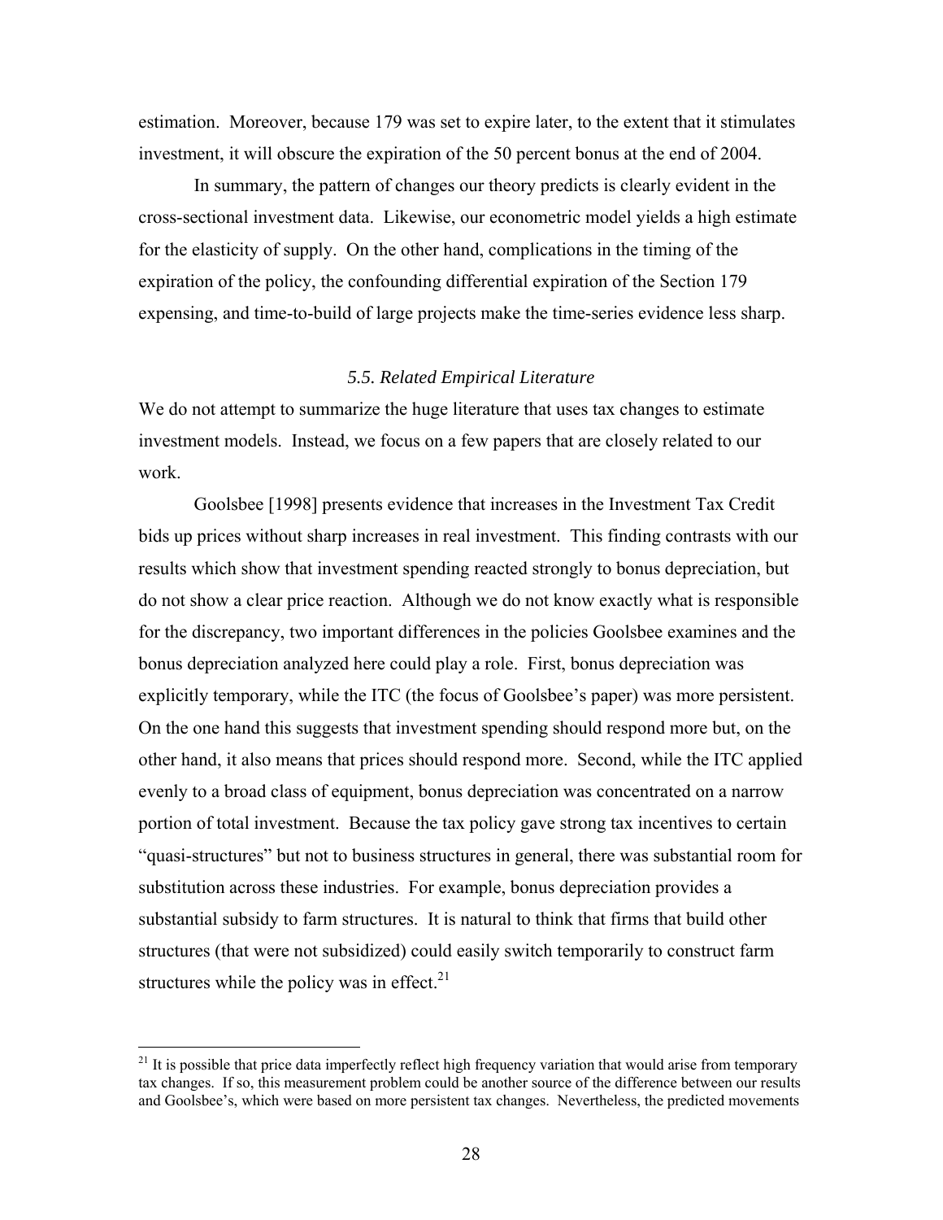estimation. Moreover, because 179 was set to expire later, to the extent that it stimulates investment, it will obscure the expiration of the 50 percent bonus at the end of 2004.

In summary, the pattern of changes our theory predicts is clearly evident in the cross-sectional investment data. Likewise, our econometric model yields a high estimate for the elasticity of supply. On the other hand, complications in the timing of the expiration of the policy, the confounding differential expiration of the Section 179 expensing, and time-to-build of large projects make the time-series evidence less sharp.

### *5.5. Related Empirical Literature*

We do not attempt to summarize the huge literature that uses tax changes to estimate investment models. Instead, we focus on a few papers that are closely related to our work.

Goolsbee [1998] presents evidence that increases in the Investment Tax Credit bids up prices without sharp increases in real investment. This finding contrasts with our results which show that investment spending reacted strongly to bonus depreciation, but do not show a clear price reaction. Although we do not know exactly what is responsible for the discrepancy, two important differences in the policies Goolsbee examines and the bonus depreciation analyzed here could play a role. First, bonus depreciation was explicitly temporary, while the ITC (the focus of Goolsbee's paper) was more persistent. On the one hand this suggests that investment spending should respond more but, on the other hand, it also means that prices should respond more. Second, while the ITC applied evenly to a broad class of equipment, bonus depreciation was concentrated on a narrow portion of total investment. Because the tax policy gave strong tax incentives to certain "quasi-structures" but not to business structures in general, there was substantial room for substitution across these industries. For example, bonus depreciation provides a substantial subsidy to farm structures. It is natural to think that firms that build other structures (that were not subsidized) could easily switch temporarily to construct farm structures while the policy was in effect.[21]

[21] It is possible that price data imperfectly reflect high frequency variation that would arise from temporary tax changes. If so, this measurement problem could be another source of the difference between our results and Goolsbee's, which were based on more persistent tax changes. Nevertheless, the predicted movements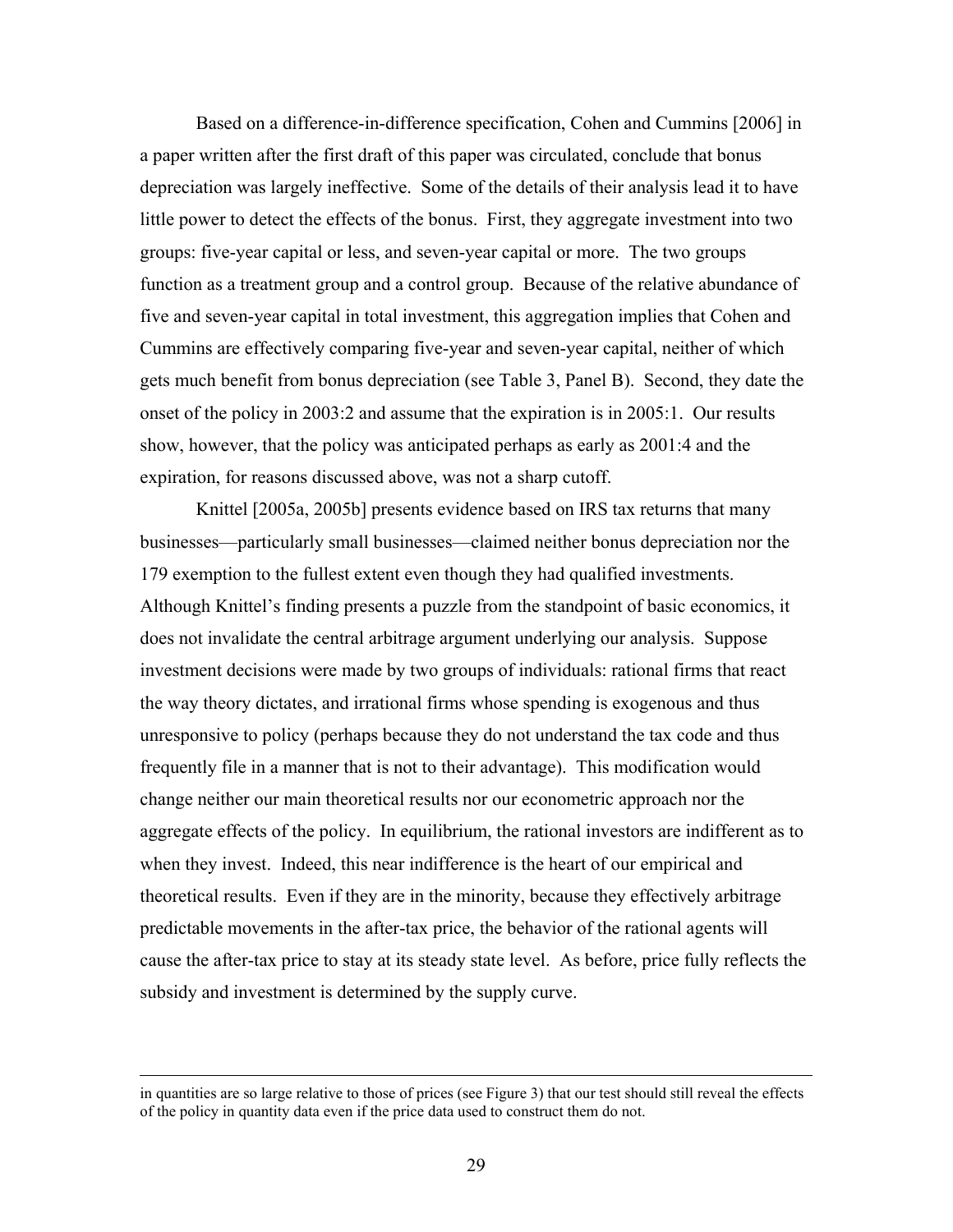Based on a difference-in-difference specification, Cohen and Cummins [2006] in a paper written after the first draft of this paper was circulated, conclude that bonus depreciation was largely ineffective. Some of the details of their analysis lead it to have little power to detect the effects of the bonus. First, they aggregate investment into two groups: five-year capital or less, and seven-year capital or more. The two groups function as a treatment group and a control group. Because of the relative abundance of five and seven-year capital in total investment, this aggregation implies that Cohen and Cummins are effectively comparing five-year and seven-year capital, neither of which gets much benefit from bonus depreciation (see Table 3, Panel B). Second, they date the onset of the policy in 2003:2 and assume that the expiration is in 2005:1. Our results show, however, that the policy was anticipated perhaps as early as 2001:4 and the expiration, for reasons discussed above, was not a sharp cutoff.

Knittel [2005a, 2005b] presents evidence based on IRS tax returns that many businesses—particularly small businesses—claimed neither bonus depreciation nor the 179 exemption to the fullest extent even though they had qualified investments. Although Knittel's finding presents a puzzle from the standpoint of basic economics, it does not invalidate the central arbitrage argument underlying our analysis. Suppose investment decisions were made by two groups of individuals: rational firms that react the way theory dictates, and irrational firms whose spending is exogenous and thus unresponsive to policy (perhaps because they do not understand the tax code and thus frequently file in a manner that is not to their advantage). This modification would change neither our main theoretical results nor our econometric approach nor the aggregate effects of the policy. In equilibrium, the rational investors are indifferent as to when they invest. Indeed, this near indifference is the heart of our empirical and theoretical results. Even if they are in the minority, because they effectively arbitrage predictable movements in the after-tax price, the behavior of the rational agents will cause the after-tax price to stay at its steady state level. As before, price fully reflects the subsidy and investment is determined by the supply curve.

---

in quantities are so large relative to those of prices (see Figure 3) that our test should still reveal the effects of the policy in quantity data even if the price data used to construct them do not.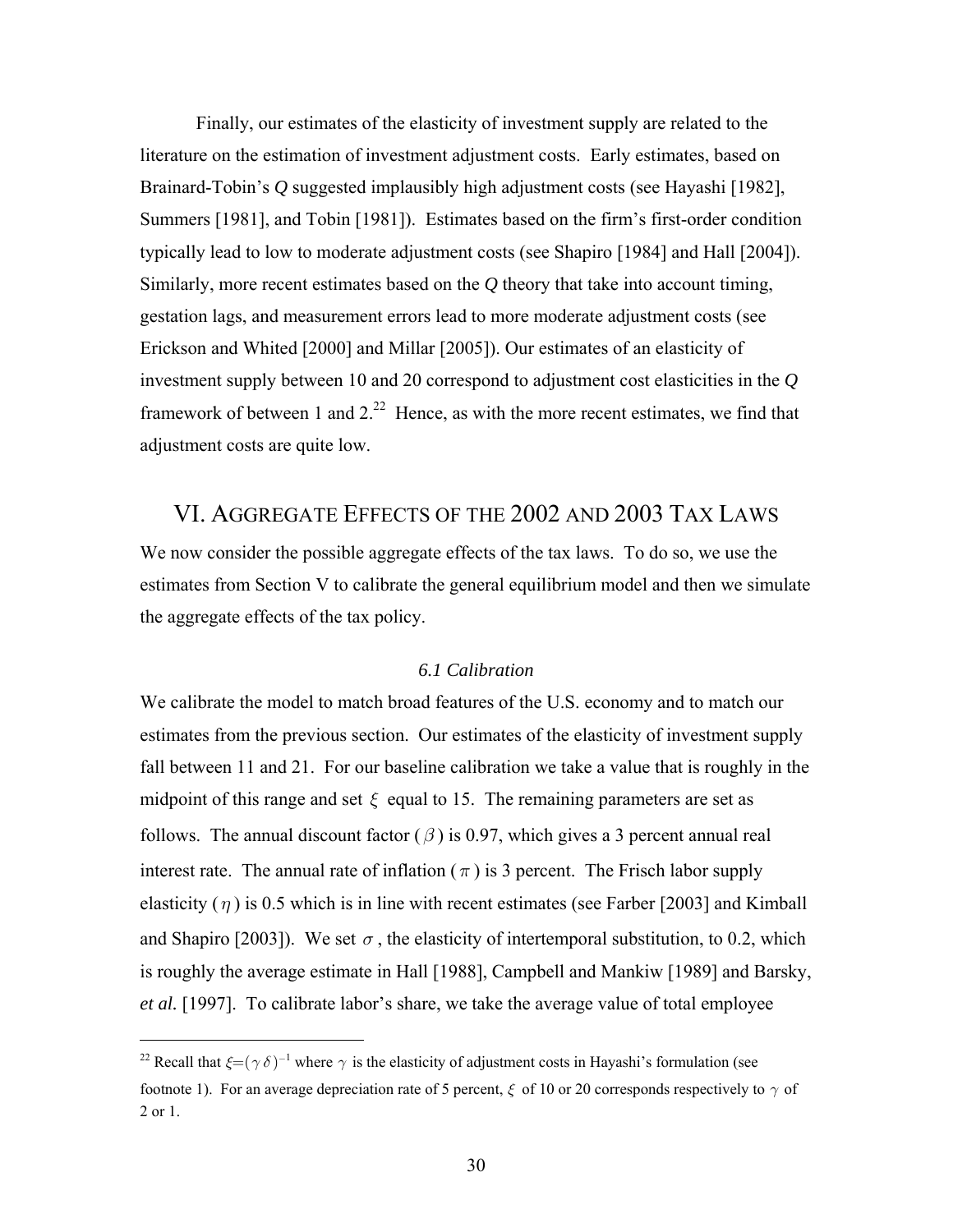Finally, our estimates of the elasticity of investment supply are related to the literature on the estimation of investment adjustment costs. Early estimates, based on Brainard-Tobin's *Q* suggested implausibly high adjustment costs (see Hayashi [1982], Summers [1981], and Tobin [1981]). Estimates based on the firm's first-order condition typically lead to low to moderate adjustment costs (see Shapiro [1984] and Hall [2004]). Similarly, more recent estimates based on the *Q* theory that take into account timing, gestation lags, and measurement errors lead to more moderate adjustment costs (see Erickson and Whited [2000] and Millar [2005]). Our estimates of an elasticity of investment supply between 10 and 20 correspond to adjustment cost elasticities in the *Q* framework of between 1 and 2.[22] Hence, as with the more recent estimates, we find that adjustment costs are quite low.

## VI. Aggregate Effects of the 2002 and 2003 Tax Laws

We now consider the possible aggregate effects of the tax laws. To do so, we use the estimates from Section V to calibrate the general equilibrium model and then we simulate the aggregate effects of the tax policy.

### *6.1 Calibration*

We calibrate the model to match broad features of the U.S. economy and to match our estimates from the previous section. Our estimates of the elasticity of investment supply fall between 11 and 21. For our baseline calibration we take a value that is roughly in the midpoint of this range and set $\xi$ equal to 15. The remaining parameters are set as follows. The annual discount factor ($\beta$) is 0.97, which gives a 3 percent annual real interest rate. The annual rate of inflation ($\pi$) is 3 percent. The Frisch labor supply elasticity ($\eta$) is 0.5 which is in line with recent estimates (see Farber [2003] and Kimball and Shapiro [2003]). We set $\sigma$, the elasticity of intertemporal substitution, to 0.2, which is roughly the average estimate in Hall [1988], Campbell and Mankiw [1989] and Barsky, *et al.* [1997]. To calibrate labor's share, we take the average value of total employee

---

[22] Recall that $\xi = (\gamma \delta)^{-1}$ where $\gamma$ is the elasticity of adjustment costs in Hayashi's formulation (see footnote 1). For an average depreciation rate of 5 percent, $\xi$ of 10 or 20 corresponds respectively to $\gamma$ of 2 or 1.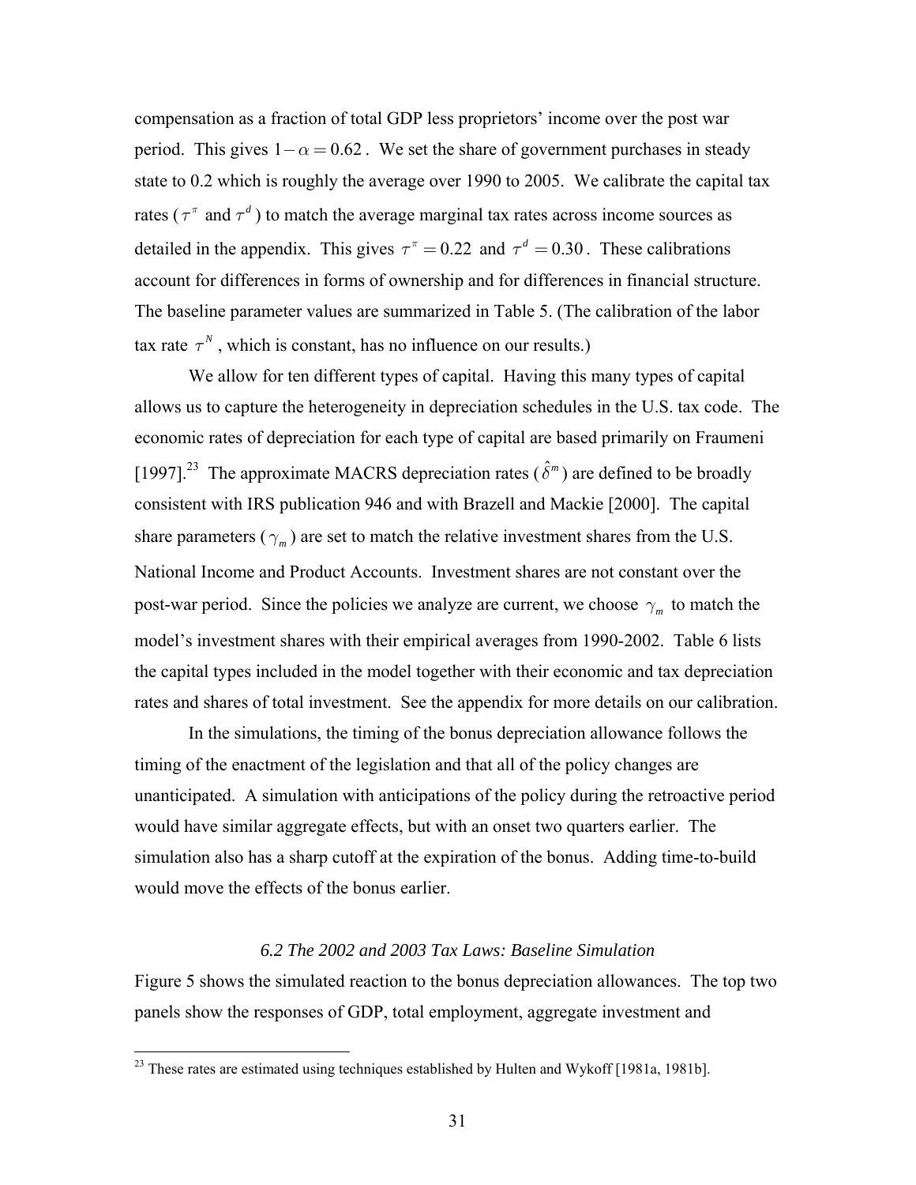compensation as a fraction of total GDP less proprietors' income over the post war period. This gives $1-\alpha = 0.62$. We set the share of government purchases in steady state to 0.2 which is roughly the average over 1990 to 2005. We calibrate the capital tax rates ($\tau^{\pi}$ and $\tau^{d}$) to match the average marginal tax rates across income sources as detailed in the appendix. This gives $\tau^{\pi} = 0.22$ and $\tau^{d} = 0.30$. These calibrations account for differences in forms of ownership and for differences in financial structure. The baseline parameter values are summarized in Table 5. (The calibration of the labor tax rate $\tau^{N}$, which is constant, has no influence on our results.)

We allow for ten different types of capital. Having this many types of capital allows us to capture the heterogeneity in depreciation schedules in the U.S. tax code. The economic rates of depreciation for each type of capital are based primarily on Fraumeni [1997].[23] The approximate MACRS depreciation rates ($\hat{\delta}^{m}$) are defined to be broadly consistent with IRS publication 946 and with Brazell and Mackie [2000]. The capital share parameters ($\gamma_m$) are set to match the relative investment shares from the U.S. National Income and Product Accounts. Investment shares are not constant over the post-war period. Since the policies we analyze are current, we choose $\gamma_m$ to match the model's investment shares with their empirical averages from 1990-2002. Table 6 lists the capital types included in the model together with their economic and tax depreciation rates and shares of total investment. See the appendix for more details on our calibration.

In the simulations, the timing of the bonus depreciation allowance follows the timing of the enactment of the legislation and that all of the policy changes are unanticipated. A simulation with anticipations of the policy during the retroactive period would have similar aggregate effects, but with an onset two quarters earlier. The simulation also has a sharp cutoff at the expiration of the bonus. Adding time-to-build would move the effects of the bonus earlier.

### *6.2 The 2002 and 2003 Tax Laws: Baseline Simulation*

Figure 5 shows the simulated reaction to the bonus depreciation allowances. The top two panels show the responses of GDP, total employment, aggregate investment and

[23] These rates are estimated using techniques established by Hulten and Wykoff [1981a, 1981b].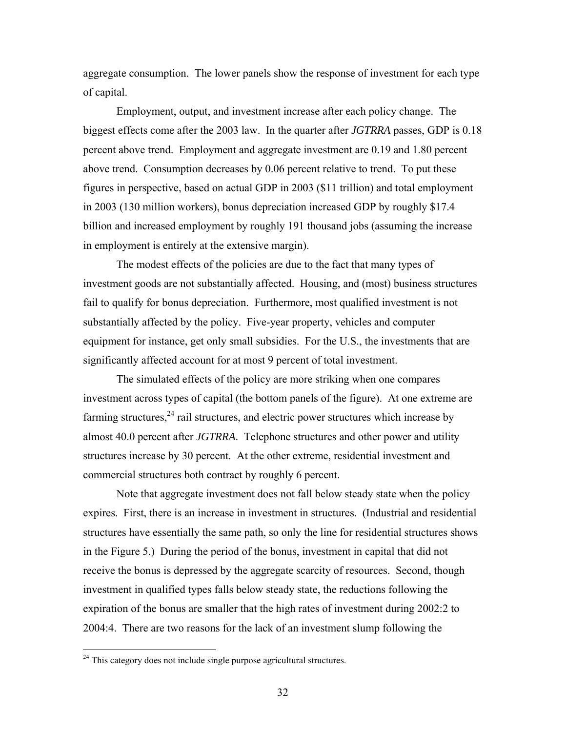aggregate consumption. The lower panels show the response of investment for each type of capital.

Employment, output, and investment increase after each policy change. The biggest effects come after the 2003 law. In the quarter after *JGTRRA* passes, GDP is 0.18 percent above trend. Employment and aggregate investment are 0.19 and 1.80 percent above trend. Consumption decreases by 0.06 percent relative to trend. To put these figures in perspective, based on actual GDP in 2003 ($11 trillion) and total employment in 2003 (130 million workers), bonus depreciation increased GDP by roughly $17.4 billion and increased employment by roughly 191 thousand jobs (assuming the increase in employment is entirely at the extensive margin).

The modest effects of the policies are due to the fact that many types of investment goods are not substantially affected. Housing, and (most) business structures fail to qualify for bonus depreciation. Furthermore, most qualified investment is not substantially affected by the policy. Five-year property, vehicles and computer equipment for instance, get only small subsidies. For the U.S., the investments that are significantly affected account for at most 9 percent of total investment.

The simulated effects of the policy are more striking when one compares investment across types of capital (the bottom panels of the figure). At one extreme are farming structures,[24] rail structures, and electric power structures which increase by almost 40.0 percent after *JGTRRA*. Telephone structures and other power and utility structures increase by 30 percent. At the other extreme, residential investment and commercial structures both contract by roughly 6 percent.

Note that aggregate investment does not fall below steady state when the policy expires. First, there is an increase in investment in structures. (Industrial and residential structures have essentially the same path, so only the line for residential structures shows in the Figure 5.) During the period of the bonus, investment in capital that did not receive the bonus is depressed by the aggregate scarcity of resources. Second, though investment in qualified types falls below steady state, the reductions following the expiration of the bonus are smaller that the high rates of investment during 2002:2 to 2004:4. There are two reasons for the lack of an investment slump following the

[24] This category does not include single purpose agricultural structures.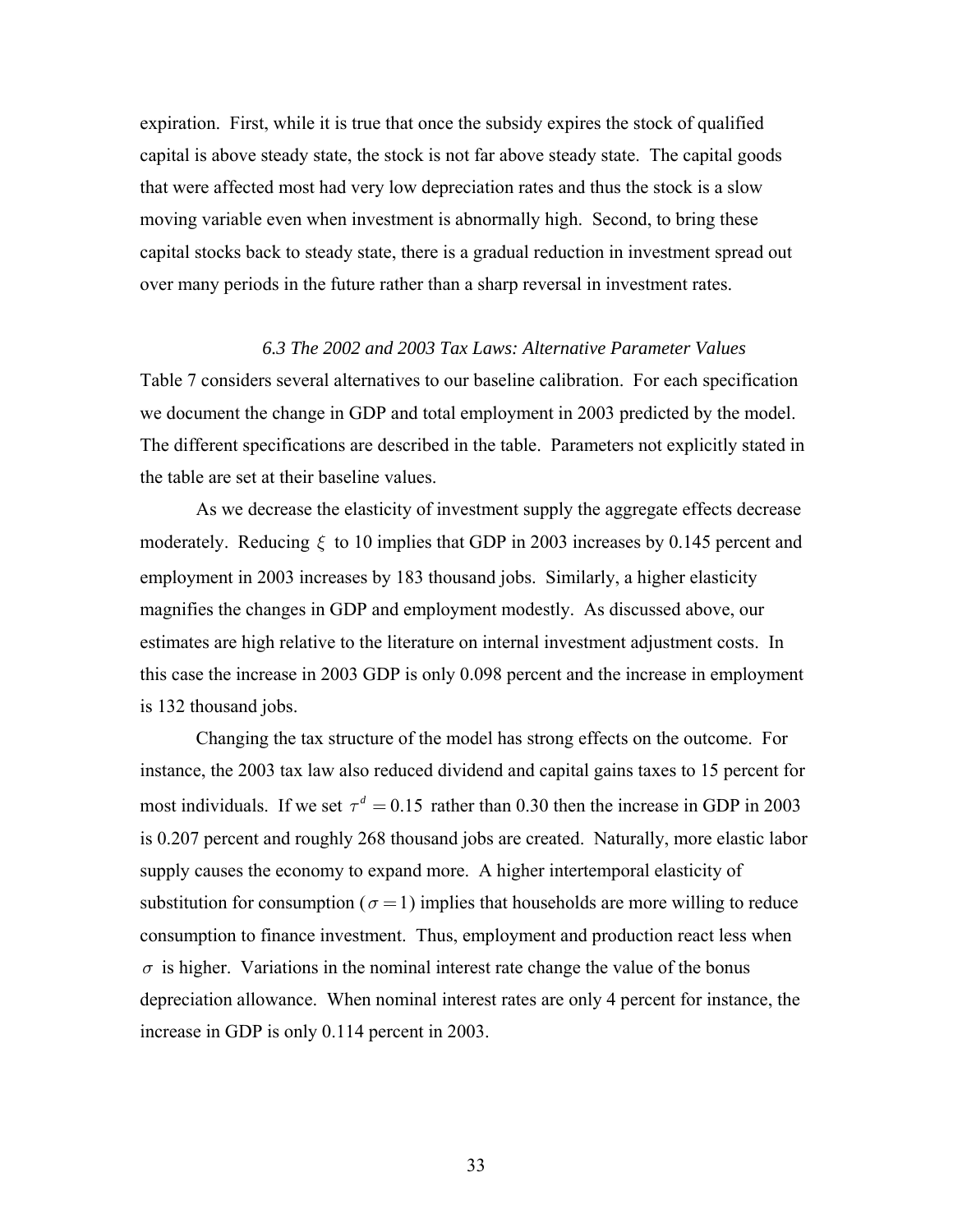expiration. First, while it is true that once the subsidy expires the stock of qualified capital is above steady state, the stock is not far above steady state. The capital goods that were affected most had very low depreciation rates and thus the stock is a slow moving variable even when investment is abnormally high. Second, to bring these capital stocks back to steady state, there is a gradual reduction in investment spread out over many periods in the future rather than a sharp reversal in investment rates.

### *6.3 The 2002 and 2003 Tax Laws: Alternative Parameter Values*

Table 7 considers several alternatives to our baseline calibration. For each specification we document the change in GDP and total employment in 2003 predicted by the model. The different specifications are described in the table. Parameters not explicitly stated in the table are set at their baseline values.

As we decrease the elasticity of investment supply the aggregate effects decrease moderately. Reducing $\xi$ to 10 implies that GDP in 2003 increases by 0.145 percent and employment in 2003 increases by 183 thousand jobs. Similarly, a higher elasticity magnifies the changes in GDP and employment modestly. As discussed above, our estimates are high relative to the literature on internal investment adjustment costs. In this case the increase in 2003 GDP is only 0.098 percent and the increase in employment is 132 thousand jobs.

Changing the tax structure of the model has strong effects on the outcome. For instance, the 2003 tax law also reduced dividend and capital gains taxes to 15 percent for most individuals. If we set $\tau^d = 0.15$ rather than 0.30 then the increase in GDP in 2003 is 0.207 percent and roughly 268 thousand jobs are created. Naturally, more elastic labor supply causes the economy to expand more. A higher intertemporal elasticity of substitution for consumption ($\sigma = 1$) implies that households are more willing to reduce consumption to finance investment. Thus, employment and production react less when $\sigma$ is higher. Variations in the nominal interest rate change the value of the bonus depreciation allowance. When nominal interest rates are only 4 percent for instance, the increase in GDP is only 0.114 percent in 2003.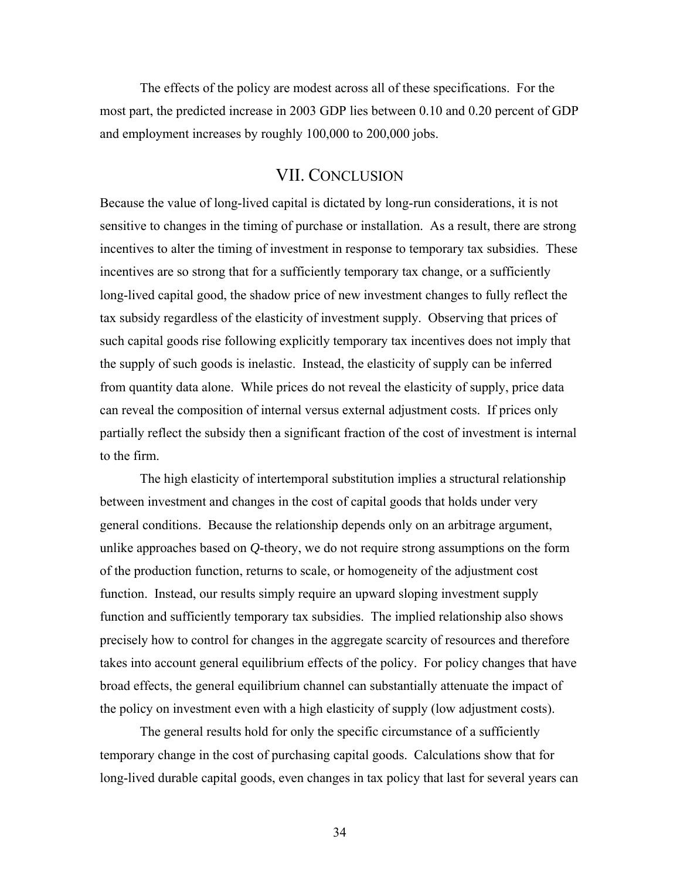The effects of the policy are modest across all of these specifications. For the most part, the predicted increase in 2003 GDP lies between 0.10 and 0.20 percent of GDP and employment increases by roughly 100,000 to 200,000 jobs.

## VII. Conclusion

Because the value of long-lived capital is dictated by long-run considerations, it is not sensitive to changes in the timing of purchase or installation. As a result, there are strong incentives to alter the timing of investment in response to temporary tax subsidies. These incentives are so strong that for a sufficiently temporary tax change, or a sufficiently long-lived capital good, the shadow price of new investment changes to fully reflect the tax subsidy regardless of the elasticity of investment supply. Observing that prices of such capital goods rise following explicitly temporary tax incentives does not imply that the supply of such goods is inelastic. Instead, the elasticity of supply can be inferred from quantity data alone. While prices do not reveal the elasticity of supply, price data can reveal the composition of internal versus external adjustment costs. If prices only partially reflect the subsidy then a significant fraction of the cost of investment is internal to the firm.

The high elasticity of intertemporal substitution implies a structural relationship between investment and changes in the cost of capital goods that holds under very general conditions. Because the relationship depends only on an arbitrage argument, unlike approaches based on *Q*-theory, we do not require strong assumptions on the form of the production function, returns to scale, or homogeneity of the adjustment cost function. Instead, our results simply require an upward sloping investment supply function and sufficiently temporary tax subsidies. The implied relationship also shows precisely how to control for changes in the aggregate scarcity of resources and therefore takes into account general equilibrium effects of the policy. For policy changes that have broad effects, the general equilibrium channel can substantially attenuate the impact of the policy on investment even with a high elasticity of supply (low adjustment costs).

The general results hold for only the specific circumstance of a sufficiently temporary change in the cost of purchasing capital goods. Calculations show that for long-lived durable capital goods, even changes in tax policy that last for several years can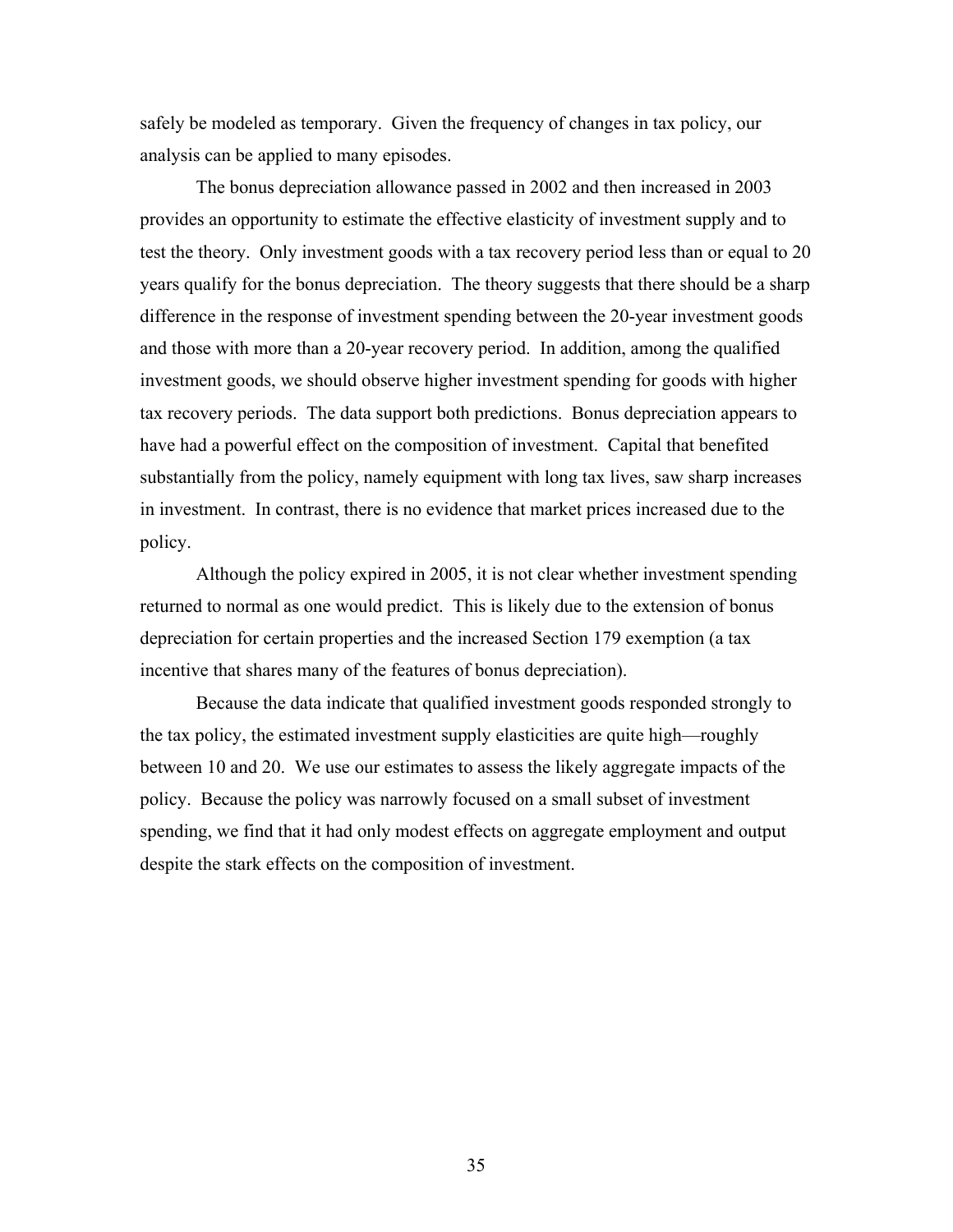safely be modeled as temporary. Given the frequency of changes in tax policy, our analysis can be applied to many episodes.

The bonus depreciation allowance passed in 2002 and then increased in 2003 provides an opportunity to estimate the effective elasticity of investment supply and to test the theory. Only investment goods with a tax recovery period less than or equal to 20 years qualify for the bonus depreciation. The theory suggests that there should be a sharp difference in the response of investment spending between the 20-year investment goods and those with more than a 20-year recovery period. In addition, among the qualified investment goods, we should observe higher investment spending for goods with higher tax recovery periods. The data support both predictions. Bonus depreciation appears to have had a powerful effect on the composition of investment. Capital that benefited substantially from the policy, namely equipment with long tax lives, saw sharp increases in investment. In contrast, there is no evidence that market prices increased due to the policy.

Although the policy expired in 2005, it is not clear whether investment spending returned to normal as one would predict. This is likely due to the extension of bonus depreciation for certain properties and the increased Section 179 exemption (a tax incentive that shares many of the features of bonus depreciation).

Because the data indicate that qualified investment goods responded strongly to the tax policy, the estimated investment supply elasticities are quite high—roughly between 10 and 20. We use our estimates to assess the likely aggregate impacts of the policy. Because the policy was narrowly focused on a small subset of investment spending, we find that it had only modest effects on aggregate employment and output despite the stark effects on the composition of investment.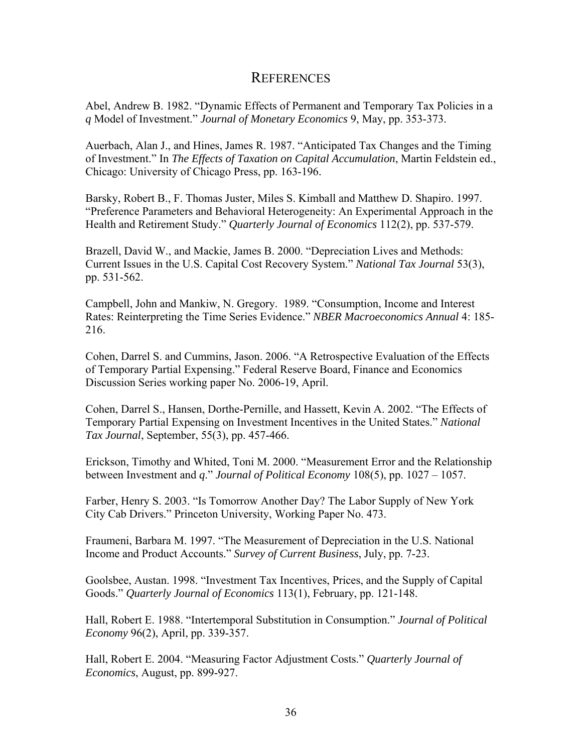# References

Abel, Andrew B. 1982. "Dynamic Effects of Permanent and Temporary Tax Policies in a *q* Model of Investment." *Journal of Monetary Economics* 9, May, pp. 353-373.

Auerbach, Alan J., and Hines, James R. 1987. "Anticipated Tax Changes and the Timing of Investment." In *The Effects of Taxation on Capital Accumulation*, Martin Feldstein ed., Chicago: University of Chicago Press, pp. 163-196.

Barsky, Robert B., F. Thomas Juster, Miles S. Kimball and Matthew D. Shapiro. 1997. "Preference Parameters and Behavioral Heterogeneity: An Experimental Approach in the Health and Retirement Study." *Quarterly Journal of Economics* 112(2), pp. 537-579.

Brazell, David W., and Mackie, James B. 2000. "Depreciation Lives and Methods: Current Issues in the U.S. Capital Cost Recovery System." *National Tax Journal* 53(3), pp. 531-562.

Campbell, John and Mankiw, N. Gregory. 1989. "Consumption, Income and Interest Rates: Reinterpreting the Time Series Evidence." *NBER Macroeconomics Annual* 4: 185-216.

Cohen, Darrel S. and Cummins, Jason. 2006. "A Retrospective Evaluation of the Effects of Temporary Partial Expensing." Federal Reserve Board, Finance and Economics Discussion Series working paper No. 2006-19, April.

Cohen, Darrel S., Hansen, Dorthe-Pernille, and Hassett, Kevin A. 2002. "The Effects of Temporary Partial Expensing on Investment Incentives in the United States." *National Tax Journal*, September, 55(3), pp. 457-466.

Erickson, Timothy and Whited, Toni M. 2000. "Measurement Error and the Relationship between Investment and *q*." *Journal of Political Economy* 108(5), pp. 1027 – 1057.

Farber, Henry S. 2003. "Is Tomorrow Another Day? The Labor Supply of New York City Cab Drivers." Princeton University, Working Paper No. 473.

Fraumeni, Barbara M. 1997. "The Measurement of Depreciation in the U.S. National Income and Product Accounts." *Survey of Current Business*, July, pp. 7-23.

Goolsbee, Austan. 1998. "Investment Tax Incentives, Prices, and the Supply of Capital Goods." *Quarterly Journal of Economics* 113(1), February, pp. 121-148.

Hall, Robert E. 1988. "Intertemporal Substitution in Consumption." *Journal of Political Economy* 96(2), April, pp. 339-357.

Hall, Robert E. 2004. "Measuring Factor Adjustment Costs." *Quarterly Journal of Economics*, August, pp. 899-927.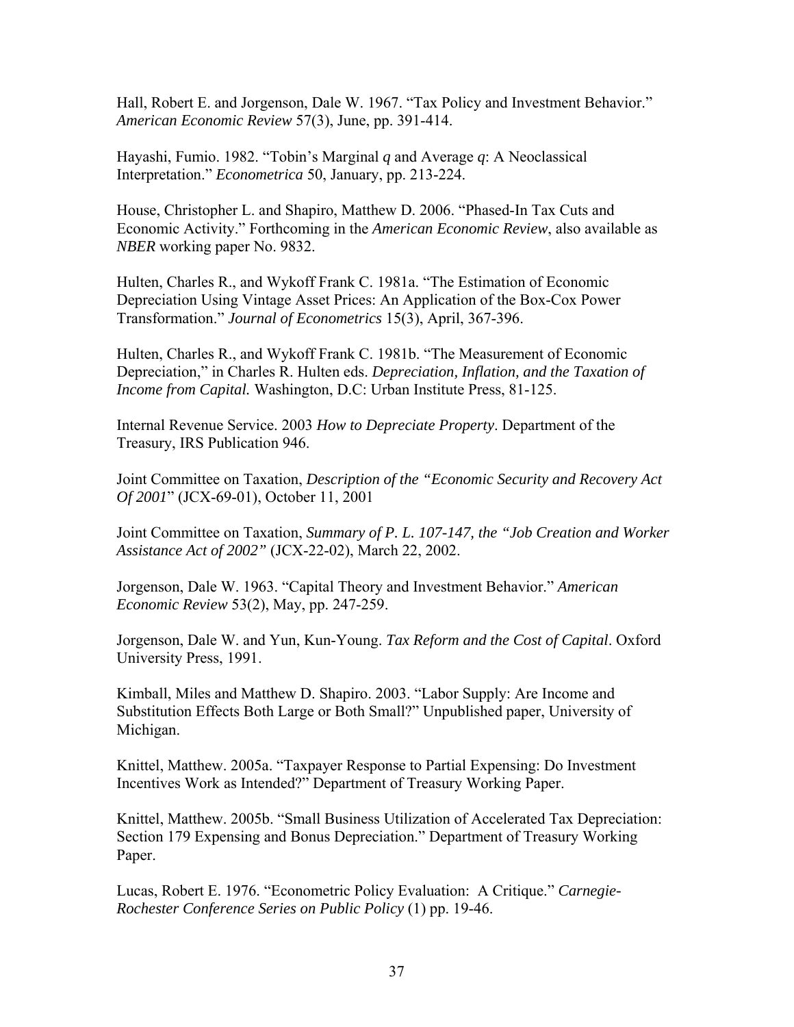Hall, Robert E. and Jorgenson, Dale W. 1967. "Tax Policy and Investment Behavior." *American Economic Review* 57(3), June, pp. 391-414.

Hayashi, Fumio. 1982. "Tobin's Marginal *q* and Average *q*: A Neoclassical Interpretation." *Econometrica* 50, January, pp. 213-224.

House, Christopher L. and Shapiro, Matthew D. 2006. "Phased-In Tax Cuts and Economic Activity." Forthcoming in the *American Economic Review*, also available as *NBER* working paper No. 9832.

Hulten, Charles R., and Wykoff Frank C. 1981a. "The Estimation of Economic Depreciation Using Vintage Asset Prices: An Application of the Box-Cox Power Transformation." *Journal of Econometrics* 15(3), April, 367-396.

Hulten, Charles R., and Wykoff Frank C. 1981b. "The Measurement of Economic Depreciation," in Charles R. Hulten eds. *Depreciation, Inflation, and the Taxation of Income from Capital.* Washington, D.C: Urban Institute Press, 81-125.

Internal Revenue Service. 2003 *How to Depreciate Property*. Department of the Treasury, IRS Publication 946.

Joint Committee on Taxation, *Description of the "Economic Security and Recovery Act Of 2001*" (JCX-69-01), October 11, 2001

Joint Committee on Taxation, *Summary of P. L. 107-147, the "Job Creation and Worker Assistance Act of 2002"* (JCX-22-02), March 22, 2002.

Jorgenson, Dale W. 1963. "Capital Theory and Investment Behavior." *American Economic Review* 53(2), May, pp. 247-259.

Jorgenson, Dale W. and Yun, Kun-Young. *Tax Reform and the Cost of Capital*. Oxford University Press, 1991.

Kimball, Miles and Matthew D. Shapiro. 2003. "Labor Supply: Are Income and Substitution Effects Both Large or Both Small?" Unpublished paper, University of Michigan.

Knittel, Matthew. 2005a. "Taxpayer Response to Partial Expensing: Do Investment Incentives Work as Intended?" Department of Treasury Working Paper.

Knittel, Matthew. 2005b. "Small Business Utilization of Accelerated Tax Depreciation: Section 179 Expensing and Bonus Depreciation." Department of Treasury Working Paper.

Lucas, Robert E. 1976. "Econometric Policy Evaluation: A Critique." *Carnegie-Rochester Conference Series on Public Policy* (1) pp. 19-46.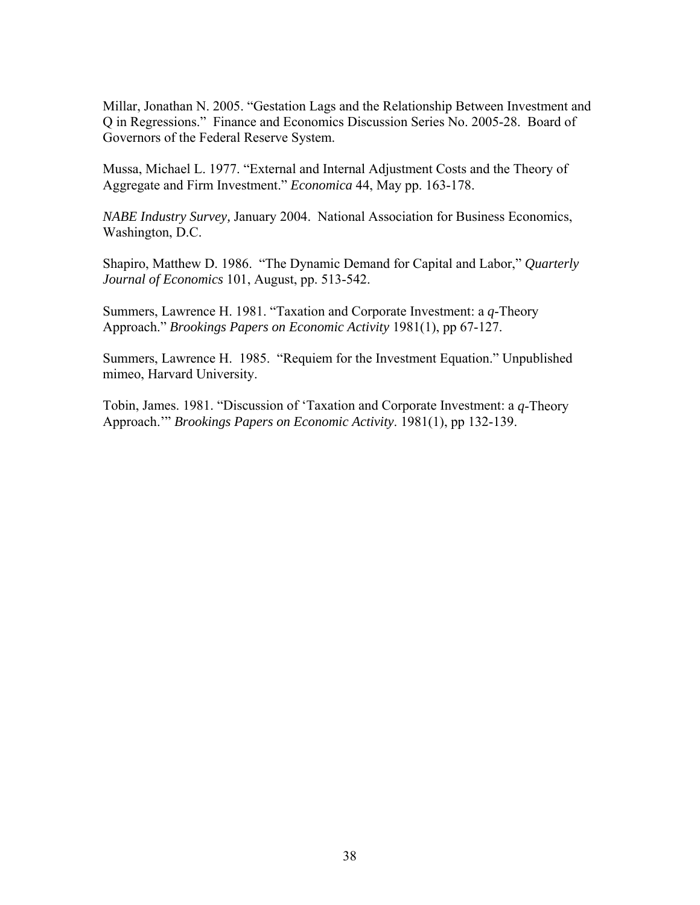Millar, Jonathan N. 2005. “Gestation Lags and the Relationship Between Investment and Q in Regressions.” Finance and Economics Discussion Series No. 2005-28. Board of Governors of the Federal Reserve System.

Mussa, Michael L. 1977. “External and Internal Adjustment Costs and the Theory of Aggregate and Firm Investment.” *Economica* 44, May pp. 163-178.

*NABE Industry Survey*, January 2004. National Association for Business Economics, Washington, D.C.

Shapiro, Matthew D. 1986. “The Dynamic Demand for Capital and Labor,” *Quarterly Journal of Economics* 101, August, pp. 513-542.

Summers, Lawrence H. 1981. “Taxation and Corporate Investment: a *q*-Theory Approach.” *Brookings Papers on Economic Activity* 1981(1), pp 67-127.

Summers, Lawrence H. 1985. “Requiem for the Investment Equation.” Unpublished mimeo, Harvard University.

Tobin, James. 1981. “Discussion of ‘Taxation and Corporate Investment: a *q*-Theory Approach.’” *Brookings Papers on Economic Activity*. 1981(1), pp 132-139.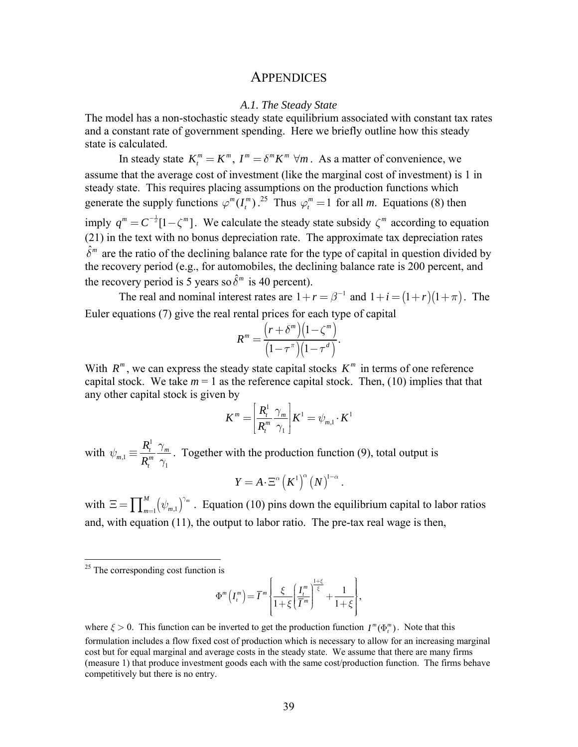# APPENDICES

### *A.1. The Steady State*

The model has a non-stochastic steady state equilibrium associated with constant tax rates and a constant rate of government spending. Here we briefly outline how this steady state is calculated.

In steady state $K_t^m = K^m$, $I^m = \delta^m K^m \; \forall m$. As a matter of convenience, we assume that the average cost of investment (like the marginal cost of investment) is 1 in steady state. This requires placing assumptions on the production functions which generate the supply functions $\varphi^m(I_t^m)$.[25] Thus $\varphi_t^m = 1$ for all *m*. Equations (8) then imply $q^m = C^{-\frac{1}{\sigma}}[1-\zeta^m]$. We calculate the steady state subsidy $\zeta^m$ according to equation (21) in the text with no bonus depreciation rate. The approximate tax depreciation rates $\hat{\delta}^m$ are the ratio of the declining balance rate for the type of capital in question divided by the recovery period (e.g., for automobiles, the declining balance rate is 200 percent, and the recovery period is 5 years so $\hat{\delta}^m$ is 40 percent).

The real and nominal interest rates are $1+r=\beta^{-1}$ and $1+i=(1+r)(1+\pi)$. The Euler equations (7) give the real rental prices for each type of capital

$$R^m = \frac{\left(r+\delta^m\right)\left(1-\zeta^m\right)}{\left(1-\tau^\pi\right)\left(1-\tau^d\right)}.$$

With $R^m$, we can express the steady state capital stocks $K^m$ in terms of one reference capital stock. We take *m* = 1 as the reference capital stock. Then, (10) implies that that any other capital stock is given by

$$K^m = \left[\frac{R_t^1}{R_t^m}\frac{\gamma_m}{\gamma_1}\right]K^1 = \psi_{m,1}\cdot K^1$$

with $\psi_{m,1} \equiv \frac{R_t^1}{R_t^m}\frac{\gamma_m}{\gamma_1}$. Together with the production function (9), total output is

$$Y = A\cdot\Xi^\alpha\left(K^1\right)^\alpha\left(N\right)^{1-\alpha}.$$

with $\Xi = \prod_{m=1}^{M}\left(\psi_{m,1}\right)^{\gamma_m}$. Equation (10) pins down the equilibrium capital to labor ratios and, with equation (11), the output to labor ratio. The pre-tax real wage is then,

---

[25] The corresponding cost function is

$$\Phi^m\left(I_t^m\right) = \bar{I}^m\left\{\frac{\xi}{1+\xi}\left(\frac{I_t^m}{\bar{I}^m}\right)^{\frac{1+\xi}{\xi}} + \frac{1}{1+\xi}\right\},$$

where $\xi > 0$. This function can be inverted to get the production function $I^m(\Phi_t^m)$. Note that this formulation includes a flow fixed cost of production which is necessary to allow for an increasing marginal cost but for equal marginal and average costs in the steady state. We assume that there are many firms (measure 1) that produce investment goods each with the same cost/production function. The firms behave competitively but there is no entry.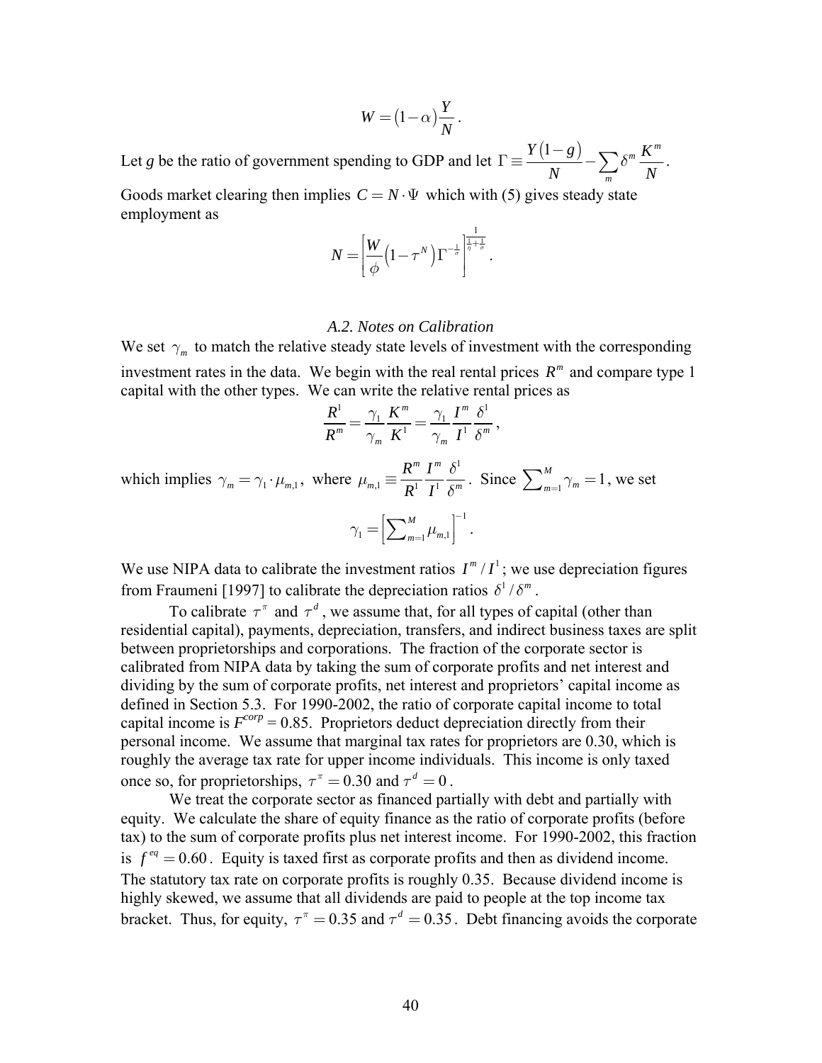$$W = (1-\alpha)\frac{Y}{N}.$$

Let $g$ be the ratio of government spending to GDP and let $\Gamma \equiv \frac{Y(1-g)}{N} - \sum_m \delta^m \frac{K^m}{N}$.

Goods market clearing then implies $C = N \cdot \Psi$ which with (5) gives steady state employment as

$$N = \left[\frac{W}{\phi}\left(1-\tau^N\right)\Gamma^{-\frac{1}{\sigma}}\right]^{\frac{1}{\frac{1}{\eta}+\frac{1}{\sigma}}}.$$

### *A.2. Notes on Calibration*

We set $\gamma_m$ to match the relative steady state levels of investment with the corresponding investment rates in the data. We begin with the real rental prices $R^m$ and compare type 1 capital with the other types. We can write the relative rental prices as

$$\frac{R^1}{R^m} = \frac{\gamma_1}{\gamma_m}\frac{K^m}{K^1} = \frac{\gamma_1}{\gamma_m}\frac{I^m}{I^1}\frac{\delta^1}{\delta^m},$$

which implies $\gamma_m = \gamma_1 \cdot \mu_{m,1}$, where $\mu_{m,1} \equiv \frac{R^m}{R^1}\frac{I^m}{I^1}\frac{\delta^1}{\delta^m}$. Since $\sum_{m=1}^{M} \gamma_m = 1$, we set

$$\gamma_1 = \left[\sum_{m=1}^{M} \mu_{m,1}\right]^{-1}.$$

We use NIPA data to calibrate the investment ratios $I^m / I^1$; we use depreciation figures from Fraumeni [1997] to calibrate the depreciation ratios $\delta^1 / \delta^m$.

To calibrate $\tau^\pi$ and $\tau^d$, we assume that, for all types of capital (other than residential capital), payments, depreciation, transfers, and indirect business taxes are split between proprietorships and corporations. The fraction of the corporate sector is calibrated from NIPA data by taking the sum of corporate profits and net interest and dividing by the sum of corporate profits, net interest and proprietors' capital income as defined in Section 5.3. For 1990-2002, the ratio of corporate capital income to total capital income is $F^{corp} = 0.85$. Proprietors deduct depreciation directly from their personal income. We assume that marginal tax rates for proprietors are 0.30, which is roughly the average tax rate for upper income individuals. This income is only taxed once so, for proprietorships, $\tau^\pi = 0.30$ and $\tau^d = 0$.

We treat the corporate sector as financed partially with debt and partially with equity. We calculate the share of equity finance as the ratio of corporate profits (before tax) to the sum of corporate profits plus net interest income. For 1990-2002, this fraction is $f^{eq} = 0.60$. Equity is taxed first as corporate profits and then as dividend income. The statutory tax rate on corporate profits is roughly 0.35. Because dividend income is highly skewed, we assume that all dividends are paid to people at the top income tax bracket. Thus, for equity, $\tau^\pi = 0.35$ and $\tau^d = 0.35$. Debt financing avoids the corporate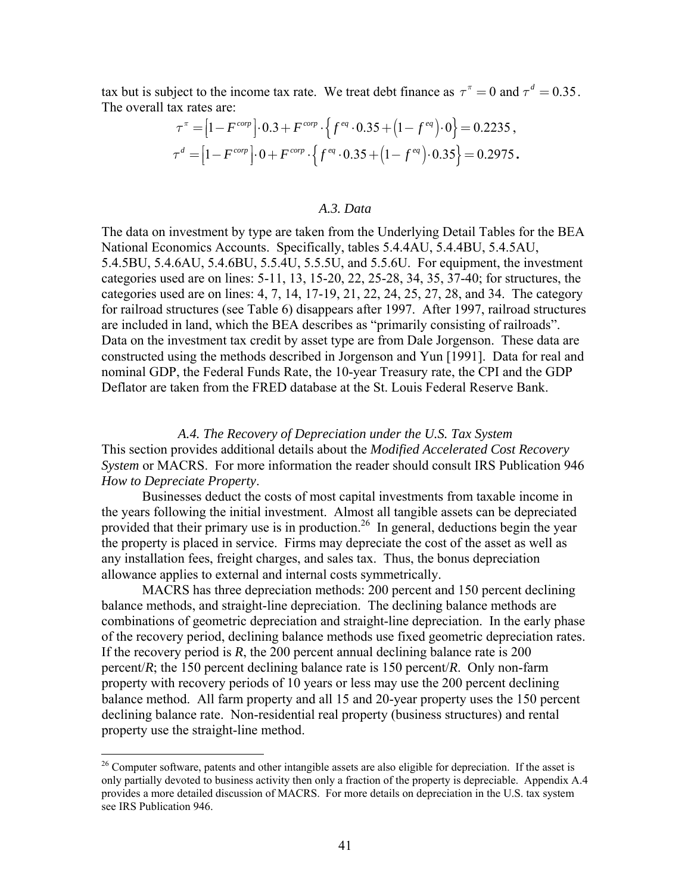tax but is subject to the income tax rate. We treat debt finance as $\tau^{\pi} = 0$ and $\tau^{d} = 0.35$. The overall tax rates are:

$$\tau^{\pi} = \left[1 - F^{corp}\right] \cdot 0.3 + F^{corp} \cdot \left\{ f^{eq} \cdot 0.35 + \left(1 - f^{eq}\right) \cdot 0 \right\} = 0.2235,$$

$$\tau^{d} = \left[1 - F^{corp}\right] \cdot 0 + F^{corp} \cdot \left\{ f^{eq} \cdot 0.35 + \left(1 - f^{eq}\right) \cdot 0.35 \right\} = 0.2975.$$

### *A.3. Data*

The data on investment by type are taken from the Underlying Detail Tables for the BEA National Economics Accounts. Specifically, tables 5.4.4AU, 5.4.4BU, 5.4.5AU, 5.4.5BU, 5.4.6AU, 5.4.6BU, 5.5.4U, 5.5.5U, and 5.5.6U. For equipment, the investment categories used are on lines: 5-11, 13, 15-20, 22, 25-28, 34, 35, 37-40; for structures, the categories used are on lines: 4, 7, 14, 17-19, 21, 22, 24, 25, 27, 28, and 34. The category for railroad structures (see Table 6) disappears after 1997. After 1997, railroad structures are included in land, which the BEA describes as "primarily consisting of railroads". Data on the investment tax credit by asset type are from Dale Jorgenson. These data are constructed using the methods described in Jorgenson and Yun [1991]. Data for real and nominal GDP, the Federal Funds Rate, the 10-year Treasury rate, the CPI and the GDP Deflator are taken from the FRED database at the St. Louis Federal Reserve Bank.

### *A.4. The Recovery of Depreciation under the U.S. Tax System*

This section provides additional details about the *Modified Accelerated Cost Recovery System* or MACRS. For more information the reader should consult IRS Publication 946 *How to Depreciate Property*.

Businesses deduct the costs of most capital investments from taxable income in the years following the initial investment. Almost all tangible assets can be depreciated provided that their primary use is in production.[26] In general, deductions begin the year the property is placed in service. Firms may depreciate the cost of the asset as well as any installation fees, freight charges, and sales tax. Thus, the bonus depreciation allowance applies to external and internal costs symmetrically.

MACRS has three depreciation methods: 200 percent and 150 percent declining balance methods, and straight-line depreciation. The declining balance methods are combinations of geometric depreciation and straight-line depreciation. In the early phase of the recovery period, declining balance methods use fixed geometric depreciation rates. If the recovery period is *R*, the 200 percent annual declining balance rate is 200 percent/*R*; the 150 percent declining balance rate is 150 percent/*R*. Only non-farm property with recovery periods of 10 years or less may use the 200 percent declining balance method. All farm property and all 15 and 20-year property uses the 150 percent declining balance rate. Non-residential real property (business structures) and rental property use the straight-line method.

[26] Computer software, patents and other intangible assets are also eligible for depreciation. If the asset is only partially devoted to business activity then only a fraction of the property is depreciable. Appendix A.4 provides a more detailed discussion of MACRS. For more details on depreciation in the U.S. tax system see IRS Publication 946.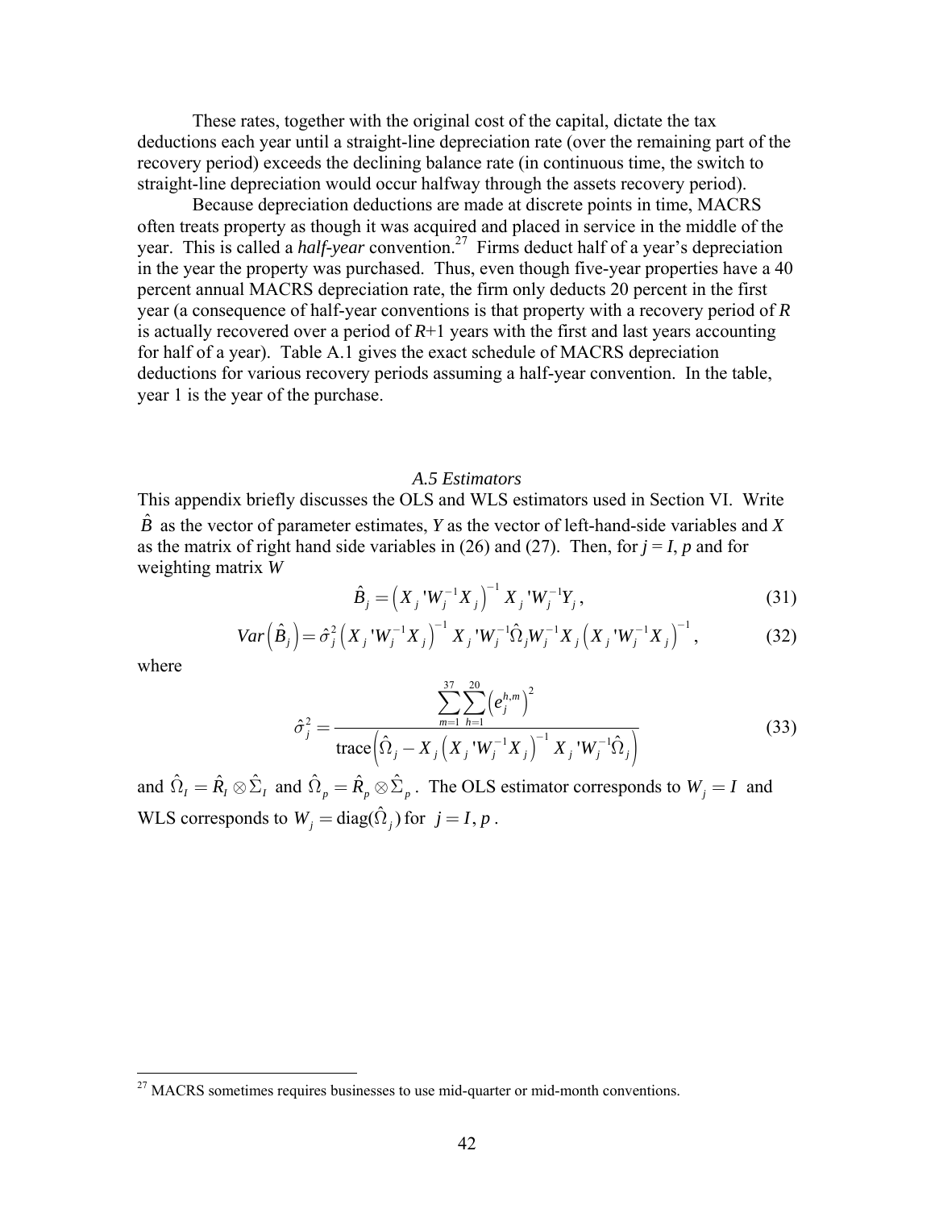These rates, together with the original cost of the capital, dictate the tax deductions each year until a straight-line depreciation rate (over the remaining part of the recovery period) exceeds the declining balance rate (in continuous time, the switch to straight-line depreciation would occur halfway through the assets recovery period).

Because depreciation deductions are made at discrete points in time, MACRS often treats property as though it was acquired and placed in service in the middle of the year. This is called a *half-year* convention.[27] Firms deduct half of a year's depreciation in the year the property was purchased. Thus, even though five-year properties have a 40 percent annual MACRS depreciation rate, the firm only deducts 20 percent in the first year (a consequence of half-year conventions is that property with a recovery period of $R$ is actually recovered over a period of $R$+1 years with the first and last years accounting for half of a year). Table A.1 gives the exact schedule of MACRS depreciation deductions for various recovery periods assuming a half-year convention. In the table, year 1 is the year of the purchase.

### *A.5 Estimators*

This appendix briefly discusses the OLS and WLS estimators used in Section VI. Write $\hat{B}$ as the vector of parameter estimates, $Y$ as the vector of left-hand-side variables and $X$ as the matrix of right hand side variables in (26) and (27). Then, for $j = I$, $p$ and for weighting matrix $W$

$$\hat{B}_j = \left(X_j{}'W_j^{-1}X_j\right)^{-1} X_j{}'W_j^{-1}Y_j, \tag{31}$$

$$Var\left(\hat{B}_j\right) = \hat{\sigma}_j^2\left(X_j{}'W_j^{-1}X_j\right)^{-1} X_j{}'W_j^{-1}\hat{\Omega}_j W_j^{-1}X_j\left(X_j{}'W_j^{-1}X_j\right)^{-1}, \tag{32}$$

where

$$\hat{\sigma}_j^2 = \frac{\sum_{m=1}^{37}\sum_{h=1}^{20}\left(e_j^{h,m}\right)^2}{\text{trace}\left(\hat{\Omega}_j - X_j\left(X_j{}'W_j^{-1}X_j\right)^{-1}X_j{}'W_j^{-1}\hat{\Omega}_j\right)} \tag{33}$$

and $\hat{\Omega}_I = \hat{R}_I \otimes \hat{\Sigma}_I$ and $\hat{\Omega}_p = \hat{R}_p \otimes \hat{\Sigma}_p$. The OLS estimator corresponds to $W_j = I$ and WLS corresponds to $W_j = \text{diag}(\hat{\Omega}_j)$ for $j = I, p$.

---

[27] MACRS sometimes requires businesses to use mid-quarter or mid-month conventions.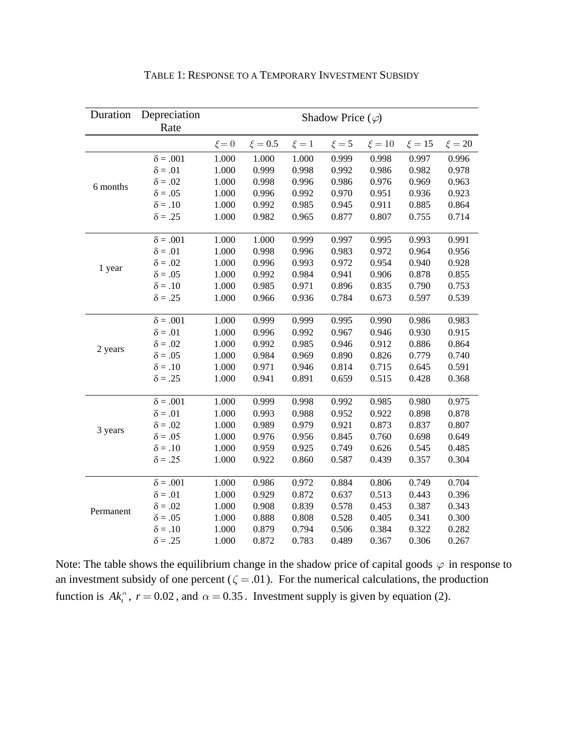TABLE 1: RESPONSE TO A TEMPORARY INVESTMENT SUBSIDY

| Duration | Depreciation Rate | Shadow Price ($\varphi$) | | | | | | |
|---|---|---|---|---|---|---|---|---|
| | | $\xi = 0$ | $\xi = 0.5$ | $\xi = 1$ | $\xi = 5$ | $\xi = 10$ | $\xi = 15$ | $\xi = 20$ |
| 6 months | δ = .001 | 1.000 | 1.000 | 1.000 | 0.999 | 0.998 | 0.997 | 0.996 |
| | δ = .01 | 1.000 | 0.999 | 0.998 | 0.992 | 0.986 | 0.982 | 0.978 |
| | δ = .02 | 1.000 | 0.998 | 0.996 | 0.986 | 0.976 | 0.969 | 0.963 |
| | δ = .05 | 1.000 | 0.996 | 0.992 | 0.970 | 0.951 | 0.936 | 0.923 |
| | δ = .10 | 1.000 | 0.992 | 0.985 | 0.945 | 0.911 | 0.885 | 0.864 |
| | δ = .25 | 1.000 | 0.982 | 0.965 | 0.877 | 0.807 | 0.755 | 0.714 |
| 1 year | δ = .001 | 1.000 | 1.000 | 0.999 | 0.997 | 0.995 | 0.993 | 0.991 |
| | δ = .01 | 1.000 | 0.998 | 0.996 | 0.983 | 0.972 | 0.964 | 0.956 |
| | δ = .02 | 1.000 | 0.996 | 0.993 | 0.972 | 0.954 | 0.940 | 0.928 |
| | δ = .05 | 1.000 | 0.992 | 0.984 | 0.941 | 0.906 | 0.878 | 0.855 |
| | δ = .10 | 1.000 | 0.985 | 0.971 | 0.896 | 0.835 | 0.790 | 0.753 |
| | δ = .25 | 1.000 | 0.966 | 0.936 | 0.784 | 0.673 | 0.597 | 0.539 |
| 2 years | δ = .001 | 1.000 | 0.999 | 0.999 | 0.995 | 0.990 | 0.986 | 0.983 |
| | δ = .01 | 1.000 | 0.996 | 0.992 | 0.967 | 0.946 | 0.930 | 0.915 |
| | δ = .02 | 1.000 | 0.992 | 0.985 | 0.946 | 0.912 | 0.886 | 0.864 |
| | δ = .05 | 1.000 | 0.984 | 0.969 | 0.890 | 0.826 | 0.779 | 0.740 |
| | δ = .10 | 1.000 | 0.971 | 0.946 | 0.814 | 0.715 | 0.645 | 0.591 |
| | δ = .25 | 1.000 | 0.941 | 0.891 | 0.659 | 0.515 | 0.428 | 0.368 |
| 3 years | δ = .001 | 1.000 | 0.999 | 0.998 | 0.992 | 0.985 | 0.980 | 0.975 |
| | δ = .01 | 1.000 | 0.993 | 0.988 | 0.952 | 0.922 | 0.898 | 0.878 |
| | δ = .02 | 1.000 | 0.989 | 0.979 | 0.921 | 0.873 | 0.837 | 0.807 |
| | δ = .05 | 1.000 | 0.976 | 0.956 | 0.845 | 0.760 | 0.698 | 0.649 |
| | δ = .10 | 1.000 | 0.959 | 0.925 | 0.749 | 0.626 | 0.545 | 0.485 |
| | δ = .25 | 1.000 | 0.922 | 0.860 | 0.587 | 0.439 | 0.357 | 0.304 |
| Permanent | δ = .001 | 1.000 | 0.986 | 0.972 | 0.884 | 0.806 | 0.749 | 0.704 |
| | δ = .01 | 1.000 | 0.929 | 0.872 | 0.637 | 0.513 | 0.443 | 0.396 |
| | δ = .02 | 1.000 | 0.908 | 0.839 | 0.578 | 0.453 | 0.387 | 0.343 |
| | δ = .05 | 1.000 | 0.888 | 0.808 | 0.528 | 0.405 | 0.341 | 0.300 |
| | δ = .10 | 1.000 | 0.879 | 0.794 | 0.506 | 0.384 | 0.322 | 0.282 |
| | δ = .25 | 1.000 | 0.872 | 0.783 | 0.489 | 0.367 | 0.306 | 0.267 |

Note: The table shows the equilibrium change in the shadow price of capital goods $\varphi$ in response to an investment subsidy of one percent ($\zeta = .01$). For the numerical calculations, the production function is $Ak_t^{\alpha}$, $r = 0.02$, and $\alpha = 0.35$. Investment supply is given by equation (2).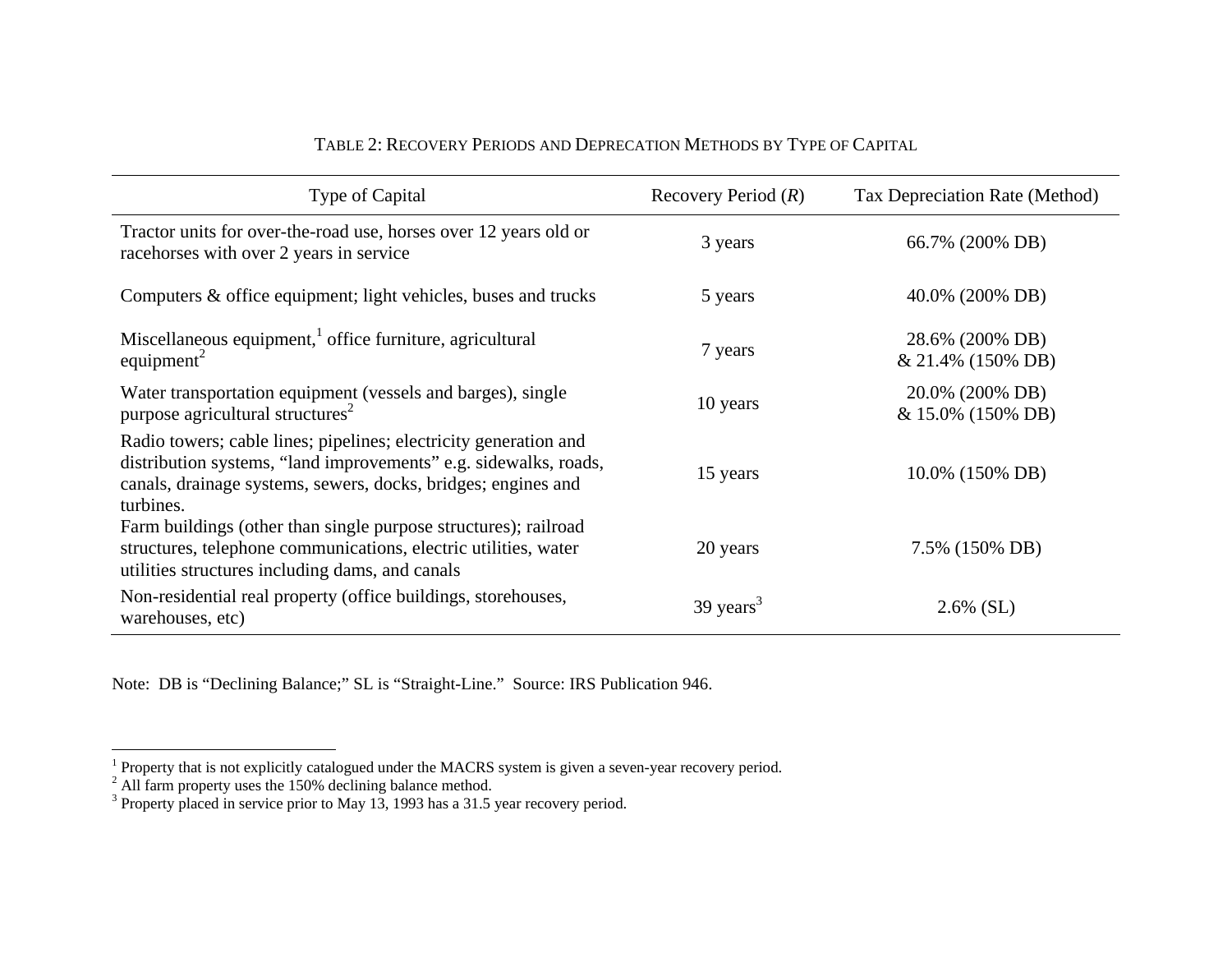TABLE 2: RECOVERY PERIODS AND DEPRECATION METHODS BY TYPE OF CAPITAL

| Type of Capital | Recovery Period ($R$) | Tax Depreciation Rate (Method) |
|---|---|---|
| Tractor units for over-the-road use, horses over 12 years old or racehorses with over 2 years in service | 3 years | 66.7% (200% DB) |
| Computers & office equipment; light vehicles, buses and trucks | 5 years | 40.0% (200% DB) |
| Miscellaneous equipment,[1] office furniture, agricultural equipment[2] | 7 years | 28.6% (200% DB) & 21.4% (150% DB) |
| Water transportation equipment (vessels and barges), single purpose agricultural structures[2] | 10 years | 20.0% (200% DB) & 15.0% (150% DB) |
| Radio towers; cable lines; pipelines; electricity generation and distribution systems, "land improvements" e.g. sidewalks, roads, canals, drainage systems, sewers, docks, bridges; engines and turbines. | 15 years | 10.0% (150% DB) |
| Farm buildings (other than single purpose structures); railroad structures, telephone communications, electric utilities, water utilities structures including dams, and canals | 20 years | 7.5% (150% DB) |
| Non-residential real property (office buildings, storehouses, warehouses, etc) | 39 years[3] | 2.6% (SL) |

Note: DB is "Declining Balance;" SL is "Straight-Line." Source: IRS Publication 946.

[1] Property that is not explicitly catalogued under the MACRS system is given a seven-year recovery period.
[2] All farm property uses the 150% declining balance method.
[3] Property placed in service prior to May 13, 1993 has a 31.5 year recovery period.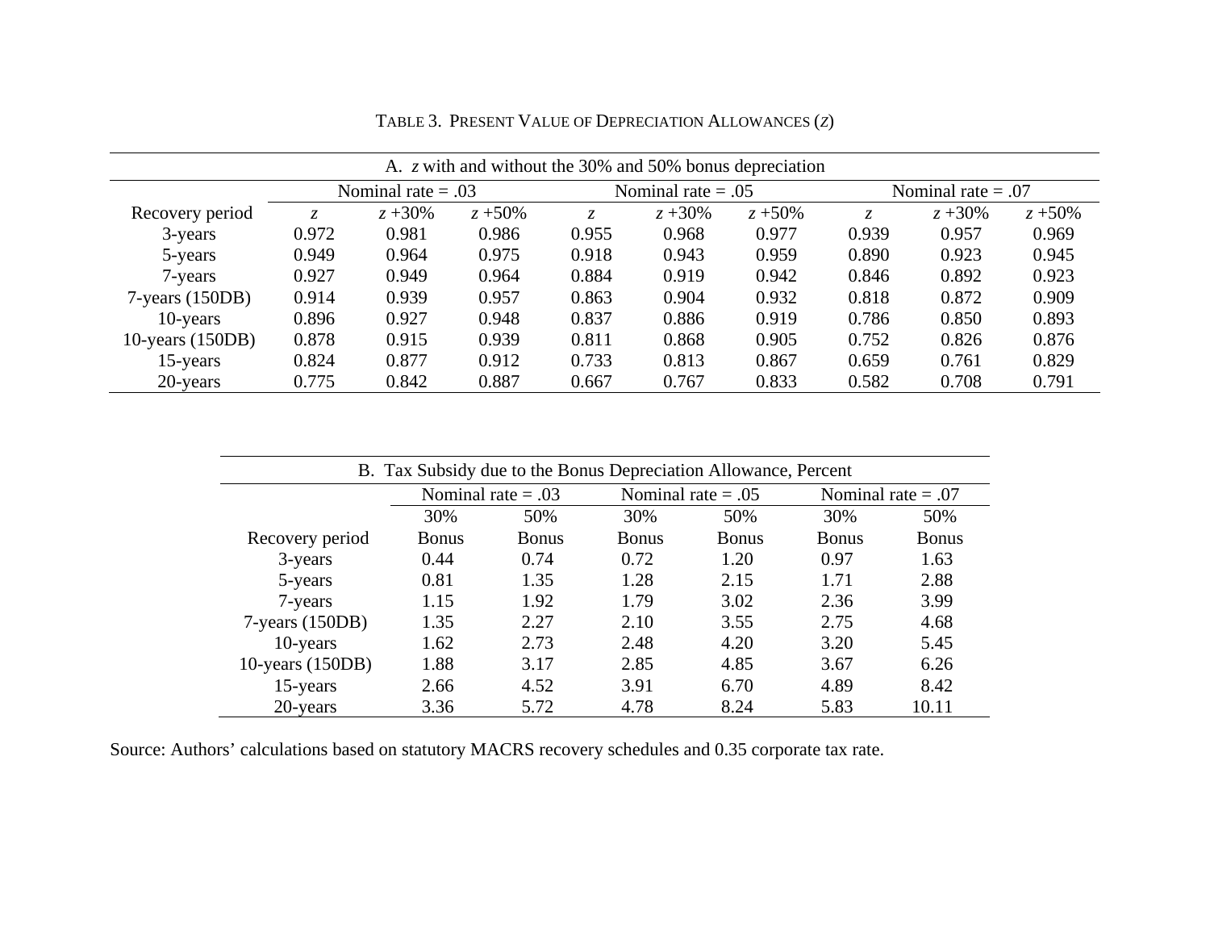TABLE 3. PRESENT VALUE OF DEPRECIATION ALLOWANCES ($z$)

A. $z$ with and without the 30% and 50% bonus depreciation

| | Nominal rate = .03 | | | Nominal rate = .05 | | | Nominal rate = .07 | | |
|---|---|---|---|---|---|---|---|---|---|
| Recovery period | $z$ | $z$ +30% | $z$ +50% | $z$ | $z$ +30% | $z$ +50% | $z$ | $z$ +30% | $z$ +50% |
| 3-years | 0.972 | 0.981 | 0.986 | 0.955 | 0.968 | 0.977 | 0.939 | 0.957 | 0.969 |
| 5-years | 0.949 | 0.964 | 0.975 | 0.918 | 0.943 | 0.959 | 0.890 | 0.923 | 0.945 |
| 7-years | 0.927 | 0.949 | 0.964 | 0.884 | 0.919 | 0.942 | 0.846 | 0.892 | 0.923 |
| 7-years (150DB) | 0.914 | 0.939 | 0.957 | 0.863 | 0.904 | 0.932 | 0.818 | 0.872 | 0.909 |
| 10-years | 0.896 | 0.927 | 0.948 | 0.837 | 0.886 | 0.919 | 0.786 | 0.850 | 0.893 |
| 10-years (150DB) | 0.878 | 0.915 | 0.939 | 0.811 | 0.868 | 0.905 | 0.752 | 0.826 | 0.876 |
| 15-years | 0.824 | 0.877 | 0.912 | 0.733 | 0.813 | 0.867 | 0.659 | 0.761 | 0.829 |
| 20-years | 0.775 | 0.842 | 0.887 | 0.667 | 0.767 | 0.833 | 0.582 | 0.708 | 0.791 |

B. Tax Subsidy due to the Bonus Depreciation Allowance, Percent

| | Nominal rate = .03 | | Nominal rate = .05 | | Nominal rate = .07 | |
|---|---|---|---|---|---|---|
| Recovery period | 30% Bonus | 50% Bonus | 30% Bonus | 50% Bonus | 30% Bonus | 50% Bonus |
| 3-years | 0.44 | 0.74 | 0.72 | 1.20 | 0.97 | 1.63 |
| 5-years | 0.81 | 1.35 | 1.28 | 2.15 | 1.71 | 2.88 |
| 7-years | 1.15 | 1.92 | 1.79 | 3.02 | 2.36 | 3.99 |
| 7-years (150DB) | 1.35 | 2.27 | 2.10 | 3.55 | 2.75 | 4.68 |
| 10-years | 1.62 | 2.73 | 2.48 | 4.20 | 3.20 | 5.45 |
| 10-years (150DB) | 1.88 | 3.17 | 2.85 | 4.85 | 3.67 | 6.26 |
| 15-years | 2.66 | 4.52 | 3.91 | 6.70 | 4.89 | 8.42 |
| 20-years | 3.36 | 5.72 | 4.78 | 8.24 | 5.83 | 10.11 |

Source: Authors' calculations based on statutory MACRS recovery schedules and 0.35 corporate tax rate.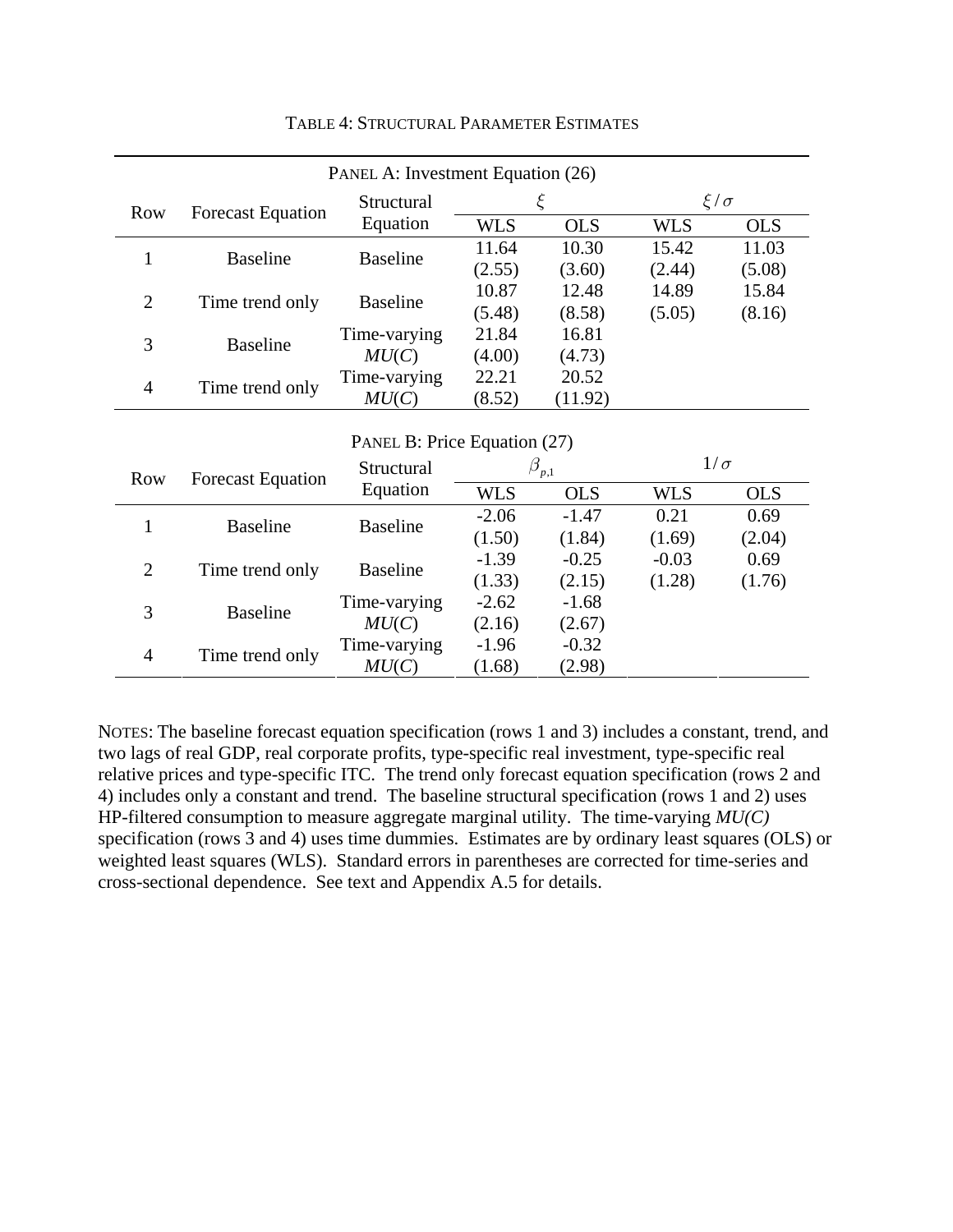TABLE 4: STRUCTURAL PARAMETER ESTIMATES

PANEL A: Investment Equation (26)

| Row | Forecast Equation | Structural Equation | $\xi$ | | $\xi/\sigma$ | |
|---|---|---|---|---|---|---|
| | | | WLS | OLS | WLS | OLS |
| 1 | Baseline | Baseline | 11.64 | 10.30 | 15.42 | 11.03 |
| | | | (2.55) | (3.60) | (2.44) | (5.08) |
| 2 | Time trend only | Baseline | 10.87 | 12.48 | 14.89 | 15.84 |
| | | | (5.48) | (8.58) | (5.05) | (8.16) |
| 3 | Baseline | Time-varying *MU*(*C*) | 21.84 | 16.81 | | |
| | | | (4.00) | (4.73) | | |
| 4 | Time trend only | Time-varying *MU*(*C*) | 22.21 | 20.52 | | |
| | | | (8.52) | (11.92) | | |

PANEL B: Price Equation (27)

| Row | Forecast Equation | Structural Equation | $\beta_{p,1}$ | | $1/\sigma$ | |
|---|---|---|---|---|---|---|
| | | | WLS | OLS | WLS | OLS |
| 1 | Baseline | Baseline | -2.06 | -1.47 | 0.21 | 0.69 |
| | | | (1.50) | (1.84) | (1.69) | (2.04) |
| 2 | Time trend only | Baseline | -1.39 | -0.25 | -0.03 | 0.69 |
| | | | (1.33) | (2.15) | (1.28) | (1.76) |
| 3 | Baseline | Time-varying *MU*(*C*) | -2.62 | -1.68 | | |
| | | | (2.16) | (2.67) | | |
| 4 | Time trend only | Time-varying *MU*(*C*) | -1.96 | -0.32 | | |
| | | | (1.68) | (2.98) | | |

NOTES: The baseline forecast equation specification (rows 1 and 3) includes a constant, trend, and two lags of real GDP, real corporate profits, type-specific real investment, type-specific real relative prices and type-specific ITC. The trend only forecast equation specification (rows 2 and 4) includes only a constant and trend. The baseline structural specification (rows 1 and 2) uses HP-filtered consumption to measure aggregate marginal utility. The time-varying *MU(C)* specification (rows 3 and 4) uses time dummies. Estimates are by ordinary least squares (OLS) or weighted least squares (WLS). Standard errors in parentheses are corrected for time-series and cross-sectional dependence. See text and Appendix A.5 for details.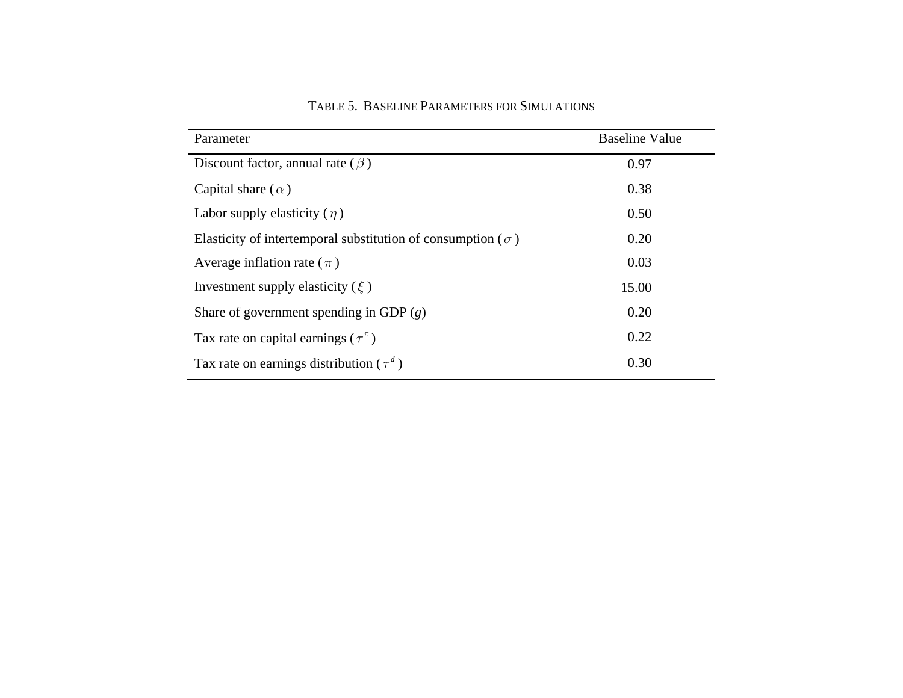TABLE 5. BASELINE PARAMETERS FOR SIMULATIONS

| Parameter | Baseline Value |
|---|---|
| Discount factor, annual rate ($\beta$) | 0.97 |
| Capital share ($\alpha$) | 0.38 |
| Labor supply elasticity ($\eta$) | 0.50 |
| Elasticity of intertemporal substitution of consumption ($\sigma$) | 0.20 |
| Average inflation rate ($\pi$) | 0.03 |
| Investment supply elasticity ($\xi$) | 15.00 |
| Share of government spending in GDP ($g$) | 0.20 |
| Tax rate on capital earnings ($\tau^{\pi}$) | 0.22 |
| Tax rate on earnings distribution ($\tau^{d}$) | 0.30 |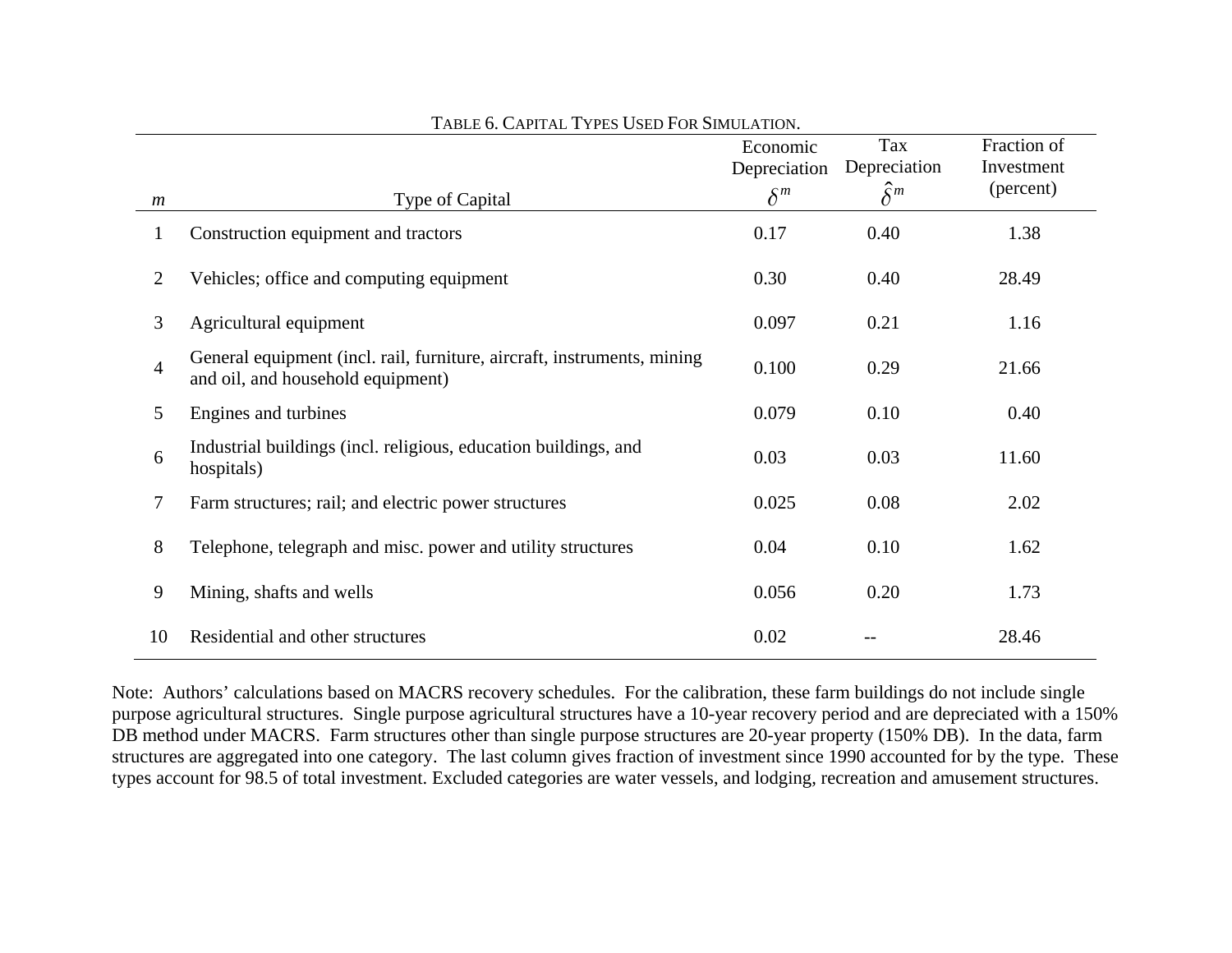TABLE 6. CAPITAL TYPES USED FOR SIMULATION.

| $m$ | Type of Capital | Economic Depreciation $\delta^m$ | Tax Depreciation $\hat{\delta}^m$ | Fraction of Investment (percent) |
|---|---|---|---|---|
| 1 | Construction equipment and tractors | 0.17 | 0.40 | 1.38 |
| 2 | Vehicles; office and computing equipment | 0.30 | 0.40 | 28.49 |
| 3 | Agricultural equipment | 0.097 | 0.21 | 1.16 |
| 4 | General equipment (incl. rail, furniture, aircraft, instruments, mining and oil, and household equipment) | 0.100 | 0.29 | 21.66 |
| 5 | Engines and turbines | 0.079 | 0.10 | 0.40 |
| 6 | Industrial buildings (incl. religious, education buildings, and hospitals) | 0.03 | 0.03 | 11.60 |
| 7 | Farm structures; rail; and electric power structures | 0.025 | 0.08 | 2.02 |
| 8 | Telephone, telegraph and misc. power and utility structures | 0.04 | 0.10 | 1.62 |
| 9 | Mining, shafts and wells | 0.056 | 0.20 | 1.73 |
| 10 | Residential and other structures | 0.02 | -- | 28.46 |

Note: Authors' calculations based on MACRS recovery schedules. For the calibration, these farm buildings do not include single purpose agricultural structures. Single purpose agricultural structures have a 10-year recovery period and are depreciated with a 150% DB method under MACRS. Farm structures other than single purpose structures are 20-year property (150% DB). In the data, farm structures are aggregated into one category. The last column gives fraction of investment since 1990 accounted for by the type. These types account for 98.5 of total investment. Excluded categories are water vessels, and lodging, recreation and amusement structures.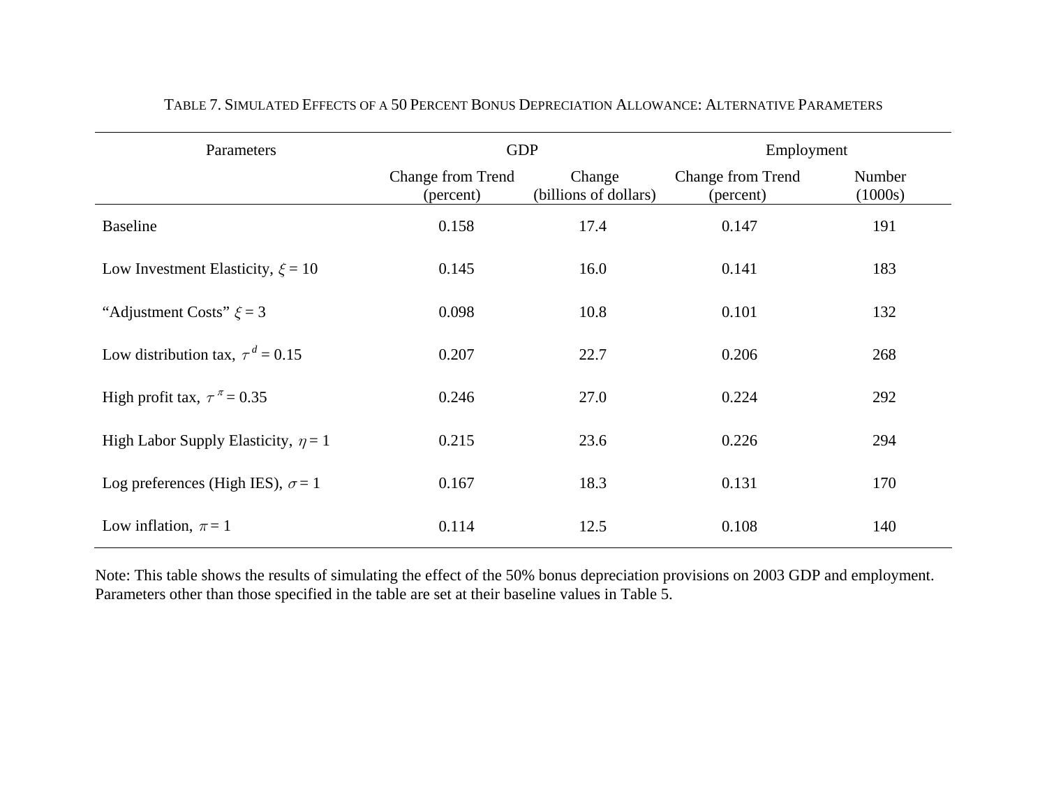TABLE 7. SIMULATED EFFECTS OF A 50 PERCENT BONUS DEPRECIATION ALLOWANCE: ALTERNATIVE PARAMETERS

| Parameters | GDP | | Employment | |
|---|---|---|---|---|
| | Change from Trend (percent) | Change (billions of dollars) | Change from Trend (percent) | Number (1000s) |
| Baseline | 0.158 | 17.4 | 0.147 | 191 |
| Low Investment Elasticity, $\xi = 10$ | 0.145 | 16.0 | 0.141 | 183 |
| "Adjustment Costs" $\xi = 3$ | 0.098 | 10.8 | 0.101 | 132 |
| Low distribution tax, $\tau^{d} = 0.15$ | 0.207 | 22.7 | 0.206 | 268 |
| High profit tax, $\tau^{\pi} = 0.35$ | 0.246 | 27.0 | 0.224 | 292 |
| High Labor Supply Elasticity, $\eta = 1$ | 0.215 | 23.6 | 0.226 | 294 |
| Log preferences (High IES), $\sigma = 1$ | 0.167 | 18.3 | 0.131 | 170 |
| Low inflation, $\pi = 1$ | 0.114 | 12.5 | 0.108 | 140 |

Note: This table shows the results of simulating the effect of the 50% bonus depreciation provisions on 2003 GDP and employment. Parameters other than those specified in the table are set at their baseline values in Table 5.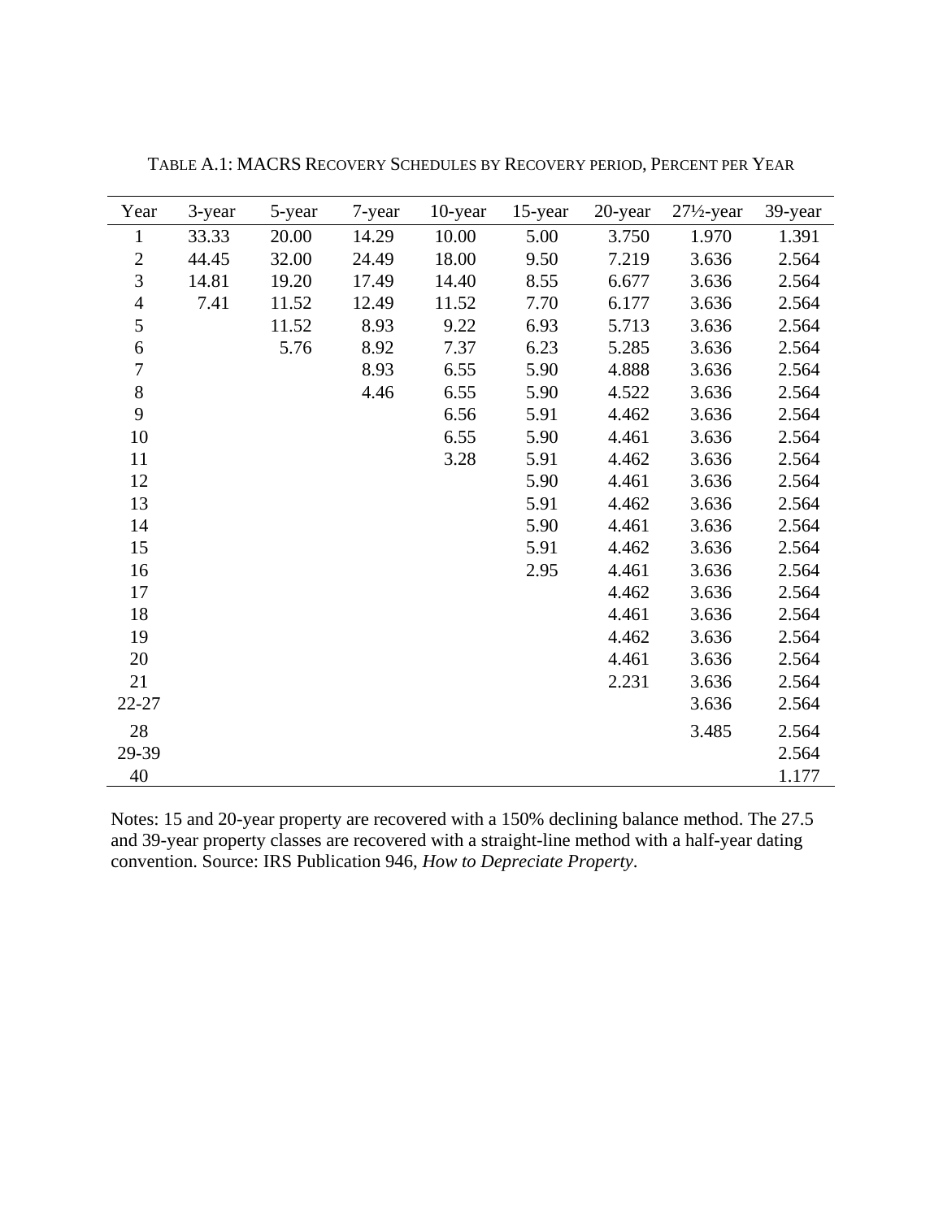TABLE A.1: MACRS RECOVERY SCHEDULES BY RECOVERY PERIOD, PERCENT PER YEAR

| Year | 3-year | 5-year | 7-year | 10-year | 15-year | 20-year | 27½-year | 39-year |
|---|---|---|---|---|---|---|---|---|
| 1 | 33.33 | 20.00 | 14.29 | 10.00 | 5.00 | 3.750 | 1.970 | 1.391 |
| 2 | 44.45 | 32.00 | 24.49 | 18.00 | 9.50 | 7.219 | 3.636 | 2.564 |
| 3 | 14.81 | 19.20 | 17.49 | 14.40 | 8.55 | 6.677 | 3.636 | 2.564 |
| 4 | 7.41 | 11.52 | 12.49 | 11.52 | 7.70 | 6.177 | 3.636 | 2.564 |
| 5 | | 11.52 | 8.93 | 9.22 | 6.93 | 5.713 | 3.636 | 2.564 |
| 6 | | 5.76 | 8.92 | 7.37 | 6.23 | 5.285 | 3.636 | 2.564 |
| 7 | | | 8.93 | 6.55 | 5.90 | 4.888 | 3.636 | 2.564 |
| 8 | | | 4.46 | 6.55 | 5.90 | 4.522 | 3.636 | 2.564 |
| 9 | | | | 6.56 | 5.91 | 4.462 | 3.636 | 2.564 |
| 10 | | | | 6.55 | 5.90 | 4.461 | 3.636 | 2.564 |
| 11 | | | | 3.28 | 5.91 | 4.462 | 3.636 | 2.564 |
| 12 | | | | | 5.90 | 4.461 | 3.636 | 2.564 |
| 13 | | | | | 5.91 | 4.462 | 3.636 | 2.564 |
| 14 | | | | | 5.90 | 4.461 | 3.636 | 2.564 |
| 15 | | | | | 5.91 | 4.462 | 3.636 | 2.564 |
| 16 | | | | | 2.95 | 4.461 | 3.636 | 2.564 |
| 17 | | | | | | 4.462 | 3.636 | 2.564 |
| 18 | | | | | | 4.461 | 3.636 | 2.564 |
| 19 | | | | | | 4.462 | 3.636 | 2.564 |
| 20 | | | | | | 4.461 | 3.636 | 2.564 |
| 21 | | | | | | 2.231 | 3.636 | 2.564 |
| 22-27 | | | | | | | 3.636 | 2.564 |
| 28 | | | | | | | 3.485 | 2.564 |
| 29-39 | | | | | | | | 2.564 |
| 40 | | | | | | | | 1.177 |

Notes: 15 and 20-year property are recovered with a 150% declining balance method. The 27.5 and 39-year property classes are recovered with a straight-line method with a half-year dating convention. Source: IRS Publication 946, *How to Depreciate Property*.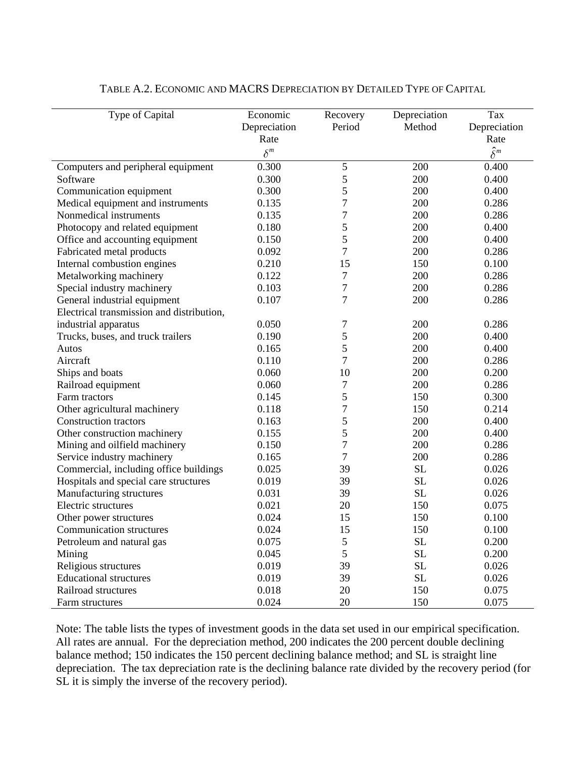TABLE A.2. ECONOMIC AND MACRS DEPRECIATION BY DETAILED TYPE OF CAPITAL

| Type of Capital | Economic Depreciation Rate $\delta^m$ | Recovery Period | Depreciation Method | Tax Depreciation Rate $\hat{\delta}^m$ |
|---|---|---|---|---|
| Computers and peripheral equipment | 0.300 | 5 | 200 | 0.400 |
| Software | 0.300 | 5 | 200 | 0.400 |
| Communication equipment | 0.300 | 5 | 200 | 0.400 |
| Medical equipment and instruments | 0.135 | 7 | 200 | 0.286 |
| Nonmedical instruments | 0.135 | 7 | 200 | 0.286 |
| Photocopy and related equipment | 0.180 | 5 | 200 | 0.400 |
| Office and accounting equipment | 0.150 | 5 | 200 | 0.400 |
| Fabricated metal products | 0.092 | 7 | 200 | 0.286 |
| Internal combustion engines | 0.210 | 15 | 150 | 0.100 |
| Metalworking machinery | 0.122 | 7 | 200 | 0.286 |
| Special industry machinery | 0.103 | 7 | 200 | 0.286 |
| General industrial equipment | 0.107 | 7 | 200 | 0.286 |
| Electrical transmission and distribution, industrial apparatus | 0.050 | 7 | 200 | 0.286 |
| Trucks, buses, and truck trailers | 0.190 | 5 | 200 | 0.400 |
| Autos | 0.165 | 5 | 200 | 0.400 |
| Aircraft | 0.110 | 7 | 200 | 0.286 |
| Ships and boats | 0.060 | 10 | 200 | 0.200 |
| Railroad equipment | 0.060 | 7 | 200 | 0.286 |
| Farm tractors | 0.145 | 5 | 150 | 0.300 |
| Other agricultural machinery | 0.118 | 7 | 150 | 0.214 |
| Construction tractors | 0.163 | 5 | 200 | 0.400 |
| Other construction machinery | 0.155 | 5 | 200 | 0.400 |
| Mining and oilfield machinery | 0.150 | 7 | 200 | 0.286 |
| Service industry machinery | 0.165 | 7 | 200 | 0.286 |
| Commercial, including office buildings | 0.025 | 39 | SL | 0.026 |
| Hospitals and special care structures | 0.019 | 39 | SL | 0.026 |
| Manufacturing structures | 0.031 | 39 | SL | 0.026 |
| Electric structures | 0.021 | 20 | 150 | 0.075 |
| Other power structures | 0.024 | 15 | 150 | 0.100 |
| Communication structures | 0.024 | 15 | 150 | 0.100 |
| Petroleum and natural gas | 0.075 | 5 | SL | 0.200 |
| Mining | 0.045 | 5 | SL | 0.200 |
| Religious structures | 0.019 | 39 | SL | 0.026 |
| Educational structures | 0.019 | 39 | SL | 0.026 |
| Railroad structures | 0.018 | 20 | 150 | 0.075 |
| Farm structures | 0.024 | 20 | 150 | 0.075 |

Note: The table lists the types of investment goods in the data set used in our empirical specification. All rates are annual. For the depreciation method, 200 indicates the 200 percent double declining balance method; 150 indicates the 150 percent declining balance method; and SL is straight line depreciation. The tax depreciation rate is the declining balance rate divided by the recovery period (for SL it is simply the inverse of the recovery period).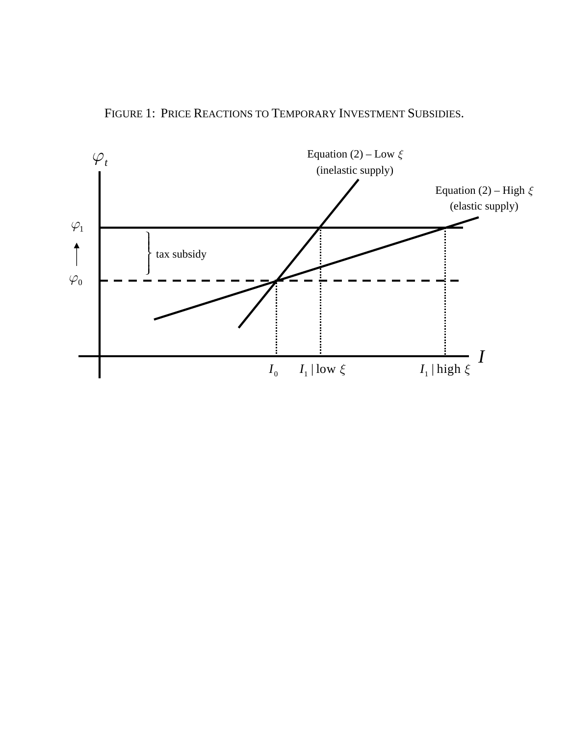FIGURE 1: PRICE REACTIONS TO TEMPORARY INVESTMENT SUBSIDIES.

$\varphi_t$

Equation (2) – Low $\xi$ (inelastic supply)

Equation (2) – High $\xi$ (elastic supply)

$\varphi_1$

tax subsidy

$\varphi_0$

$I_0$ $I_1 \mid \text{low } \xi$ $I_1 \mid \text{high } \xi$ $I$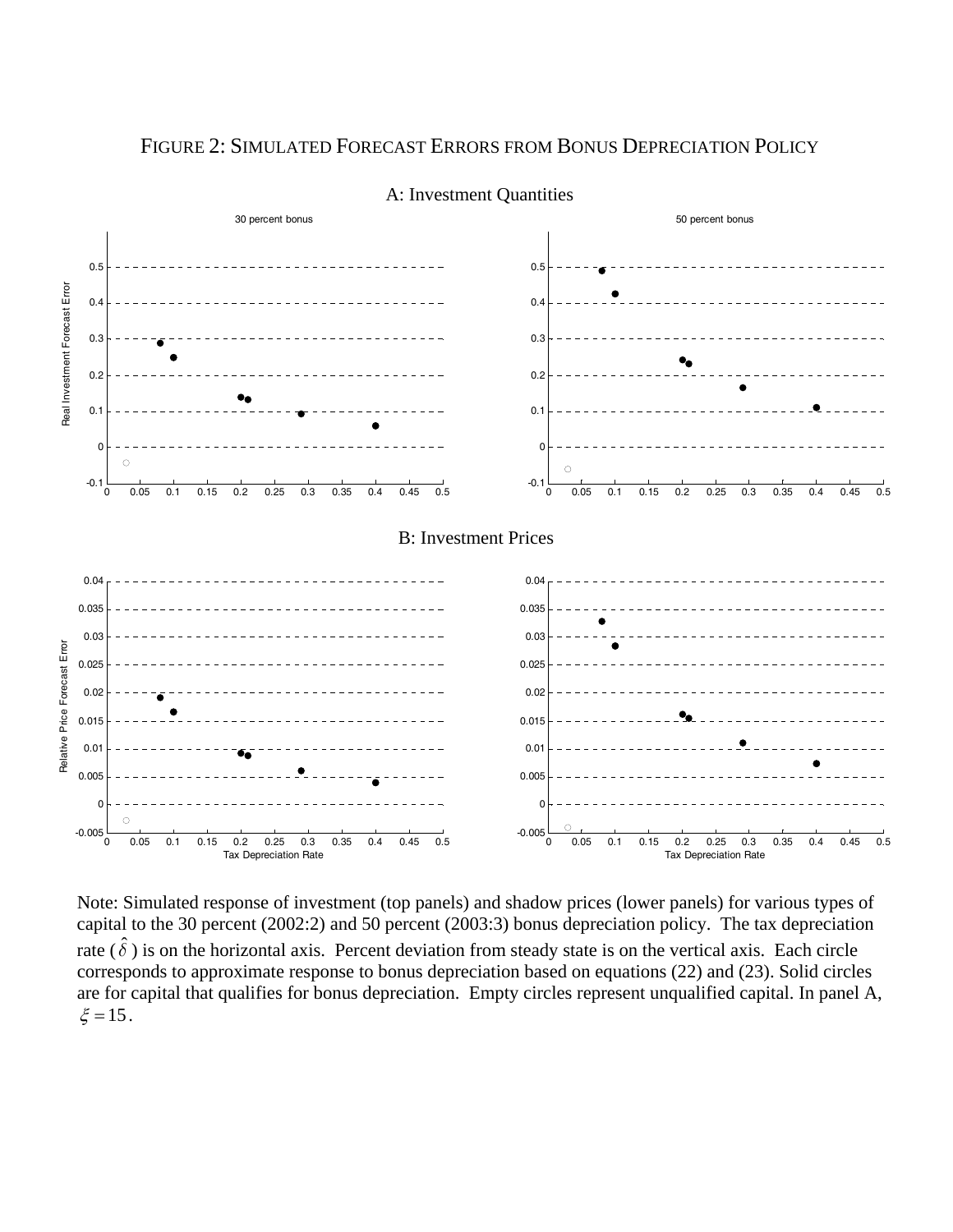# Figure 2: Simulated Forecast Errors from Bonus Depreciation Policy

A: Investment Quantities

B: Investment Prices

Note: Simulated response of investment (top panels) and shadow prices (lower panels) for various types of capital to the 30 percent (2002:2) and 50 percent (2003:3) bonus depreciation policy. The tax depreciation rate ($\hat{\delta}$) is on the horizontal axis. Percent deviation from steady state is on the vertical axis. Each circle corresponds to approximate response to bonus depreciation based on equations (22) and (23). Solid circles are for capital that qualifies for bonus depreciation. Empty circles represent unqualified capital. In panel A, $\xi = 15$.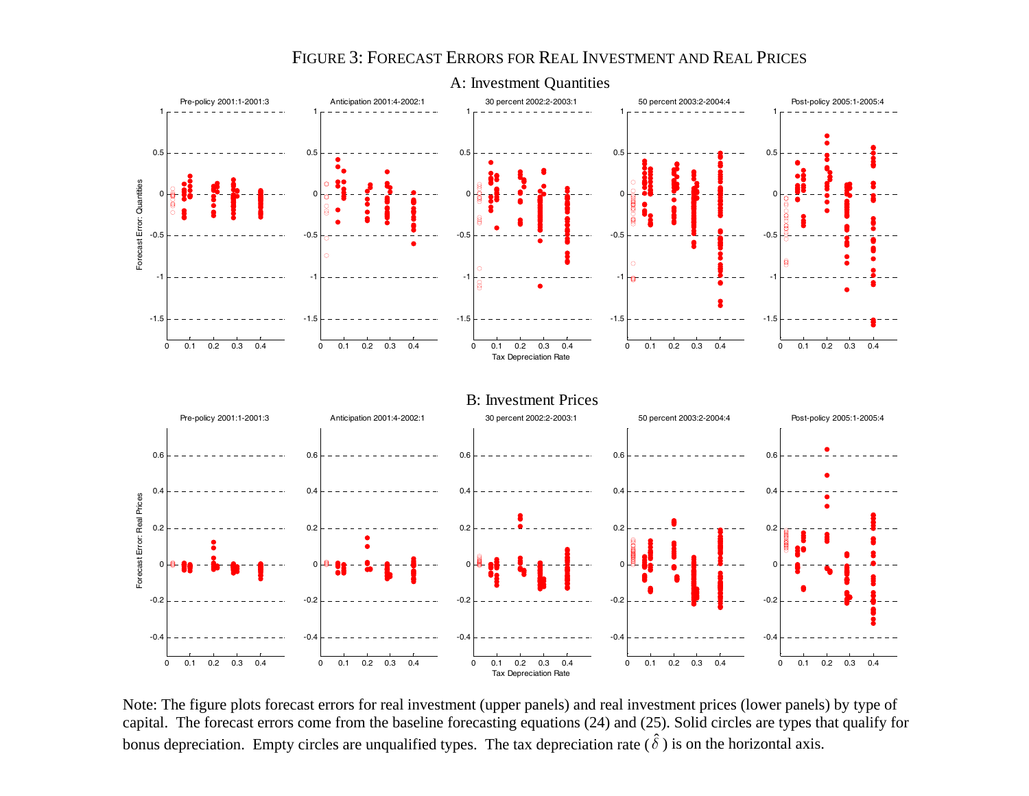# FIGURE 3: FORECAST ERRORS FOR REAL INVESTMENT AND REAL PRICES

## A: Investment Quantities

Pre-policy 2001:1-2001:3 | Anticipation 2001:4-2002:1 | 30 percent 2002:2-2003:1 | 50 percent 2003:2-2004:4 | Post-policy 2005:1-2005:4

Forecast Error: Quantities

Tax Depreciation Rate

## B: Investment Prices

Pre-policy 2001:1-2001:3 | Anticipation 2001:4-2002:1 | 30 percent 2002:2-2003:1 | 50 percent 2003:2-2004:4 | Post-policy 2005:1-2005:4

Forecast Error: Real Prices

Tax Depreciation Rate

Note: The figure plots forecast errors for real investment (upper panels) and real investment prices (lower panels) by type of capital. The forecast errors come from the baseline forecasting equations (24) and (25). Solid circles are types that qualify for bonus depreciation. Empty circles are unqualified types. The tax depreciation rate ($\hat{\delta}$) is on the horizontal axis.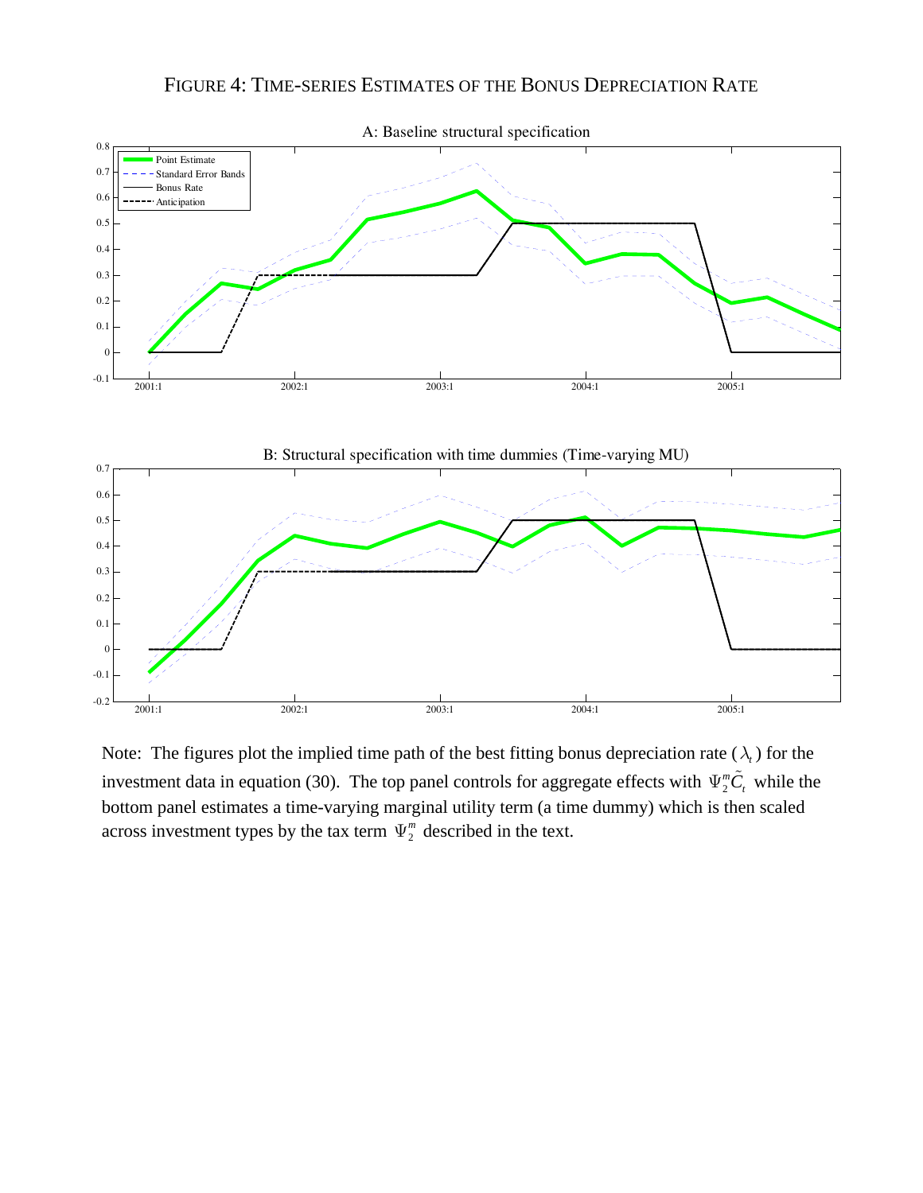# Figure 4: Time-series Estimates of the Bonus Depreciation Rate

Note: The figures plot the implied time path of the best fitting bonus depreciation rate ($\lambda_t$) for the investment data in equation (30). The top panel controls for aggregate effects with $\Psi_2^m \tilde{C}_t$ while the bottom panel estimates a time-varying marginal utility term (a time dummy) which is then scaled across investment types by the tax term $\Psi_2^m$ described in the text.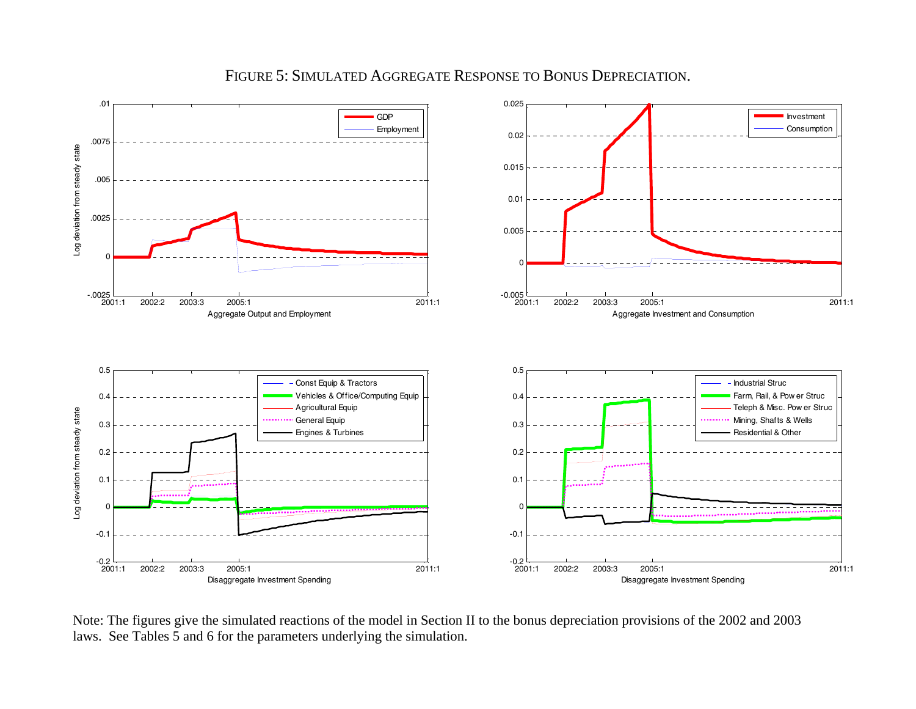FIGURE 5: SIMULATED AGGREGATE RESPONSE TO BONUS DEPRECIATION.

Log deviation from steady state

.01
.0075
.005
.0025
0
-.0025

2001:1 2002:2 2003:3 2005:1 2011:1

GDP
Employment

Aggregate Output and Employment

0.025
0.02
0.015
0.01
0.005
0
-0.005

2001:1 2002:2 2003:3 2005:1 2011:1

Investment
Consumption

Aggregate Investment and Consumption

Log deviation from steady state

0.5
0.4
0.3
0.2
0.1
0
-0.1
-0.2

2001:1 2002:2 2003:3 2005:1 2011:1

Const Equip & Tractors
Vehicles & Office/Computing Equip
Agricultural Equip
General Equip
Engines & Turbines

Disaggregate Investment Spending

0.5
0.4
0.3
0.2
0.1
0
-0.1
-0.2

2001:1 2002:2 2003:3 2005:1 2011:1

Industrial Struc
Farm, Rail, & Power Struc
Teleph & Misc. Power Struc
Mining, Shafts & Wells
Residential & Other

Disaggregate Investment Spending

Note: The figures give the simulated reactions of the model in Section II to the bonus depreciation provisions of the 2002 and 2003 laws. See Tables 5 and 6 for the parameters underlying the simulation.